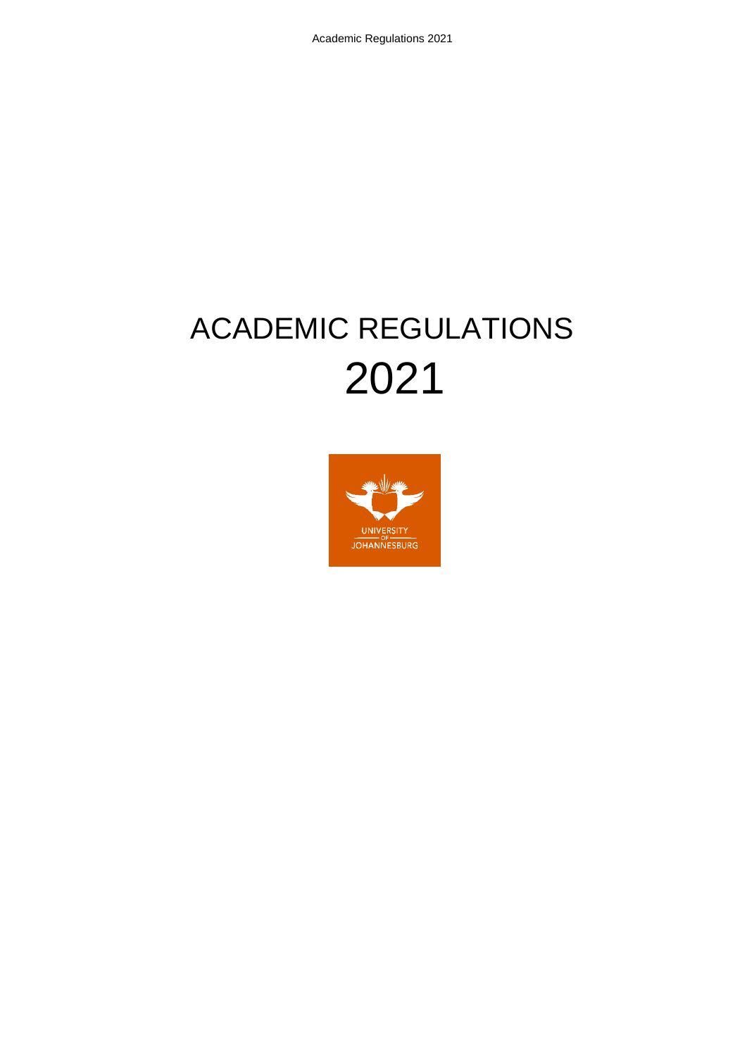# ACADEMIC REGULATIONS

# 2021

UNIVERSITY
OF
JOHANNESBURG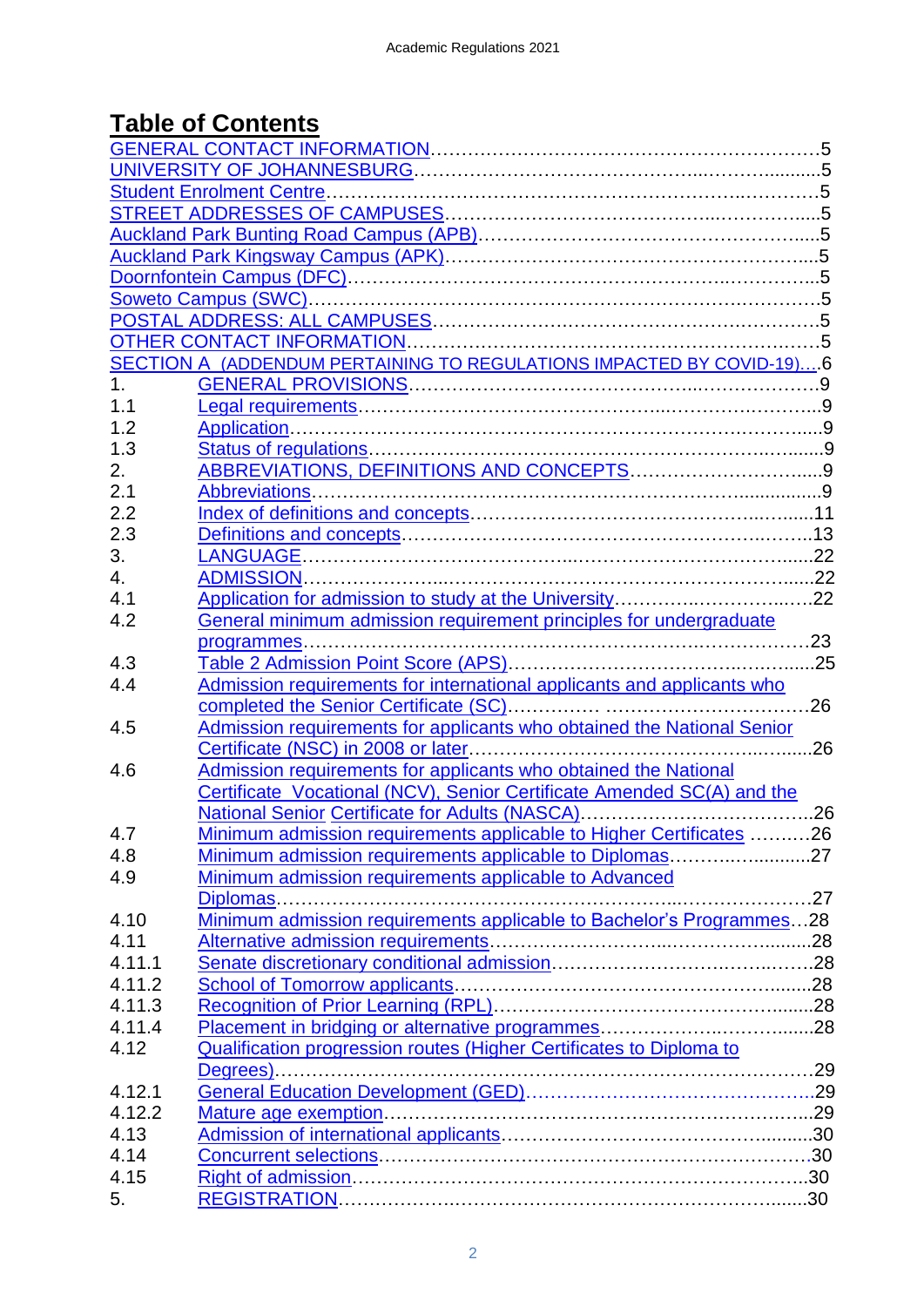# Table of Contents

GENERAL CONTACT INFORMATION ..... 5
UNIVERSITY OF JOHANNESBURG ..... 5
Student Enrolment Centre ..... 5
STREET ADDRESSES OF CAMPUSES ..... 5
Auckland Park Bunting Road Campus (APB) ..... 5
Auckland Park Kingsway Campus (APK) ..... 5
Doornfontein Campus (DFC) ..... 5
Soweto Campus (SWC) ..... 5
POSTAL ADDRESS: ALL CAMPUSES ..... 5
OTHER CONTACT INFORMATION ..... 5
SECTION A (ADDENDUM PERTAINING TO REGULATIONS IMPACTED BY COVID-19) ..... 6

| | | |
|---|---|---|
| 1. | GENERAL PROVISIONS | 9 |
| 1.1 | Legal requirements | 9 |
| 1.2 | Application | 9 |
| 1.3 | Status of regulations | 9 |
| 2. | ABBREVIATIONS, DEFINITIONS AND CONCEPTS | 9 |
| 2.1 | Abbreviations | 9 |
| 2.2 | Index of definitions and concepts | 11 |
| 2.3 | Definitions and concepts | 13 |
| 3. | LANGUAGE | 22 |
| 4. | ADMISSION | 22 |
| 4.1 | Application for admission to study at the University | 22 |
| 4.2 | General minimum admission requirement principles for undergraduate programmes | 23 |
| 4.3 | Table 2 Admission Point Score (APS) | 25 |
| 4.4 | Admission requirements for international applicants and applicants who completed the Senior Certificate (SC) | 26 |
| 4.5 | Admission requirements for applicants who obtained the National Senior Certificate (NSC) in 2008 or later | 26 |
| 4.6 | Admission requirements for applicants who obtained the National Certificate Vocational (NCV), Senior Certificate Amended SC(A) and the National Senior Certificate for Adults (NASCA) | 26 |
| 4.7 | Minimum admission requirements applicable to Higher Certificates | 26 |
| 4.8 | Minimum admission requirements applicable to Diplomas | 27 |
| 4.9 | Minimum admission requirements applicable to Advanced Diplomas | 27 |
| 4.10 | Minimum admission requirements applicable to Bachelor's Programmes | 28 |
| 4.11 | Alternative admission requirements | 28 |
| 4.11.1 | Senate discretionary conditional admission | 28 |
| 4.11.2 | School of Tomorrow applicants | 28 |
| 4.11.3 | Recognition of Prior Learning (RPL) | 28 |
| 4.11.4 | Placement in bridging or alternative programmes | 28 |
| 4.12 | Qualification progression routes (Higher Certificates to Diploma to Degrees) | 29 |
| 4.12.1 | General Education Development (GED) | 29 |
| 4.12.2 | Mature age exemption | 29 |
| 4.13 | Admission of international applicants | 30 |
| 4.14 | Concurrent selections | 30 |
| 4.15 | Right of admission | 30 |
| 5. | REGISTRATION | 30 |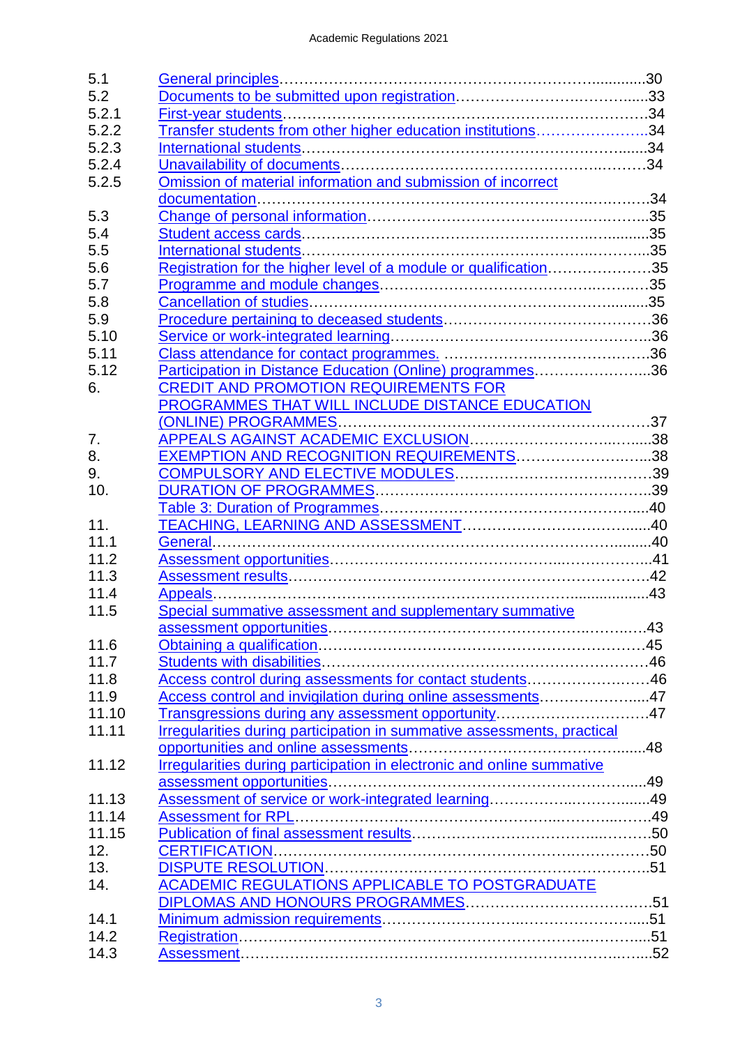| | | |
|---|---|---|
| 5.1 | General principles | 30 |
| 5.2 | Documents to be submitted upon registration | 33 |
| 5.2.1 | First-year students | 34 |
| 5.2.2 | Transfer students from other higher education institutions | 34 |
| 5.2.3 | International students | 34 |
| 5.2.4 | Unavailability of documents | 34 |
| 5.2.5 | Omission of material information and submission of incorrect documentation | 34 |
| 5.3 | Change of personal information | 35 |
| 5.4 | Student access cards | 35 |
| 5.5 | International students | 35 |
| 5.6 | Registration for the higher level of a module or qualification | 35 |
| 5.7 | Programme and module changes | 35 |
| 5.8 | Cancellation of studies | 35 |
| 5.9 | Procedure pertaining to deceased students | 36 |
| 5.10 | Service or work-integrated learning | 36 |
| 5.11 | Class attendance for contact programmes. | 36 |
| 5.12 | Participation in Distance Education (Online) programmes | 36 |
| 6. | CREDIT AND PROMOTION REQUIREMENTS FOR PROGRAMMES THAT WILL INCLUDE DISTANCE EDUCATION (ONLINE) PROGRAMMES | 37 |
| 7. | APPEALS AGAINST ACADEMIC EXCLUSION | 38 |
| 8. | EXEMPTION AND RECOGNITION REQUIREMENTS | 38 |
| 9. | COMPULSORY AND ELECTIVE MODULES | 39 |
| 10. | DURATION OF PROGRAMMES | 39 |
| | Table 3: Duration of Programmes | 40 |
| 11. | TEACHING, LEARNING AND ASSESSMENT | 40 |
| 11.1 | General | 40 |
| 11.2 | Assessment opportunities | 41 |
| 11.3 | Assessment results | 42 |
| 11.4 | Appeals | 43 |
| 11.5 | Special summative assessment and supplementary summative assessment opportunities | 43 |
| 11.6 | Obtaining a qualification | 45 |
| 11.7 | Students with disabilities | 46 |
| 11.8 | Access control during assessments for contact students | 46 |
| 11.9 | Access control and invigilation during online assessments | 47 |
| 11.10 | Transgressions during any assessment opportunity | 47 |
| 11.11 | Irregularities during participation in summative assessments, practical opportunities and online assessments | 48 |
| 11.12 | Irregularities during participation in electronic and online summative assessment opportunities | 49 |
| 11.13 | Assessment of service or work-integrated learning | 49 |
| 11.14 | Assessment for RPL | 49 |
| 11.15 | Publication of final assessment results | 50 |
| 12. | CERTIFICATION | 50 |
| 13. | DISPUTE RESOLUTION | 51 |
| 14. | ACADEMIC REGULATIONS APPLICABLE TO POSTGRADUATE DIPLOMAS AND HONOURS PROGRAMMES | 51 |
| 14.1 | Minimum admission requirements | 51 |
| 14.2 | Registration | 51 |
| 14.3 | Assessment | 52 |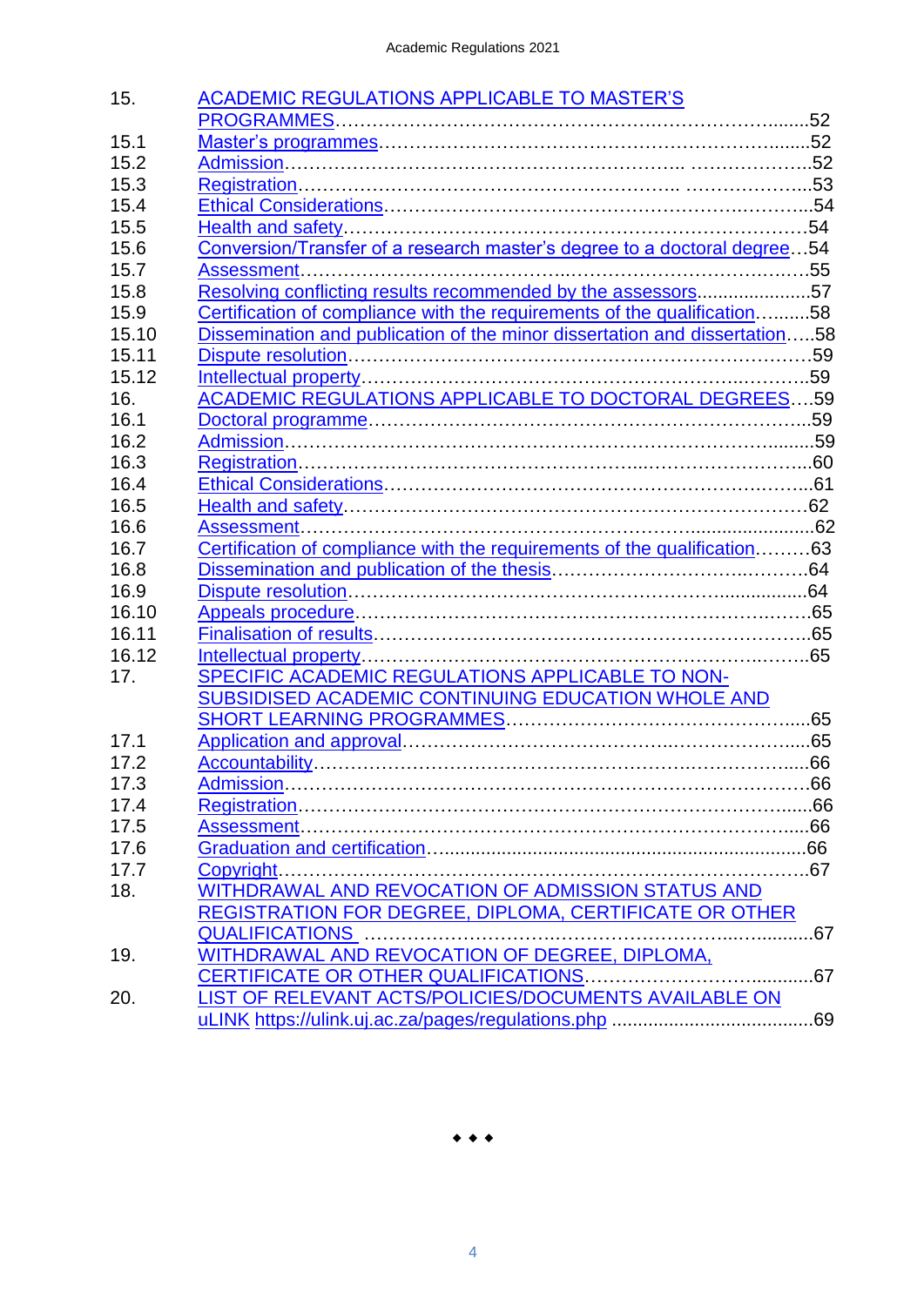| | | |
|---|---|---|
| 15. | ACADEMIC REGULATIONS APPLICABLE TO MASTER'S PROGRAMMES | 52 |
| 15.1 | Master's programmes | 52 |
| 15.2 | Admission | 52 |
| 15.3 | Registration | 53 |
| 15.4 | Ethical Considerations | 54 |
| 15.5 | Health and safety | 54 |
| 15.6 | Conversion/Transfer of a research master's degree to a doctoral degree | 54 |
| 15.7 | Assessment | 55 |
| 15.8 | Resolving conflicting results recommended by the assessors | 57 |
| 15.9 | Certification of compliance with the requirements of the qualification | 58 |
| 15.10 | Dissemination and publication of the minor dissertation and dissertation | 58 |
| 15.11 | Dispute resolution | 59 |
| 15.12 | Intellectual property | 59 |
| 16. | ACADEMIC REGULATIONS APPLICABLE TO DOCTORAL DEGREES | 59 |
| 16.1 | Doctoral programme | 59 |
| 16.2 | Admission | 59 |
| 16.3 | Registration | 60 |
| 16.4 | Ethical Considerations | 61 |
| 16.5 | Health and safety | 62 |
| 16.6 | Assessment | 62 |
| 16.7 | Certification of compliance with the requirements of the qualification | 63 |
| 16.8 | Dissemination and publication of the thesis | 64 |
| 16.9 | Dispute resolution | 64 |
| 16.10 | Appeals procedure | 65 |
| 16.11 | Finalisation of results | 65 |
| 16.12 | Intellectual property | 65 |
| 17. | SPECIFIC ACADEMIC REGULATIONS APPLICABLE TO NON-SUBSIDISED ACADEMIC CONTINUING EDUCATION WHOLE AND SHORT LEARNING PROGRAMMES | 65 |
| 17.1 | Application and approval | 65 |
| 17.2 | Accountability | 66 |
| 17.3 | Admission | 66 |
| 17.4 | Registration | 66 |
| 17.5 | Assessment | 66 |
| 17.6 | Graduation and certification | 66 |
| 17.7 | Copyright | 67 |
| 18. | WITHDRAWAL AND REVOCATION OF ADMISSION STATUS AND REGISTRATION FOR DEGREE, DIPLOMA, CERTIFICATE OR OTHER QUALIFICATIONS | 67 |
| 19. | WITHDRAWAL AND REVOCATION OF DEGREE, DIPLOMA, CERTIFICATE OR OTHER QUALIFICATIONS | 67 |
| 20. | LIST OF RELEVANT ACTS/POLICIES/DOCUMENTS AVAILABLE ON uLINK https://ulink.uj.ac.za/pages/regulations.php | 69 |

◆ ◆ ◆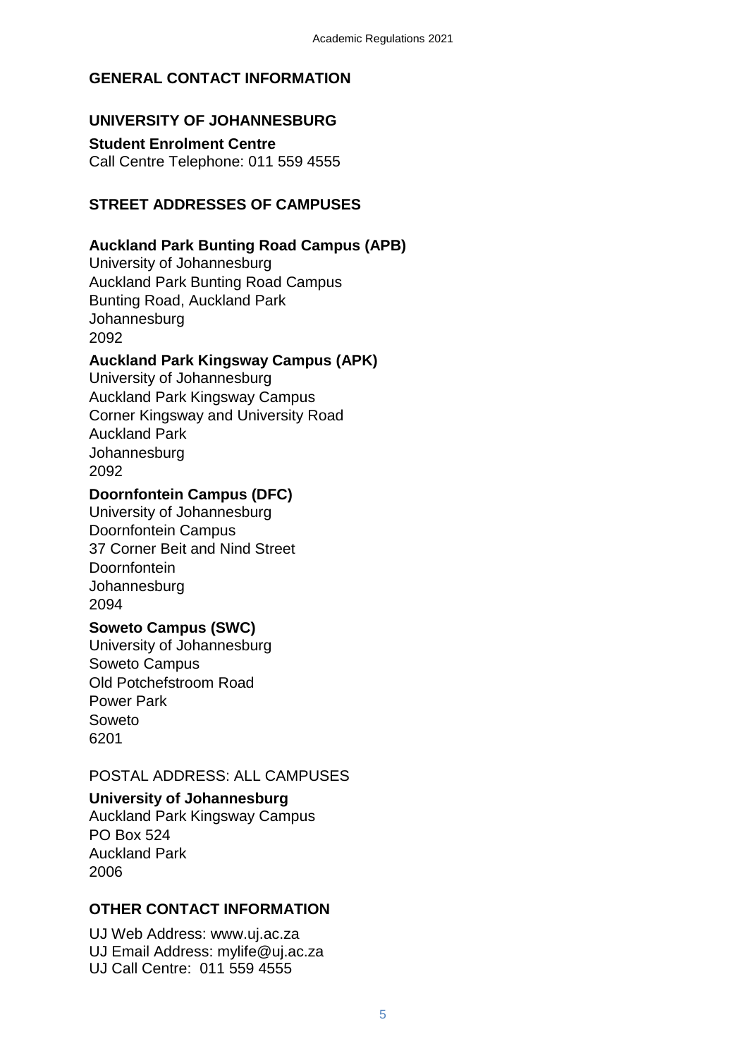## GENERAL CONTACT INFORMATION

### UNIVERSITY OF JOHANNESBURG

**Student Enrolment Centre**
Call Centre Telephone: 011 559 4555

### STREET ADDRESSES OF CAMPUSES

**Auckland Park Bunting Road Campus (APB)**
University of Johannesburg
Auckland Park Bunting Road Campus
Bunting Road, Auckland Park
Johannesburg
2092

**Auckland Park Kingsway Campus (APK)**
University of Johannesburg
Auckland Park Kingsway Campus
Corner Kingsway and University Road
Auckland Park
Johannesburg
2092

**Doornfontein Campus (DFC)**
University of Johannesburg
Doornfontein Campus
37 Corner Beit and Nind Street
Doornfontein
Johannesburg
2094

**Soweto Campus (SWC)**
University of Johannesburg
Soweto Campus
Old Potchefstroom Road
Power Park
Soweto
6201

POSTAL ADDRESS: ALL CAMPUSES

**University of Johannesburg**
Auckland Park Kingsway Campus
PO Box 524
Auckland Park
2006

### OTHER CONTACT INFORMATION

UJ Web Address: www.uj.ac.za
UJ Email Address: mylife@uj.ac.za
UJ Call Centre: 011 559 4555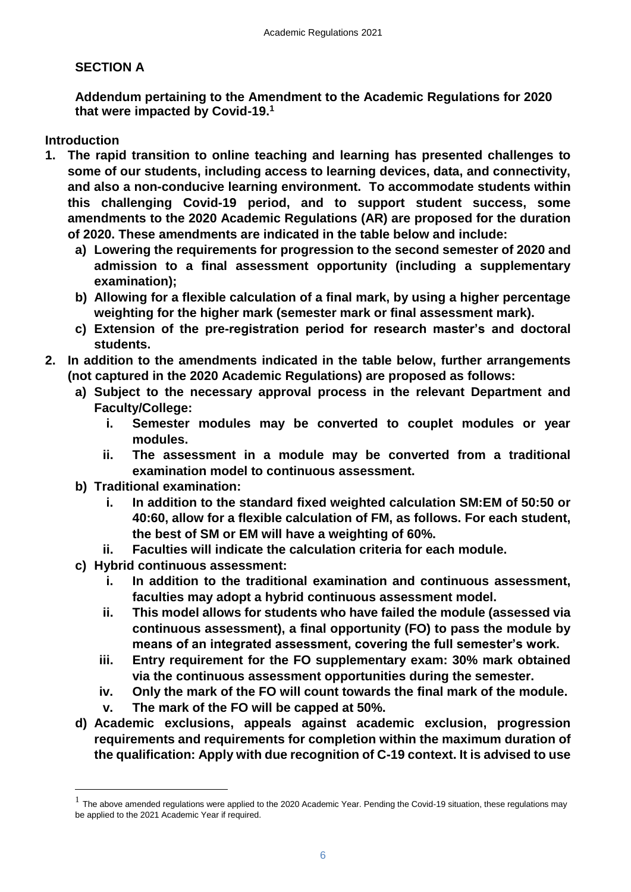**SECTION A**

**Addendum pertaining to the Amendment to the Academic Regulations for 2020 that were impacted by Covid-19.**[1]

**Introduction**

1. **The rapid transition to online teaching and learning has presented challenges to some of our students, including access to learning devices, data, and connectivity, and also a non-conducive learning environment. To accommodate students within this challenging Covid-19 period, and to support student success, some amendments to the 2020 Academic Regulations (AR) are proposed for the duration of 2020. These amendments are indicated in the table below and include:**
   a) **Lowering the requirements for progression to the second semester of 2020 and admission to a final assessment opportunity (including a supplementary examination);**
   b) **Allowing for a flexible calculation of a final mark, by using a higher percentage weighting for the higher mark (semester mark or final assessment mark).**
   c) **Extension of the pre-registration period for research master's and doctoral students.**
2. **In addition to the amendments indicated in the table below, further arrangements (not captured in the 2020 Academic Regulations) are proposed as follows:**
   a) **Subject to the necessary approval process in the relevant Department and Faculty/College:**
      i. **Semester modules may be converted to couplet modules or year modules.**
      ii. **The assessment in a module may be converted from a traditional examination model to continuous assessment.**
   b) **Traditional examination:**
      i. **In addition to the standard fixed weighted calculation SM:EM of 50:50 or 40:60, allow for a flexible calculation of FM, as follows. For each student, the best of SM or EM will have a weighting of 60%.**
      ii. **Faculties will indicate the calculation criteria for each module.**
   c) **Hybrid continuous assessment:**
      i. **In addition to the traditional examination and continuous assessment, faculties may adopt a hybrid continuous assessment model.**
      ii. **This model allows for students who have failed the module (assessed via continuous assessment), a final opportunity (FO) to pass the module by means of an integrated assessment, covering the full semester's work.**
      iii. **Entry requirement for the FO supplementary exam: 30% mark obtained via the continuous assessment opportunities during the semester.**
      iv. **Only the mark of the FO will count towards the final mark of the module.**
      v. **The mark of the FO will be capped at 50%.**
   d) **Academic exclusions, appeals against academic exclusion, progression requirements and requirements for completion within the maximum duration of the qualification: Apply with due recognition of C-19 context. It is advised to use**

[1] The above amended regulations were applied to the 2020 Academic Year. Pending the Covid-19 situation, these regulations may be applied to the 2021 Academic Year if required.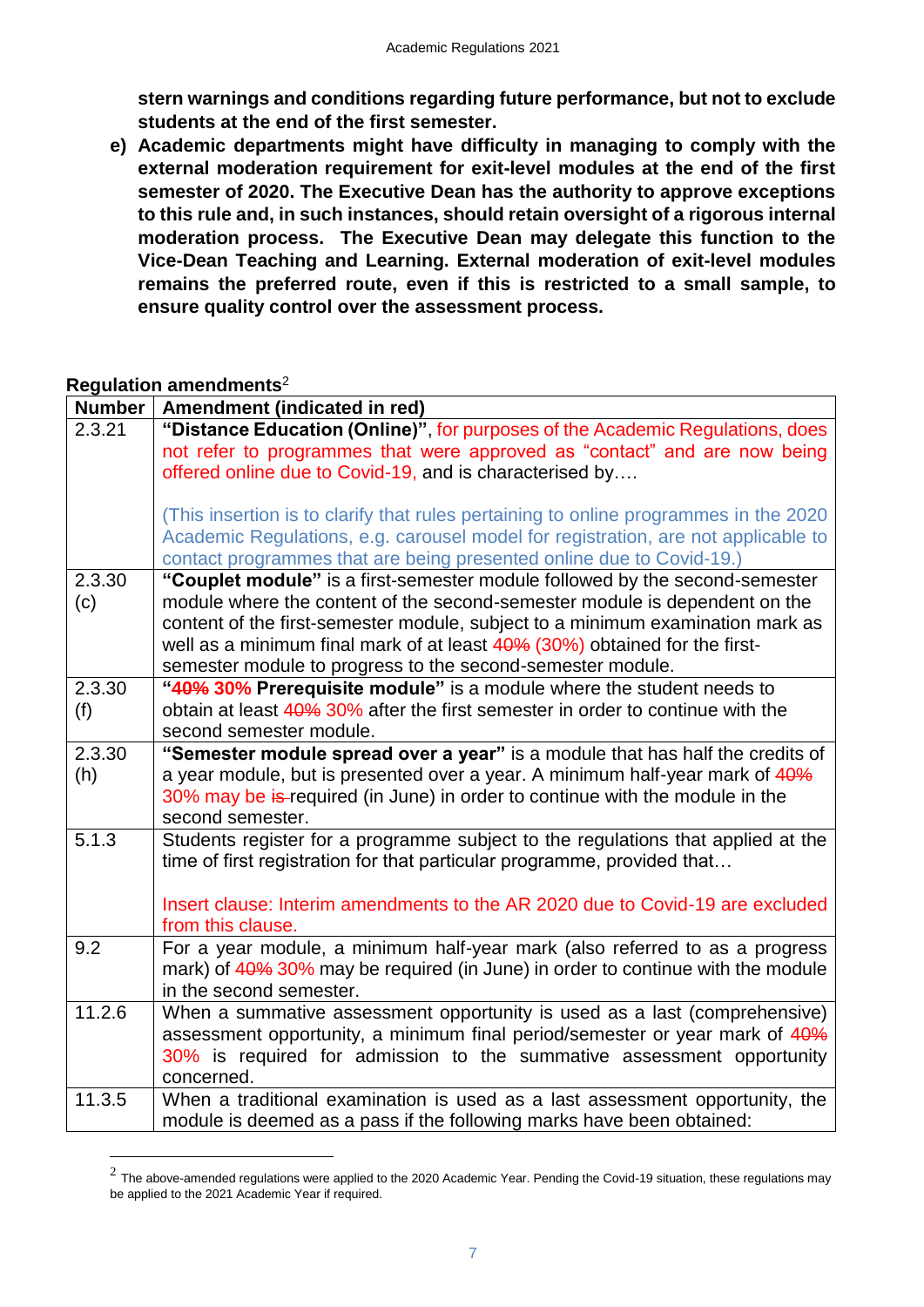**stern warnings and conditions regarding future performance, but not to exclude students at the end of the first semester.**

e) **Academic departments might have difficulty in managing to comply with the external moderation requirement for exit-level modules at the end of the first semester of 2020. The Executive Dean has the authority to approve exceptions to this rule and, in such instances, should retain oversight of a rigorous internal moderation process. The Executive Dean may delegate this function to the Vice-Dean Teaching and Learning. External moderation of exit-level modules remains the preferred route, even if this is restricted to a small sample, to ensure quality control over the assessment process.**

**Regulation amendments**[2]

| Number | Amendment (indicated in red) |
|---|---|
| 2.3.21 | **"Distance Education (Online)"**, for purposes of the Academic Regulations, does not refer to programmes that were approved as "contact" and are now being offered online due to Covid-19, and is characterised by….<br><br>(This insertion is to clarify that rules pertaining to online programmes in the 2020 Academic Regulations, e.g. carousel model for registration, are not applicable to contact programmes that are being presented online due to Covid-19.) |
| 2.3.30 (c) | **"Couplet module"** is a first-semester module followed by the second-semester module where the content of the second-semester module is dependent on the content of the first-semester module, subject to a minimum examination mark as well as a minimum final mark of at least ~~40%~~ (30%) obtained for the first-semester module to progress to the second-semester module. |
| 2.3.30 (f) | **"~~40%~~ 30% Prerequisite module"** is a module where the student needs to obtain at least ~~40%~~ 30% after the first semester in order to continue with the second semester module. |
| 2.3.30 (h) | **"Semester module spread over a year"** is a module that has half the credits of a year module, but is presented over a year. A minimum half-year mark of ~~40%~~ 30% may be ~~is~~ required (in June) in order to continue with the module in the second semester. |
| 5.1.3 | Students register for a programme subject to the regulations that applied at the time of first registration for that particular programme, provided that…<br><br>Insert clause: Interim amendments to the AR 2020 due to Covid-19 are excluded from this clause. |
| 9.2 | For a year module, a minimum half-year mark (also referred to as a progress mark) of ~~40%~~ 30% may be required (in June) in order to continue with the module in the second semester. |
| 11.2.6 | When a summative assessment opportunity is used as a last (comprehensive) assessment opportunity, a minimum final period/semester or year mark of ~~40%~~ 30% is required for admission to the summative assessment opportunity concerned. |
| 11.3.5 | When a traditional examination is used as a last assessment opportunity, the module is deemed as a pass if the following marks have been obtained: |

[2] The above-amended regulations were applied to the 2020 Academic Year. Pending the Covid-19 situation, these regulations may be applied to the 2021 Academic Year if required.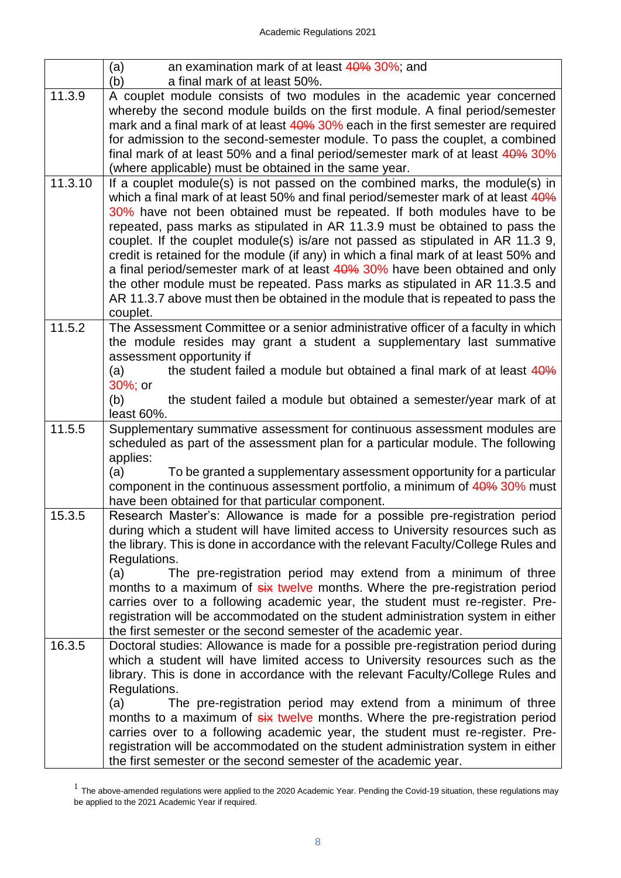| | |
|---|---|
| | (a) an examination mark of at least ~~40%~~ 30%; and<br>(b) a final mark of at least 50%. |
| 11.3.9 | A couplet module consists of two modules in the academic year concerned whereby the second module builds on the first module. A final period/semester mark and a final mark of at least ~~40%~~ 30% each in the first semester are required for admission to the second-semester module. To pass the couplet, a combined final mark of at least 50% and a final period/semester mark of at least ~~40%~~ 30% (where applicable) must be obtained in the same year. |
| 11.3.10 | If a couplet module(s) is not passed on the combined marks, the module(s) in which a final mark of at least 50% and final period/semester mark of at least ~~40%~~ 30% have not been obtained must be repeated. If both modules have to be repeated, pass marks as stipulated in AR 11.3.9 must be obtained to pass the couplet. If the couplet module(s) is/are not passed as stipulated in AR 11.3 9, credit is retained for the module (if any) in which a final mark of at least 50% and a final period/semester mark of at least ~~40%~~ 30% have been obtained and only the other module must be repeated. Pass marks as stipulated in AR 11.3.5 and AR 11.3.7 above must then be obtained in the module that is repeated to pass the couplet. |
| 11.5.2 | The Assessment Committee or a senior administrative officer of a faculty in which the module resides may grant a student a supplementary last summative assessment opportunity if<br>(a) the student failed a module but obtained a final mark of at least ~~40%~~ 30%; or<br>(b) the student failed a module but obtained a semester/year mark of at least 60%. |
| 11.5.5 | Supplementary summative assessment for continuous assessment modules are scheduled as part of the assessment plan for a particular module. The following applies:<br>(a) To be granted a supplementary assessment opportunity for a particular component in the continuous assessment portfolio, a minimum of ~~40%~~ 30% must have been obtained for that particular component. |
| 15.3.5 | Research Master's: Allowance is made for a possible pre-registration period during which a student will have limited access to University resources such as the library. This is done in accordance with the relevant Faculty/College Rules and Regulations.<br>(a) The pre-registration period may extend from a minimum of three months to a maximum of ~~six~~ twelve months. Where the pre-registration period carries over to a following academic year, the student must re-register. Pre-registration will be accommodated on the student administration system in either the first semester or the second semester of the academic year. |
| 16.3.5 | Doctoral studies: Allowance is made for a possible pre-registration period during which a student will have limited access to University resources such as the library. This is done in accordance with the relevant Faculty/College Rules and Regulations.<br>(a) The pre-registration period may extend from a minimum of three months to a maximum of ~~six~~ twelve months. Where the pre-registration period carries over to a following academic year, the student must re-register. Pre-registration will be accommodated on the student administration system in either the first semester or the second semester of the academic year. |

[1] The above-amended regulations were applied to the 2020 Academic Year. Pending the Covid-19 situation, these regulations may be applied to the 2021 Academic Year if required.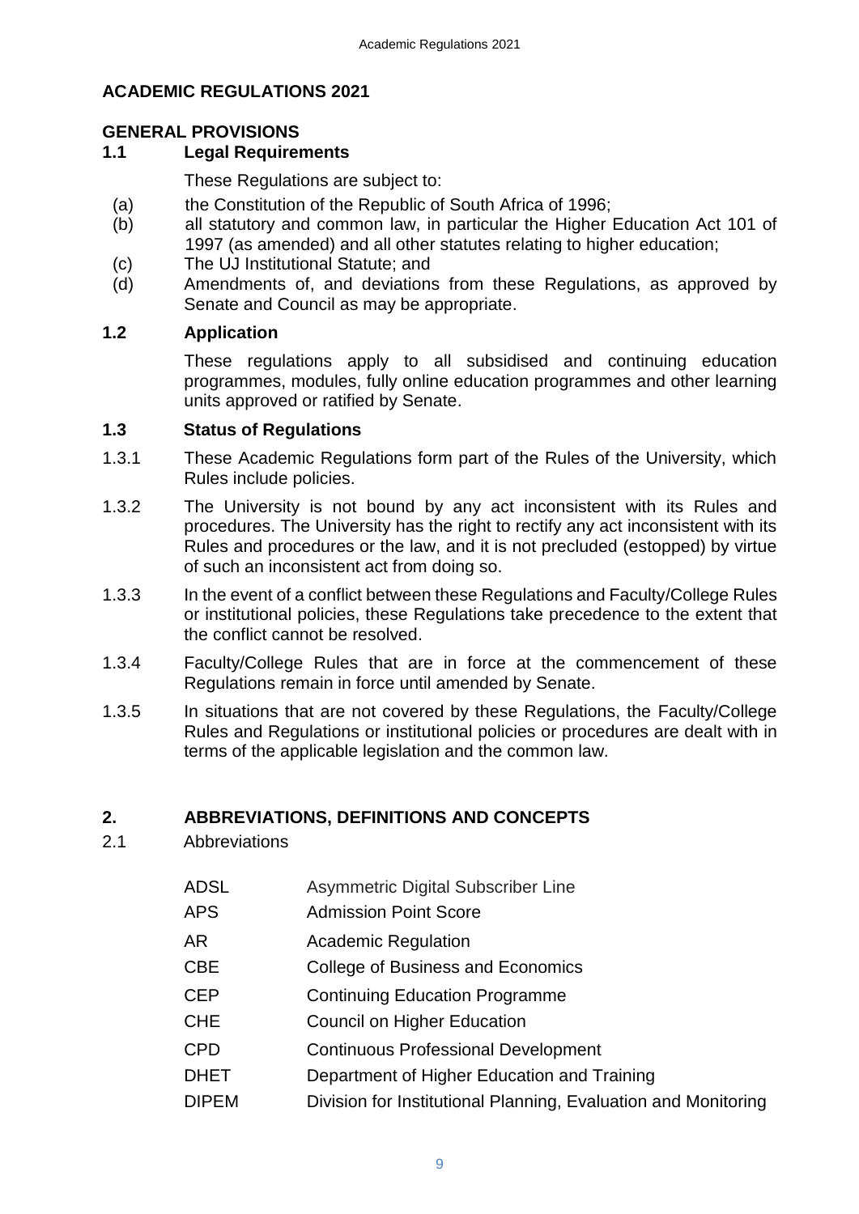# ACADEMIC REGULATIONS 2021

## GENERAL PROVISIONS

### 1.1 Legal Requirements

These Regulations are subject to:

(a) the Constitution of the Republic of South Africa of 1996;

(b) all statutory and common law, in particular the Higher Education Act 101 of 1997 (as amended) and all other statutes relating to higher education;

(c) The UJ Institutional Statute; and

(d) Amendments of, and deviations from these Regulations, as approved by Senate and Council as may be appropriate.

### 1.2 Application

These regulations apply to all subsidised and continuing education programmes, modules, fully online education programmes and other learning units approved or ratified by Senate.

### 1.3 Status of Regulations

1.3.1 These Academic Regulations form part of the Rules of the University, which Rules include policies.

1.3.2 The University is not bound by any act inconsistent with its Rules and procedures. The University has the right to rectify any act inconsistent with its Rules and procedures or the law, and it is not precluded (estopped) by virtue of such an inconsistent act from doing so.

1.3.3 In the event of a conflict between these Regulations and Faculty/College Rules or institutional policies, these Regulations take precedence to the extent that the conflict cannot be resolved.

1.3.4 Faculty/College Rules that are in force at the commencement of these Regulations remain in force until amended by Senate.

1.3.5 In situations that are not covered by these Regulations, the Faculty/College Rules and Regulations or institutional policies or procedures are dealt with in terms of the applicable legislation and the common law.

## 2. ABBREVIATIONS, DEFINITIONS AND CONCEPTS

2.1 Abbreviations

| | |
|---|---|
| ADSL | Asymmetric Digital Subscriber Line |
| APS | Admission Point Score |
| AR | Academic Regulation |
| CBE | College of Business and Economics |
| CEP | Continuing Education Programme |
| CHE | Council on Higher Education |
| CPD | Continuous Professional Development |
| DHET | Department of Higher Education and Training |
| DIPEM | Division for Institutional Planning, Evaluation and Monitoring |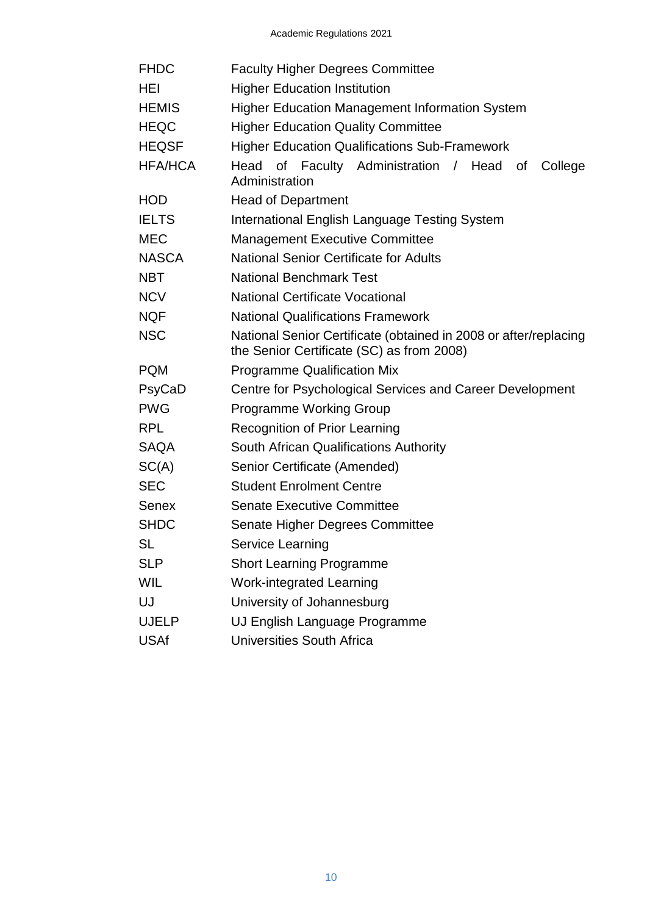| | |
|---|---|
| FHDC | Faculty Higher Degrees Committee |
| HEI | Higher Education Institution |
| HEMIS | Higher Education Management Information System |
| HEQC | Higher Education Quality Committee |
| HEQSF | Higher Education Qualifications Sub-Framework |
| HFA/HCA | Head of Faculty Administration / Head of College Administration |
| HOD | Head of Department |
| IELTS | International English Language Testing System |
| MEC | Management Executive Committee |
| NASCA | National Senior Certificate for Adults |
| NBT | National Benchmark Test |
| NCV | National Certificate Vocational |
| NQF | National Qualifications Framework |
| NSC | National Senior Certificate (obtained in 2008 or after/replacing the Senior Certificate (SC) as from 2008) |
| PQM | Programme Qualification Mix |
| PsyCaD | Centre for Psychological Services and Career Development |
| PWG | Programme Working Group |
| RPL | Recognition of Prior Learning |
| SAQA | South African Qualifications Authority |
| SC(A) | Senior Certificate (Amended) |
| SEC | Student Enrolment Centre |
| Senex | Senate Executive Committee |
| SHDC | Senate Higher Degrees Committee |
| SL | Service Learning |
| SLP | Short Learning Programme |
| WIL | Work-integrated Learning |
| UJ | University of Johannesburg |
| UJELP | UJ English Language Programme |
| USAf | Universities South Africa |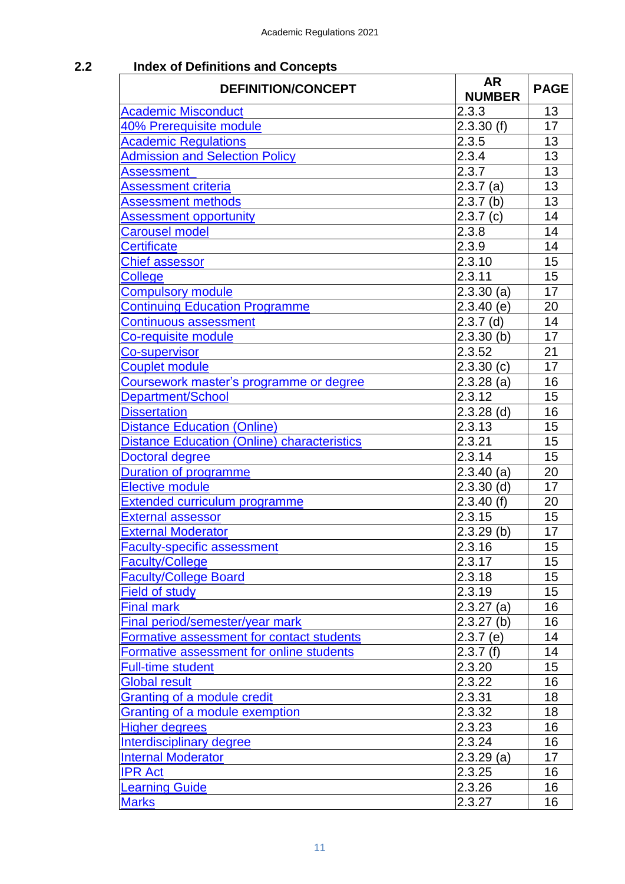## 2.2 Index of Definitions and Concepts

| DEFINITION/CONCEPT | AR NUMBER | PAGE |
|---|---|---|
| Academic Misconduct | 2.3.3 | 13 |
| 40% Prerequisite module | 2.3.30 (f) | 17 |
| Academic Regulations | 2.3.5 | 13 |
| Admission and Selection Policy | 2.3.4 | 13 |
| Assessment | 2.3.7 | 13 |
| Assessment criteria | 2.3.7 (a) | 13 |
| Assessment methods | 2.3.7 (b) | 13 |
| Assessment opportunity | 2.3.7 (c) | 14 |
| Carousel model | 2.3.8 | 14 |
| Certificate | 2.3.9 | 14 |
| Chief assessor | 2.3.10 | 15 |
| College | 2.3.11 | 15 |
| Compulsory module | 2.3.30 (a) | 17 |
| Continuing Education Programme | 2.3.40 (e) | 20 |
| Continuous assessment | 2.3.7 (d) | 14 |
| Co-requisite module | 2.3.30 (b) | 17 |
| Co-supervisor | 2.3.52 | 21 |
| Couplet module | 2.3.30 (c) | 17 |
| Coursework master's programme or degree | 2.3.28 (a) | 16 |
| Department/School | 2.3.12 | 15 |
| Dissertation | 2.3.28 (d) | 16 |
| Distance Education (Online) | 2.3.13 | 15 |
| Distance Education (Online) characteristics | 2.3.21 | 15 |
| Doctoral degree | 2.3.14 | 15 |
| Duration of programme | 2.3.40 (a) | 20 |
| Elective module | 2.3.30 (d) | 17 |
| Extended curriculum programme | 2.3.40 (f) | 20 |
| External assessor | 2.3.15 | 15 |
| External Moderator | 2.3.29 (b) | 17 |
| Faculty-specific assessment | 2.3.16 | 15 |
| Faculty/College | 2.3.17 | 15 |
| Faculty/College Board | 2.3.18 | 15 |
| Field of study | 2.3.19 | 15 |
| Final mark | 2.3.27 (a) | 16 |
| Final period/semester/year mark | 2.3.27 (b) | 16 |
| Formative assessment for contact students | 2.3.7 (e) | 14 |
| Formative assessment for online students | 2.3.7 (f) | 14 |
| Full-time student | 2.3.20 | 15 |
| Global result | 2.3.22 | 16 |
| Granting of a module credit | 2.3.31 | 18 |
| Granting of a module exemption | 2.3.32 | 18 |
| Higher degrees | 2.3.23 | 16 |
| Interdisciplinary degree | 2.3.24 | 16 |
| Internal Moderator | 2.3.29 (a) | 17 |
| IPR Act | 2.3.25 | 16 |
| Learning Guide | 2.3.26 | 16 |
| Marks | 2.3.27 | 16 |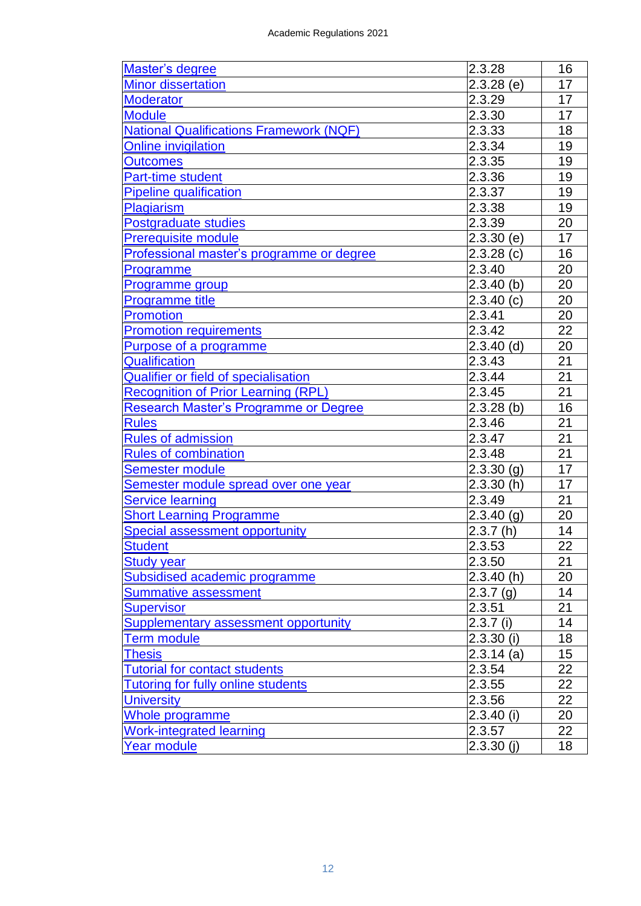| | | |
|---|---|---|
| Master's degree | 2.3.28 | 16 |
| Minor dissertation | 2.3.28 (e) | 17 |
| Moderator | 2.3.29 | 17 |
| Module | 2.3.30 | 17 |
| National Qualifications Framework (NQF) | 2.3.33 | 18 |
| Online invigilation | 2.3.34 | 19 |
| Outcomes | 2.3.35 | 19 |
| Part-time student | 2.3.36 | 19 |
| Pipeline qualification | 2.3.37 | 19 |
| Plagiarism | 2.3.38 | 19 |
| Postgraduate studies | 2.3.39 | 20 |
| Prerequisite module | 2.3.30 (e) | 17 |
| Professional master's programme or degree | 2.3.28 (c) | 16 |
| Programme | 2.3.40 | 20 |
| Programme group | 2.3.40 (b) | 20 |
| Programme title | 2.3.40 (c) | 20 |
| Promotion | 2.3.41 | 20 |
| Promotion requirements | 2.3.42 | 22 |
| Purpose of a programme | 2.3.40 (d) | 20 |
| Qualification | 2.3.43 | 21 |
| Qualifier or field of specialisation | 2.3.44 | 21 |
| Recognition of Prior Learning (RPL) | 2.3.45 | 21 |
| Research Master's Programme or Degree | 2.3.28 (b) | 16 |
| Rules | 2.3.46 | 21 |
| Rules of admission | 2.3.47 | 21 |
| Rules of combination | 2.3.48 | 21 |
| Semester module | 2.3.30 (g) | 17 |
| Semester module spread over one year | 2.3.30 (h) | 17 |
| Service learning | 2.3.49 | 21 |
| Short Learning Programme | 2.3.40 (g) | 20 |
| Special assessment opportunity | 2.3.7 (h) | 14 |
| Student | 2.3.53 | 22 |
| Study year | 2.3.50 | 21 |
| Subsidised academic programme | 2.3.40 (h) | 20 |
| Summative assessment | 2.3.7 (g) | 14 |
| Supervisor | 2.3.51 | 21 |
| Supplementary assessment opportunity | 2.3.7 (i) | 14 |
| Term module | 2.3.30 (i) | 18 |
| Thesis | 2.3.14 (a) | 15 |
| Tutorial for contact students | 2.3.54 | 22 |
| Tutoring for fully online students | 2.3.55 | 22 |
| University | 2.3.56 | 22 |
| Whole programme | 2.3.40 (i) | 20 |
| Work-integrated learning | 2.3.57 | 22 |
| Year module | 2.3.30 (j) | 18 |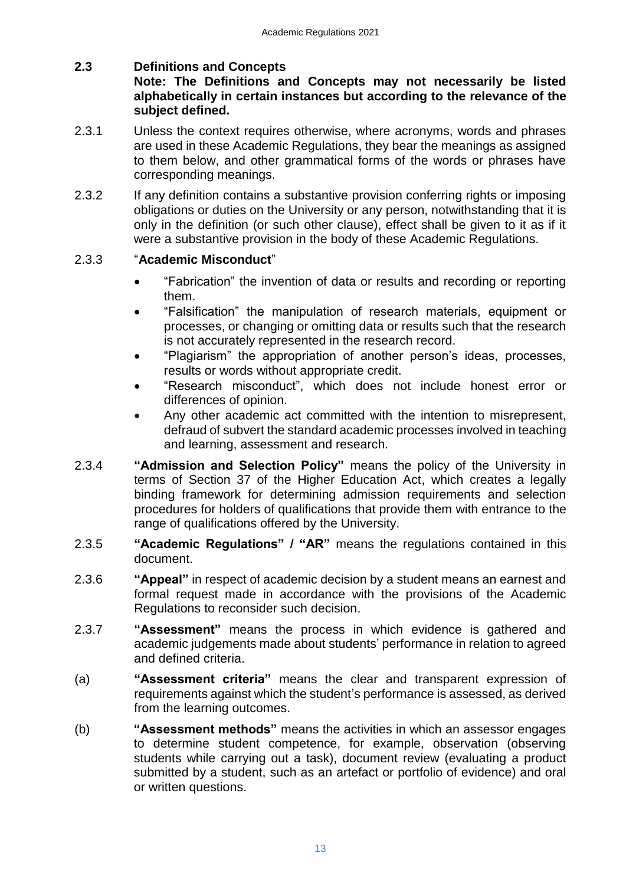## 2.3 Definitions and Concepts

**Note: The Definitions and Concepts may not necessarily be listed alphabetically in certain instances but according to the relevance of the subject defined.**

2.3.1 Unless the context requires otherwise, where acronyms, words and phrases are used in these Academic Regulations, they bear the meanings as assigned to them below, and other grammatical forms of the words or phrases have corresponding meanings.

2.3.2 If any definition contains a substantive provision conferring rights or imposing obligations or duties on the University or any person, notwithstanding that it is only in the definition (or such other clause), effect shall be given to it as if it were a substantive provision in the body of these Academic Regulations.

2.3.3 "**Academic Misconduct**"

- "Fabrication" the invention of data or results and recording or reporting them.
- "Falsification" the manipulation of research materials, equipment or processes, or changing or omitting data or results such that the research is not accurately represented in the research record.
- "Plagiarism" the appropriation of another person's ideas, processes, results or words without appropriate credit.
- "Research misconduct", which does not include honest error or differences of opinion.
- Any other academic act committed with the intention to misrepresent, defraud of subvert the standard academic processes involved in teaching and learning, assessment and research.

2.3.4 **"Admission and Selection Policy"** means the policy of the University in terms of Section 37 of the Higher Education Act, which creates a legally binding framework for determining admission requirements and selection procedures for holders of qualifications that provide them with entrance to the range of qualifications offered by the University.

2.3.5 **"Academic Regulations" / "AR"** means the regulations contained in this document.

2.3.6 **"Appeal"** in respect of academic decision by a student means an earnest and formal request made in accordance with the provisions of the Academic Regulations to reconsider such decision.

2.3.7 **"Assessment"** means the process in which evidence is gathered and academic judgements made about students' performance in relation to agreed and defined criteria.

(a) **"Assessment criteria"** means the clear and transparent expression of requirements against which the student's performance is assessed, as derived from the learning outcomes.

(b) **"Assessment methods"** means the activities in which an assessor engages to determine student competence, for example, observation (observing students while carrying out a task), document review (evaluating a product submitted by a student, such as an artefact or portfolio of evidence) and oral or written questions.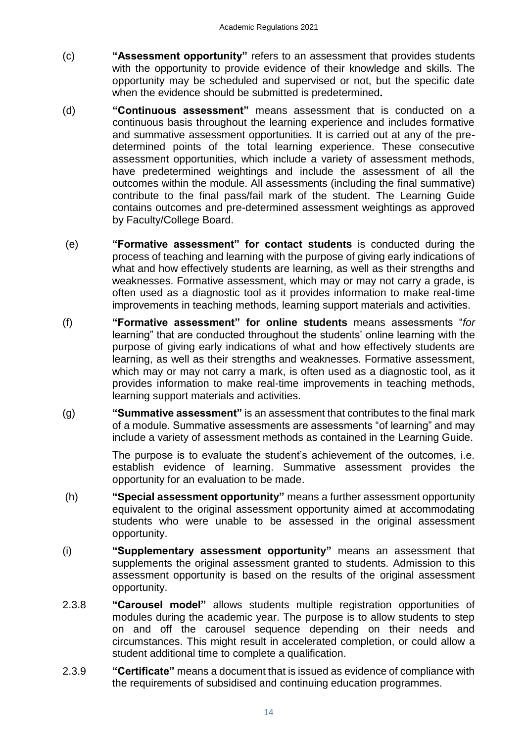(c) **"Assessment opportunity"** refers to an assessment that provides students with the opportunity to provide evidence of their knowledge and skills. The opportunity may be scheduled and supervised or not, but the specific date when the evidence should be submitted is predetermined**.**

(d) **"Continuous assessment"** means assessment that is conducted on a continuous basis throughout the learning experience and includes formative and summative assessment opportunities. It is carried out at any of the pre-determined points of the total learning experience. These consecutive assessment opportunities, which include a variety of assessment methods, have predetermined weightings and include the assessment of all the outcomes within the module. All assessments (including the final summative) contribute to the final pass/fail mark of the student. The Learning Guide contains outcomes and pre-determined assessment weightings as approved by Faculty/College Board.

(e) **"Formative assessment" for contact students** is conducted during the process of teaching and learning with the purpose of giving early indications of what and how effectively students are learning, as well as their strengths and weaknesses. Formative assessment, which may or may not carry a grade, is often used as a diagnostic tool as it provides information to make real-time improvements in teaching methods, learning support materials and activities.

(f) **"Formative assessment" for online students** means assessments "*for* learning" that are conducted throughout the students' online learning with the purpose of giving early indications of what and how effectively students are learning, as well as their strengths and weaknesses. Formative assessment, which may or may not carry a mark, is often used as a diagnostic tool, as it provides information to make real-time improvements in teaching methods, learning support materials and activities.

(g) **"Summative assessment"** is an assessment that contributes to the final mark of a module. Summative assessments are assessments "of learning" and may include a variety of assessment methods as contained in the Learning Guide.

The purpose is to evaluate the student's achievement of the outcomes, i.e. establish evidence of learning. Summative assessment provides the opportunity for an evaluation to be made.

(h) **"Special assessment opportunity"** means a further assessment opportunity equivalent to the original assessment opportunity aimed at accommodating students who were unable to be assessed in the original assessment opportunity.

(i) **"Supplementary assessment opportunity"** means an assessment that supplements the original assessment granted to students. Admission to this assessment opportunity is based on the results of the original assessment opportunity.

2.3.8 **"Carousel model"** allows students multiple registration opportunities of modules during the academic year. The purpose is to allow students to step on and off the carousel sequence depending on their needs and circumstances. This might result in accelerated completion, or could allow a student additional time to complete a qualification.

2.3.9 **"Certificate"** means a document that is issued as evidence of compliance with the requirements of subsidised and continuing education programmes.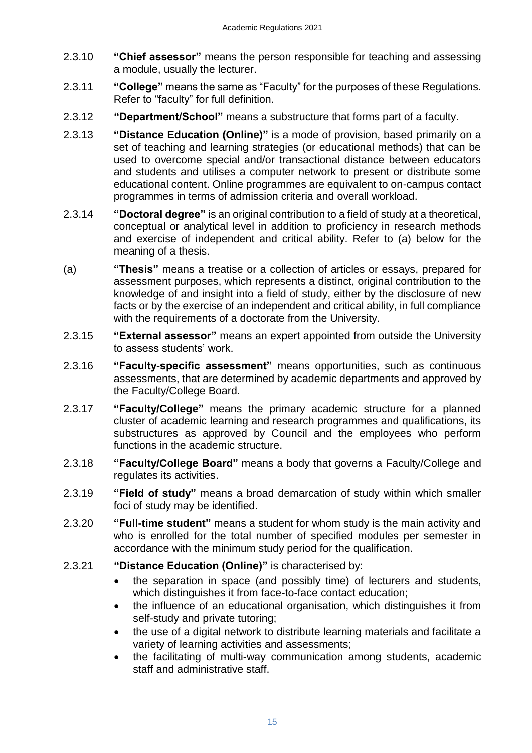2.3.10 **"Chief assessor"** means the person responsible for teaching and assessing a module, usually the lecturer.

2.3.11 **"College"** means the same as "Faculty" for the purposes of these Regulations. Refer to "faculty" for full definition.

2.3.12 **"Department/School"** means a substructure that forms part of a faculty.

2.3.13 **"Distance Education (Online)"** is a mode of provision, based primarily on a set of teaching and learning strategies (or educational methods) that can be used to overcome special and/or transactional distance between educators and students and utilises a computer network to present or distribute some educational content. Online programmes are equivalent to on-campus contact programmes in terms of admission criteria and overall workload.

2.3.14 **"Doctoral degree"** is an original contribution to a field of study at a theoretical, conceptual or analytical level in addition to proficiency in research methods and exercise of independent and critical ability. Refer to (a) below for the meaning of a thesis.

(a) **"Thesis"** means a treatise or a collection of articles or essays, prepared for assessment purposes, which represents a distinct, original contribution to the knowledge of and insight into a field of study, either by the disclosure of new facts or by the exercise of an independent and critical ability, in full compliance with the requirements of a doctorate from the University.

2.3.15 **"External assessor"** means an expert appointed from outside the University to assess students' work.

2.3.16 **"Faculty-specific assessment"** means opportunities, such as continuous assessments, that are determined by academic departments and approved by the Faculty/College Board.

2.3.17 **"Faculty/College"** means the primary academic structure for a planned cluster of academic learning and research programmes and qualifications, its substructures as approved by Council and the employees who perform functions in the academic structure.

2.3.18 **"Faculty/College Board"** means a body that governs a Faculty/College and regulates its activities.

2.3.19 **"Field of study"** means a broad demarcation of study within which smaller foci of study may be identified.

2.3.20 **"Full-time student"** means a student for whom study is the main activity and who is enrolled for the total number of specified modules per semester in accordance with the minimum study period for the qualification.

2.3.21 **"Distance Education (Online)"** is characterised by:

- the separation in space (and possibly time) of lecturers and students, which distinguishes it from face-to-face contact education;
- the influence of an educational organisation, which distinguishes it from self-study and private tutoring;
- the use of a digital network to distribute learning materials and facilitate a variety of learning activities and assessments;
- the facilitating of multi-way communication among students, academic staff and administrative staff.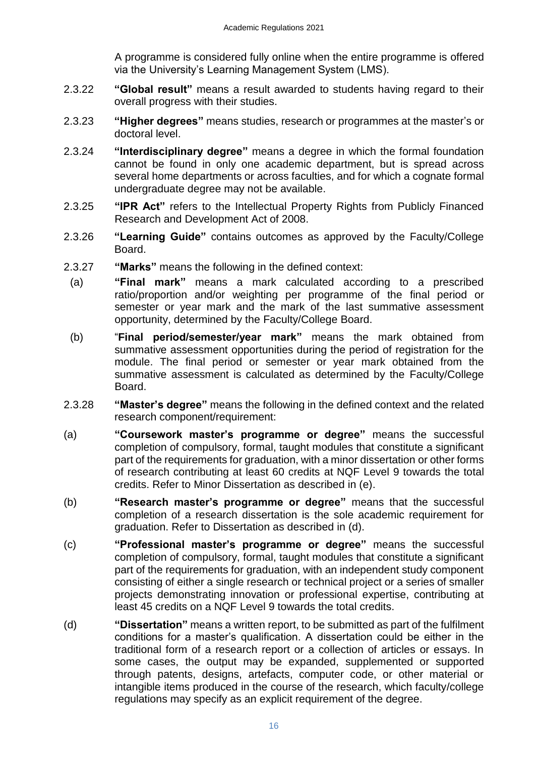A programme is considered fully online when the entire programme is offered via the University's Learning Management System (LMS).

2.3.22 **"Global result"** means a result awarded to students having regard to their overall progress with their studies.

2.3.23 **"Higher degrees"** means studies, research or programmes at the master's or doctoral level.

2.3.24 **"Interdisciplinary degree"** means a degree in which the formal foundation cannot be found in only one academic department, but is spread across several home departments or across faculties, and for which a cognate formal undergraduate degree may not be available.

2.3.25 **"IPR Act"** refers to the Intellectual Property Rights from Publicly Financed Research and Development Act of 2008.

2.3.26 **"Learning Guide"** contains outcomes as approved by the Faculty/College Board.

2.3.27 **"Marks"** means the following in the defined context:

(a) **"Final mark"** means a mark calculated according to a prescribed ratio/proportion and/or weighting per programme of the final period or semester or year mark and the mark of the last summative assessment opportunity, determined by the Faculty/College Board.

(b) "**Final period/semester/year mark"** means the mark obtained from summative assessment opportunities during the period of registration for the module. The final period or semester or year mark obtained from the summative assessment is calculated as determined by the Faculty/College Board.

2.3.28 **"Master's degree"** means the following in the defined context and the related research component/requirement:

(a) **"Coursework master's programme or degree"** means the successful completion of compulsory, formal, taught modules that constitute a significant part of the requirements for graduation, with a minor dissertation or other forms of research contributing at least 60 credits at NQF Level 9 towards the total credits. Refer to Minor Dissertation as described in (e).

(b) **"Research master's programme or degree"** means that the successful completion of a research dissertation is the sole academic requirement for graduation. Refer to Dissertation as described in (d).

(c) **"Professional master's programme or degree"** means the successful completion of compulsory, formal, taught modules that constitute a significant part of the requirements for graduation, with an independent study component consisting of either a single research or technical project or a series of smaller projects demonstrating innovation or professional expertise, contributing at least 45 credits on a NQF Level 9 towards the total credits.

(d) **"Dissertation"** means a written report, to be submitted as part of the fulfilment conditions for a master's qualification. A dissertation could be either in the traditional form of a research report or a collection of articles or essays. In some cases, the output may be expanded, supplemented or supported through patents, designs, artefacts, computer code, or other material or intangible items produced in the course of the research, which faculty/college regulations may specify as an explicit requirement of the degree.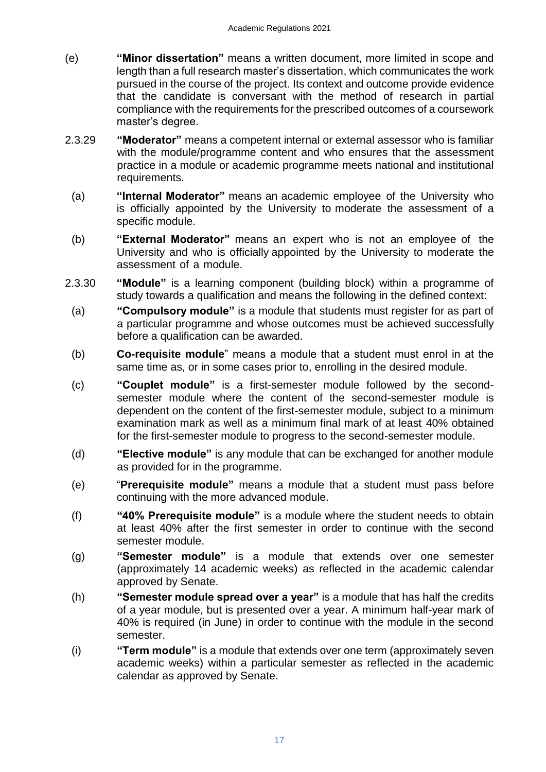(e) **"Minor dissertation"** means a written document, more limited in scope and length than a full research master's dissertation, which communicates the work pursued in the course of the project. Its context and outcome provide evidence that the candidate is conversant with the method of research in partial compliance with the requirements for the prescribed outcomes of a coursework master's degree.

2.3.29 **"Moderator"** means a competent internal or external assessor who is familiar with the module/programme content and who ensures that the assessment practice in a module or academic programme meets national and institutional requirements.

(a) **"Internal Moderator"** means an academic employee of the University who is officially appointed by the University to moderate the assessment of a specific module.

(b) **"External Moderator"** means an expert who is not an employee of the University and who is officially appointed by the University to moderate the assessment of a module.

2.3.30 **"Module"** is a learning component (building block) within a programme of study towards a qualification and means the following in the defined context:

(a) **"Compulsory module"** is a module that students must register for as part of a particular programme and whose outcomes must be achieved successfully before a qualification can be awarded.

(b) **Co-requisite module**" means a module that a student must enrol in at the same time as, or in some cases prior to, enrolling in the desired module.

(c) **"Couplet module"** is a first-semester module followed by the second-semester module where the content of the second-semester module is dependent on the content of the first-semester module, subject to a minimum examination mark as well as a minimum final mark of at least 40% obtained for the first-semester module to progress to the second-semester module.

(d) **"Elective module"** is any module that can be exchanged for another module as provided for in the programme.

(e) "**Prerequisite module"** means a module that a student must pass before continuing with the more advanced module.

(f) **"40% Prerequisite module"** is a module where the student needs to obtain at least 40% after the first semester in order to continue with the second semester module.

(g) **"Semester module"** is a module that extends over one semester (approximately 14 academic weeks) as reflected in the academic calendar approved by Senate.

(h) **"Semester module spread over a year"** is a module that has half the credits of a year module, but is presented over a year. A minimum half-year mark of 40% is required (in June) in order to continue with the module in the second semester.

(i) **"Term module"** is a module that extends over one term (approximately seven academic weeks) within a particular semester as reflected in the academic calendar as approved by Senate.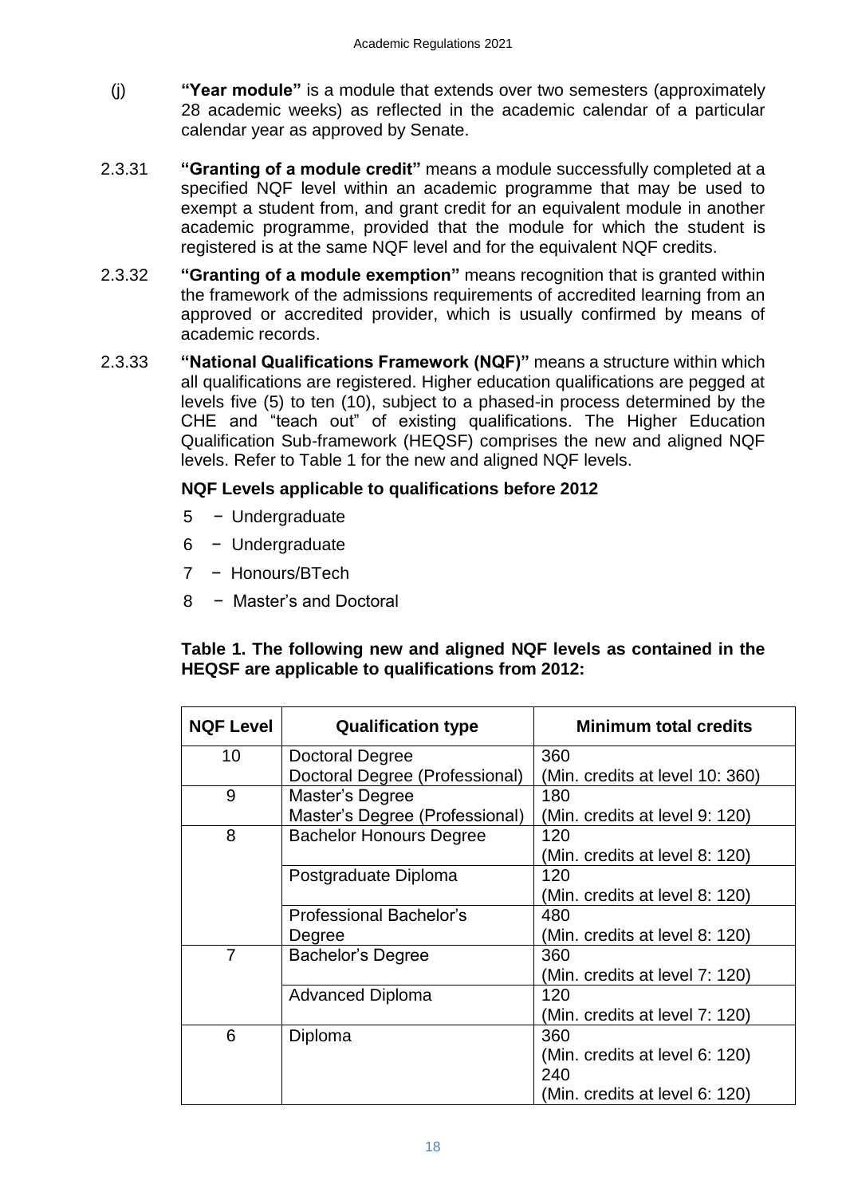(j) **"Year module"** is a module that extends over two semesters (approximately 28 academic weeks) as reflected in the academic calendar of a particular calendar year as approved by Senate.

2.3.31 **"Granting of a module credit"** means a module successfully completed at a specified NQF level within an academic programme that may be used to exempt a student from, and grant credit for an equivalent module in another academic programme, provided that the module for which the student is registered is at the same NQF level and for the equivalent NQF credits.

2.3.32 **"Granting of a module exemption"** means recognition that is granted within the framework of the admissions requirements of accredited learning from an approved or accredited provider, which is usually confirmed by means of academic records.

2.3.33 **"National Qualifications Framework (NQF)"** means a structure within which all qualifications are registered. Higher education qualifications are pegged at levels five (5) to ten (10), subject to a phased-in process determined by the CHE and "teach out" of existing qualifications. The Higher Education Qualification Sub-framework (HEQSF) comprises the new and aligned NQF levels. Refer to Table 1 for the new and aligned NQF levels.

**NQF Levels applicable to qualifications before 2012**

- 5 − Undergraduate
- 6 − Undergraduate
- 7 − Honours/BTech
- 8 − Master's and Doctoral

**Table 1. The following new and aligned NQF levels as contained in the HEQSF are applicable to qualifications from 2012:**

| NQF Level | Qualification type | Minimum total credits |
|---|---|---|
| 10 | Doctoral Degree<br>Doctoral Degree (Professional) | 360<br>(Min. credits at level 10: 360) |
| 9 | Master's Degree<br>Master's Degree (Professional) | 180<br>(Min. credits at level 9: 120) |
| 8 | Bachelor Honours Degree | 120<br>(Min. credits at level 8: 120) |
| | Postgraduate Diploma | 120<br>(Min. credits at level 8: 120) |
| | Professional Bachelor's Degree | 480<br>(Min. credits at level 8: 120) |
| 7 | Bachelor's Degree | 360<br>(Min. credits at level 7: 120) |
| | Advanced Diploma | 120<br>(Min. credits at level 7: 120) |
| 6 | Diploma | 360<br>(Min. credits at level 6: 120)<br>240<br>(Min. credits at level 6: 120) |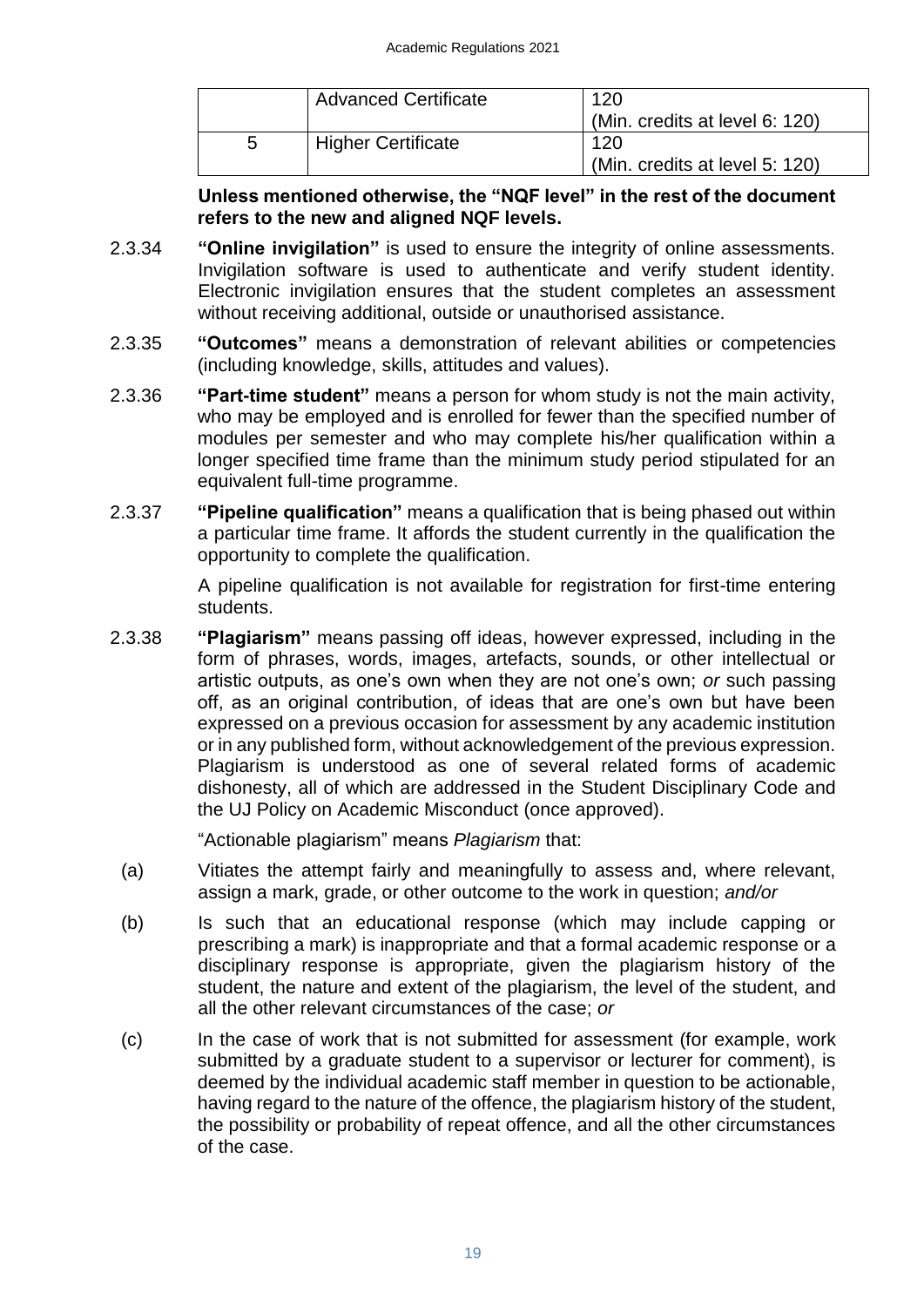|   | Advanced Certificate | 120<br>(Min. credits at level 6: 120) |
|---|---|---|
| 5 | Higher Certificate | 120<br>(Min. credits at level 5: 120) |

**Unless mentioned otherwise, the "NQF level" in the rest of the document refers to the new and aligned NQF levels.**

2.3.34 **"Online invigilation"** is used to ensure the integrity of online assessments. Invigilation software is used to authenticate and verify student identity. Electronic invigilation ensures that the student completes an assessment without receiving additional, outside or unauthorised assistance.

2.3.35 **"Outcomes"** means a demonstration of relevant abilities or competencies (including knowledge, skills, attitudes and values).

2.3.36 **"Part-time student"** means a person for whom study is not the main activity, who may be employed and is enrolled for fewer than the specified number of modules per semester and who may complete his/her qualification within a longer specified time frame than the minimum study period stipulated for an equivalent full-time programme.

2.3.37 **"Pipeline qualification"** means a qualification that is being phased out within a particular time frame. It affords the student currently in the qualification the opportunity to complete the qualification.

A pipeline qualification is not available for registration for first-time entering students.

2.3.38 **"Plagiarism"** means passing off ideas, however expressed, including in the form of phrases, words, images, artefacts, sounds, or other intellectual or artistic outputs, as one's own when they are not one's own; *or* such passing off, as an original contribution, of ideas that are one's own but have been expressed on a previous occasion for assessment by any academic institution or in any published form, without acknowledgement of the previous expression. Plagiarism is understood as one of several related forms of academic dishonesty, all of which are addressed in the Student Disciplinary Code and the UJ Policy on Academic Misconduct (once approved).

"Actionable plagiarism" means *Plagiarism* that:

(a) Vitiates the attempt fairly and meaningfully to assess and, where relevant, assign a mark, grade, or other outcome to the work in question; *and/or*

(b) Is such that an educational response (which may include capping or prescribing a mark) is inappropriate and that a formal academic response or a disciplinary response is appropriate, given the plagiarism history of the student, the nature and extent of the plagiarism, the level of the student, and all the other relevant circumstances of the case; *or*

(c) In the case of work that is not submitted for assessment (for example, work submitted by a graduate student to a supervisor or lecturer for comment), is deemed by the individual academic staff member in question to be actionable, having regard to the nature of the offence, the plagiarism history of the student, the possibility or probability of repeat offence, and all the other circumstances of the case.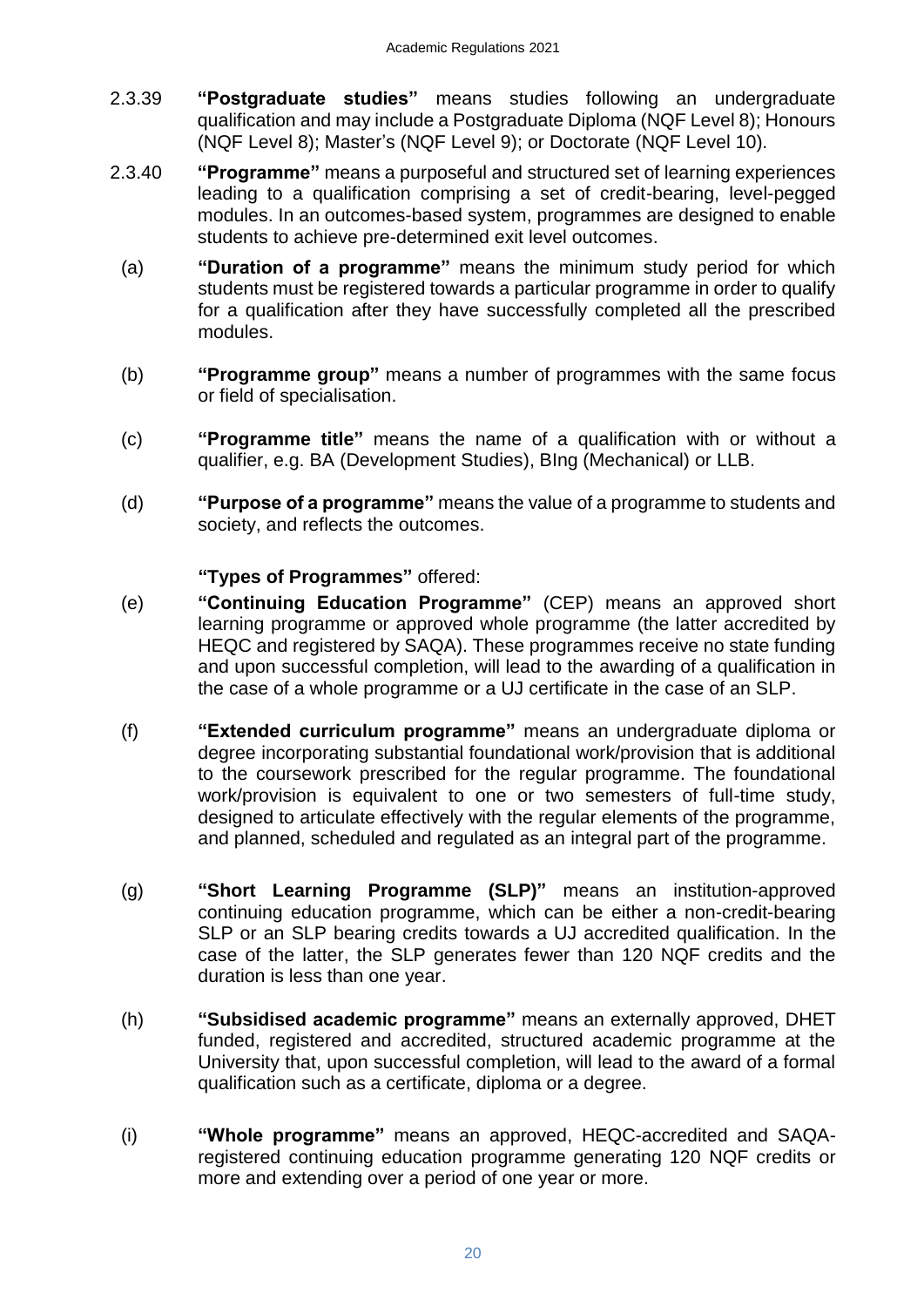2.3.39 **“Postgraduate studies”** means studies following an undergraduate qualification and may include a Postgraduate Diploma (NQF Level 8); Honours (NQF Level 8); Master’s (NQF Level 9); or Doctorate (NQF Level 10).

2.3.40 **“Programme”** means a purposeful and structured set of learning experiences leading to a qualification comprising a set of credit-bearing, level-pegged modules. In an outcomes-based system, programmes are designed to enable students to achieve pre-determined exit level outcomes.

(a) **“Duration of a programme”** means the minimum study period for which students must be registered towards a particular programme in order to qualify for a qualification after they have successfully completed all the prescribed modules.

(b) **“Programme group”** means a number of programmes with the same focus or field of specialisation.

(c) **“Programme title”** means the name of a qualification with or without a qualifier, e.g. BA (Development Studies), BIng (Mechanical) or LLB.

(d) **“Purpose of a programme”** means the value of a programme to students and society, and reflects the outcomes.

**“Types of Programmes”** offered:

(e) **“Continuing Education Programme”** (CEP) means an approved short learning programme or approved whole programme (the latter accredited by HEQC and registered by SAQA). These programmes receive no state funding and upon successful completion, will lead to the awarding of a qualification in the case of a whole programme or a UJ certificate in the case of an SLP.

(f) **“Extended curriculum programme”** means an undergraduate diploma or degree incorporating substantial foundational work/provision that is additional to the coursework prescribed for the regular programme. The foundational work/provision is equivalent to one or two semesters of full-time study, designed to articulate effectively with the regular elements of the programme, and planned, scheduled and regulated as an integral part of the programme.

(g) **“Short Learning Programme (SLP)”** means an institution-approved continuing education programme, which can be either a non-credit-bearing SLP or an SLP bearing credits towards a UJ accredited qualification. In the case of the latter, the SLP generates fewer than 120 NQF credits and the duration is less than one year.

(h) **“Subsidised academic programme”** means an externally approved, DHET funded, registered and accredited, structured academic programme at the University that, upon successful completion, will lead to the award of a formal qualification such as a certificate, diploma or a degree.

(i) **“Whole programme”** means an approved, HEQC-accredited and SAQA-registered continuing education programme generating 120 NQF credits or more and extending over a period of one year or more.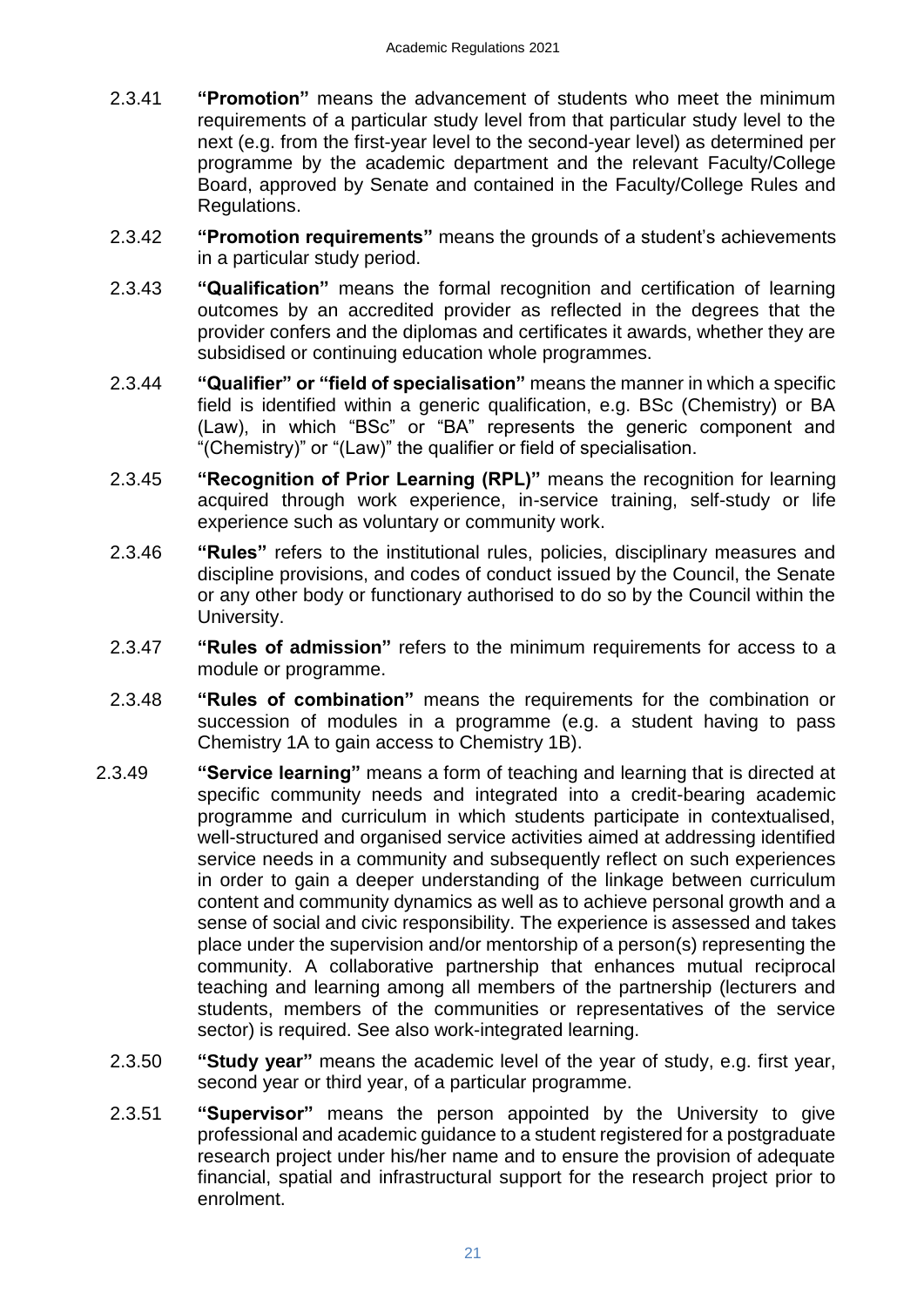2.3.41 **"Promotion"** means the advancement of students who meet the minimum requirements of a particular study level from that particular study level to the next (e.g. from the first-year level to the second-year level) as determined per programme by the academic department and the relevant Faculty/College Board, approved by Senate and contained in the Faculty/College Rules and Regulations.

2.3.42 **"Promotion requirements"** means the grounds of a student's achievements in a particular study period.

2.3.43 **"Qualification"** means the formal recognition and certification of learning outcomes by an accredited provider as reflected in the degrees that the provider confers and the diplomas and certificates it awards, whether they are subsidised or continuing education whole programmes.

2.3.44 **"Qualifier" or "field of specialisation"** means the manner in which a specific field is identified within a generic qualification, e.g. BSc (Chemistry) or BA (Law), in which "BSc" or "BA" represents the generic component and "(Chemistry)" or "(Law)" the qualifier or field of specialisation.

2.3.45 **"Recognition of Prior Learning (RPL)"** means the recognition for learning acquired through work experience, in-service training, self-study or life experience such as voluntary or community work.

2.3.46 **"Rules"** refers to the institutional rules, policies, disciplinary measures and discipline provisions, and codes of conduct issued by the Council, the Senate or any other body or functionary authorised to do so by the Council within the University.

2.3.47 **"Rules of admission"** refers to the minimum requirements for access to a module or programme.

2.3.48 **"Rules of combination"** means the requirements for the combination or succession of modules in a programme (e.g. a student having to pass Chemistry 1A to gain access to Chemistry 1B).

2.3.49 **"Service learning"** means a form of teaching and learning that is directed at specific community needs and integrated into a credit-bearing academic programme and curriculum in which students participate in contextualised, well-structured and organised service activities aimed at addressing identified service needs in a community and subsequently reflect on such experiences in order to gain a deeper understanding of the linkage between curriculum content and community dynamics as well as to achieve personal growth and a sense of social and civic responsibility. The experience is assessed and takes place under the supervision and/or mentorship of a person(s) representing the community. A collaborative partnership that enhances mutual reciprocal teaching and learning among all members of the partnership (lecturers and students, members of the communities or representatives of the service sector) is required. See also work-integrated learning.

2.3.50 **"Study year"** means the academic level of the year of study, e.g. first year, second year or third year, of a particular programme.

2.3.51 **"Supervisor"** means the person appointed by the University to give professional and academic guidance to a student registered for a postgraduate research project under his/her name and to ensure the provision of adequate financial, spatial and infrastructural support for the research project prior to enrolment.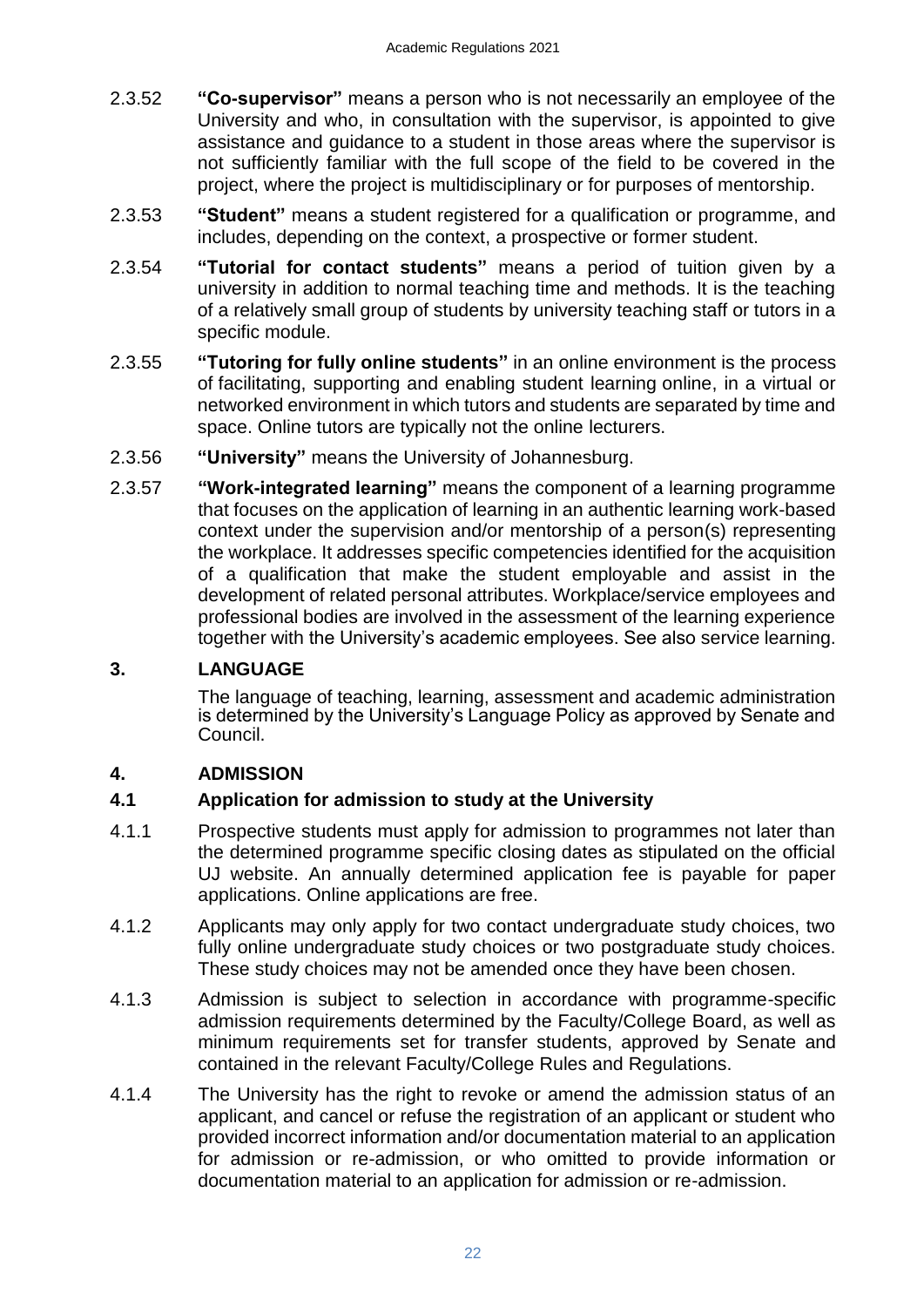2.3.52 **"Co-supervisor"** means a person who is not necessarily an employee of the University and who, in consultation with the supervisor, is appointed to give assistance and guidance to a student in those areas where the supervisor is not sufficiently familiar with the full scope of the field to be covered in the project, where the project is multidisciplinary or for purposes of mentorship.

2.3.53 **"Student"** means a student registered for a qualification or programme, and includes, depending on the context, a prospective or former student.

2.3.54 **"Tutorial for contact students"** means a period of tuition given by a university in addition to normal teaching time and methods. It is the teaching of a relatively small group of students by university teaching staff or tutors in a specific module.

2.3.55 **"Tutoring for fully online students"** in an online environment is the process of facilitating, supporting and enabling student learning online, in a virtual or networked environment in which tutors and students are separated by time and space. Online tutors are typically not the online lecturers.

2.3.56 **"University"** means the University of Johannesburg.

2.3.57 **"Work-integrated learning"** means the component of a learning programme that focuses on the application of learning in an authentic learning work-based context under the supervision and/or mentorship of a person(s) representing the workplace. It addresses specific competencies identified for the acquisition of a qualification that make the student employable and assist in the development of related personal attributes. Workplace/service employees and professional bodies are involved in the assessment of the learning experience together with the University's academic employees. See also service learning.

## 3. LANGUAGE

The language of teaching, learning, assessment and academic administration is determined by the University's Language Policy as approved by Senate and Council.

## 4. ADMISSION

### 4.1 Application for admission to study at the University

4.1.1 Prospective students must apply for admission to programmes not later than the determined programme specific closing dates as stipulated on the official UJ website. An annually determined application fee is payable for paper applications. Online applications are free.

4.1.2 Applicants may only apply for two contact undergraduate study choices, two fully online undergraduate study choices or two postgraduate study choices. These study choices may not be amended once they have been chosen.

4.1.3 Admission is subject to selection in accordance with programme-specific admission requirements determined by the Faculty/College Board, as well as minimum requirements set for transfer students, approved by Senate and contained in the relevant Faculty/College Rules and Regulations.

4.1.4 The University has the right to revoke or amend the admission status of an applicant, and cancel or refuse the registration of an applicant or student who provided incorrect information and/or documentation material to an application for admission or re-admission, or who omitted to provide information or documentation material to an application for admission or re-admission.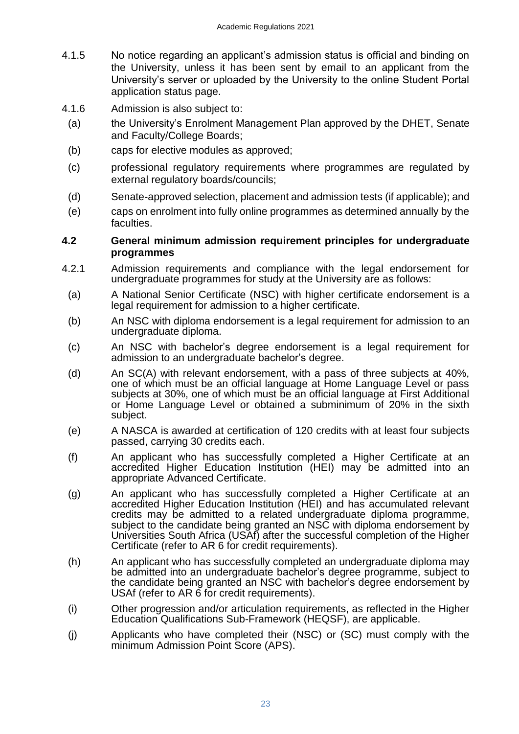4.1.5 No notice regarding an applicant's admission status is official and binding on the University, unless it has been sent by email to an applicant from the University's server or uploaded by the University to the online Student Portal application status page.

4.1.6 Admission is also subject to:

(a) the University's Enrolment Management Plan approved by the DHET, Senate and Faculty/College Boards;

(b) caps for elective modules as approved;

(c) professional regulatory requirements where programmes are regulated by external regulatory boards/councils;

(d) Senate-approved selection, placement and admission tests (if applicable); and

(e) caps on enrolment into fully online programmes as determined annually by the faculties.

### 4.2 General minimum admission requirement principles for undergraduate programmes

4.2.1 Admission requirements and compliance with the legal endorsement for undergraduate programmes for study at the University are as follows:

(a) A National Senior Certificate (NSC) with higher certificate endorsement is a legal requirement for admission to a higher certificate.

(b) An NSC with diploma endorsement is a legal requirement for admission to an undergraduate diploma.

(c) An NSC with bachelor's degree endorsement is a legal requirement for admission to an undergraduate bachelor's degree.

(d) An SC(A) with relevant endorsement, with a pass of three subjects at 40%, one of which must be an official language at Home Language Level or pass subjects at 30%, one of which must be an official language at First Additional or Home Language Level or obtained a subminimum of 20% in the sixth subject.

(e) A NASCA is awarded at certification of 120 credits with at least four subjects passed, carrying 30 credits each.

(f) An applicant who has successfully completed a Higher Certificate at an accredited Higher Education Institution (HEI) may be admitted into an appropriate Advanced Certificate.

(g) An applicant who has successfully completed a Higher Certificate at an accredited Higher Education Institution (HEI) and has accumulated relevant credits may be admitted to a related undergraduate diploma programme, subject to the candidate being granted an NSC with diploma endorsement by Universities South Africa (USAf) after the successful completion of the Higher Certificate (refer to AR 6 for credit requirements).

(h) An applicant who has successfully completed an undergraduate diploma may be admitted into an undergraduate bachelor's degree programme, subject to the candidate being granted an NSC with bachelor's degree endorsement by USAf (refer to AR 6 for credit requirements).

(i) Other progression and/or articulation requirements, as reflected in the Higher Education Qualifications Sub-Framework (HEQSF), are applicable.

(j) Applicants who have completed their (NSC) or (SC) must comply with the minimum Admission Point Score (APS).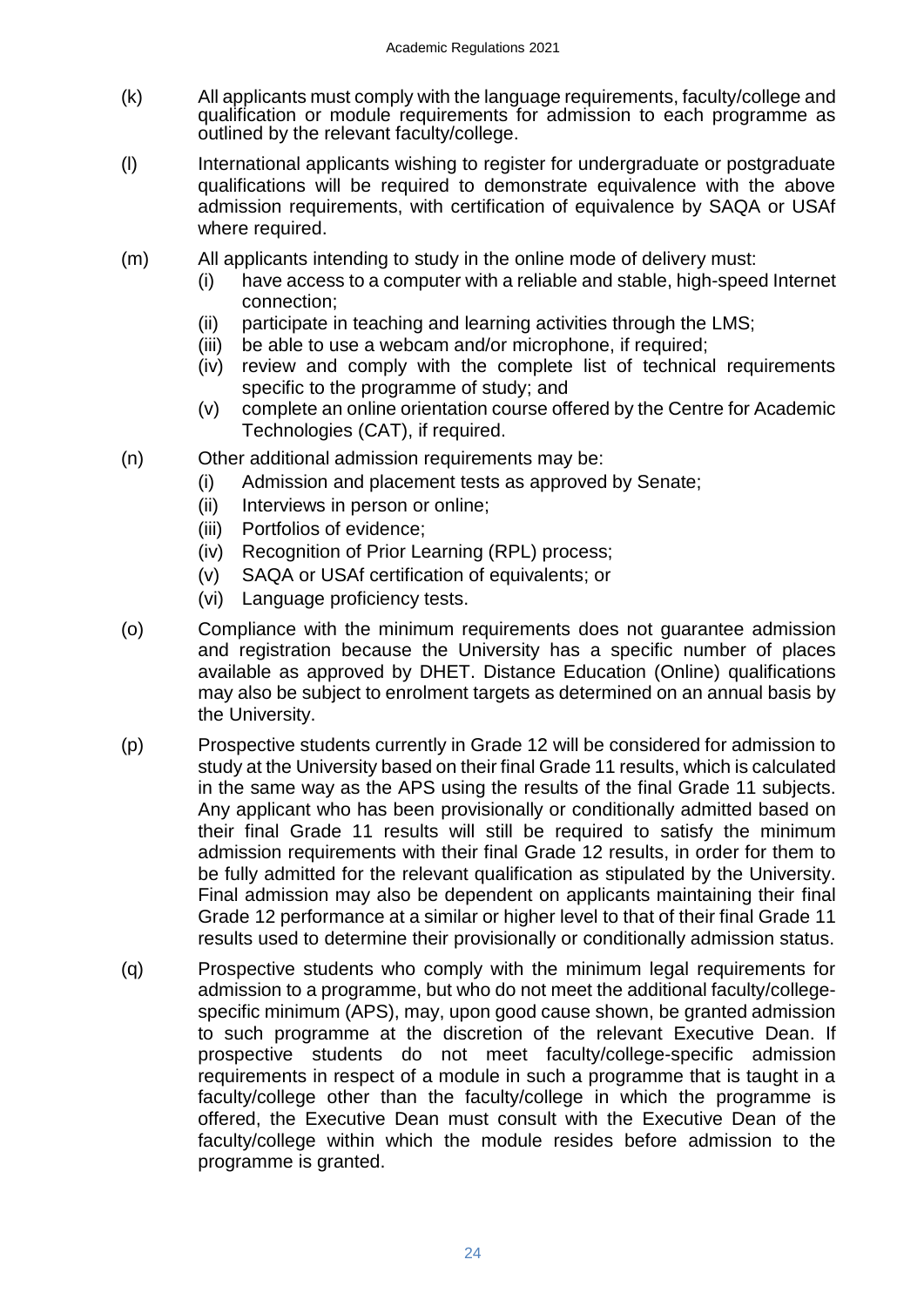(k) All applicants must comply with the language requirements, faculty/college and qualification or module requirements for admission to each programme as outlined by the relevant faculty/college.

(l) International applicants wishing to register for undergraduate or postgraduate qualifications will be required to demonstrate equivalence with the above admission requirements, with certification of equivalence by SAQA or USAf where required.

(m) All applicants intending to study in the online mode of delivery must:
   (i) have access to a computer with a reliable and stable, high-speed Internet connection;
   (ii) participate in teaching and learning activities through the LMS;
   (iii) be able to use a webcam and/or microphone, if required;
   (iv) review and comply with the complete list of technical requirements specific to the programme of study; and
   (v) complete an online orientation course offered by the Centre for Academic Technologies (CAT), if required.

(n) Other additional admission requirements may be:
   (i) Admission and placement tests as approved by Senate;
   (ii) Interviews in person or online;
   (iii) Portfolios of evidence;
   (iv) Recognition of Prior Learning (RPL) process;
   (v) SAQA or USAf certification of equivalents; or
   (vi) Language proficiency tests.

(o) Compliance with the minimum requirements does not guarantee admission and registration because the University has a specific number of places available as approved by DHET. Distance Education (Online) qualifications may also be subject to enrolment targets as determined on an annual basis by the University.

(p) Prospective students currently in Grade 12 will be considered for admission to study at the University based on their final Grade 11 results, which is calculated in the same way as the APS using the results of the final Grade 11 subjects. Any applicant who has been provisionally or conditionally admitted based on their final Grade 11 results will still be required to satisfy the minimum admission requirements with their final Grade 12 results, in order for them to be fully admitted for the relevant qualification as stipulated by the University. Final admission may also be dependent on applicants maintaining their final Grade 12 performance at a similar or higher level to that of their final Grade 11 results used to determine their provisionally or conditionally admission status.

(q) Prospective students who comply with the minimum legal requirements for admission to a programme, but who do not meet the additional faculty/college-specific minimum (APS), may, upon good cause shown, be granted admission to such programme at the discretion of the relevant Executive Dean. If prospective students do not meet faculty/college-specific admission requirements in respect of a module in such a programme that is taught in a faculty/college other than the faculty/college in which the programme is offered, the Executive Dean must consult with the Executive Dean of the faculty/college within which the module resides before admission to the programme is granted.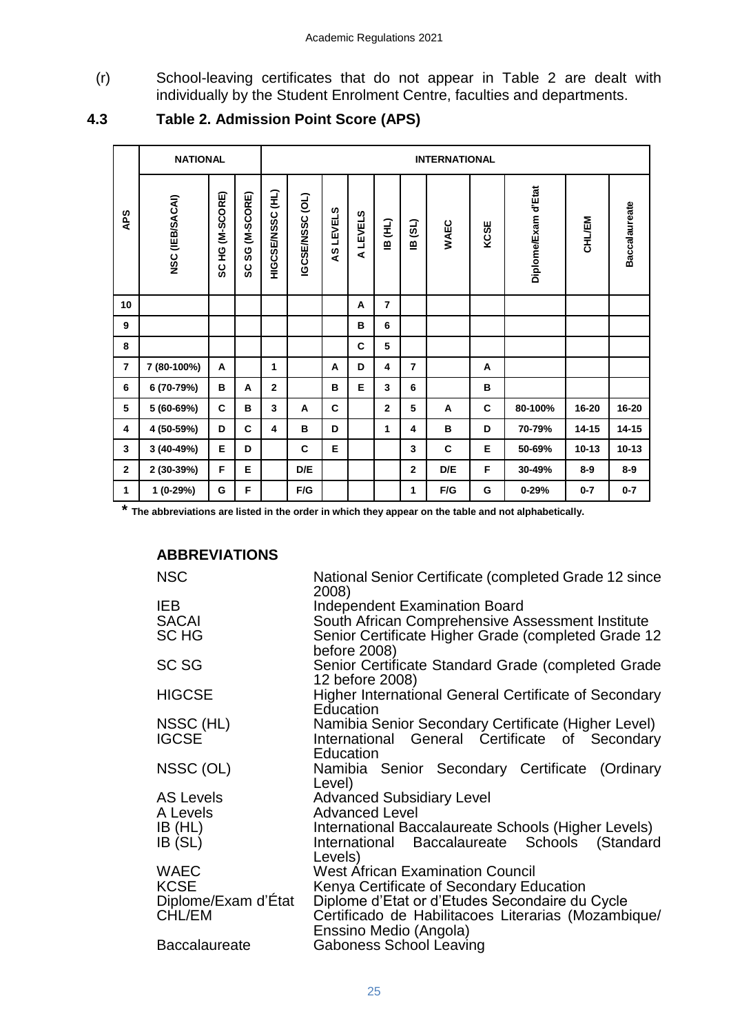(r) School-leaving certificates that do not appear in Table 2 are dealt with individually by the Student Enrolment Centre, faculties and departments.

## 4.3 Table 2. Admission Point Score (APS)

| APS | NATIONAL | | | INTERNATIONAL | | | | | | | | | | |
|---|---|---|---|---|---|---|---|---|---|---|---|---|---|---|
| | NSC (IEB/SACAI) | SC HG (M-SCORE) | SC SG (M-SCORE) | HIGCSE/NSSC (HL) | IGCSE/NSSC (OL) | AS LEVELS | A LEVELS | IB (HL) | IB (SL) | WAEC | KCSE | Diplome/Exam d'Etat | CHL/EM | Baccalaureate |
| 10 | | | | | | | A | 7 | | | | | | |
| 9 | | | | | | | B | 6 | | | | | | |
| 8 | | | | | | | C | 5 | | | | | | |
| 7 | 7 (80-100%) | A | | 1 | | A | D | 4 | 7 | | A | | | |
| 6 | 6 (70-79%) | B | A | 2 | | B | E | 3 | 6 | | B | | | |
| 5 | 5 (60-69%) | C | B | 3 | A | C | | 2 | 5 | A | C | 80-100% | 16-20 | 16-20 |
| 4 | 4 (50-59%) | D | C | 4 | B | D | | 1 | 4 | B | D | 70-79% | 14-15 | 14-15 |
| 3 | 3 (40-49%) | E | D | | C | E | | | 3 | C | E | 50-69% | 10-13 | 10-13 |
| 2 | 2 (30-39%) | F | E | | D/E | | | | 2 | D/E | F | 30-49% | 8-9 | 8-9 |
| 1 | 1 (0-29%) | G | F | | F/G | | | | 1 | F/G | G | 0-29% | 0-7 | 0-7 |

**\* The abbreviations are listed in the order in which they appear on the table and not alphabetically.**

### ABBREVIATIONS

| | |
|---|---|
| NSC | National Senior Certificate (completed Grade 12 since 2008) |
| IEB | Independent Examination Board |
| SACAI | South African Comprehensive Assessment Institute |
| SC HG | Senior Certificate Higher Grade (completed Grade 12 before 2008) |
| SC SG | Senior Certificate Standard Grade (completed Grade 12 before 2008) |
| HIGCSE | Higher International General Certificate of Secondary Education |
| NSSC (HL) | Namibia Senior Secondary Certificate (Higher Level) |
| IGCSE | International General Certificate of Secondary Education |
| NSSC (OL) | Namibia Senior Secondary Certificate (Ordinary Level) |
| AS Levels | Advanced Subsidiary Level |
| A Levels | Advanced Level |
| IB (HL) | International Baccalaureate Schools (Higher Levels) |
| IB (SL) | International Baccalaureate Schools (Standard Levels) |
| WAEC | West African Examination Council |
| KCSE | Kenya Certificate of Secondary Education |
| Diplome/Exam d'État | Diplome d'Etat or d'Etudes Secondaire du Cycle |
| CHL/EM | Certificado de Habilitacoes Literarias (Mozambique/ Enssino Medio (Angola) |
| Baccalaureate | Gaboness School Leaving |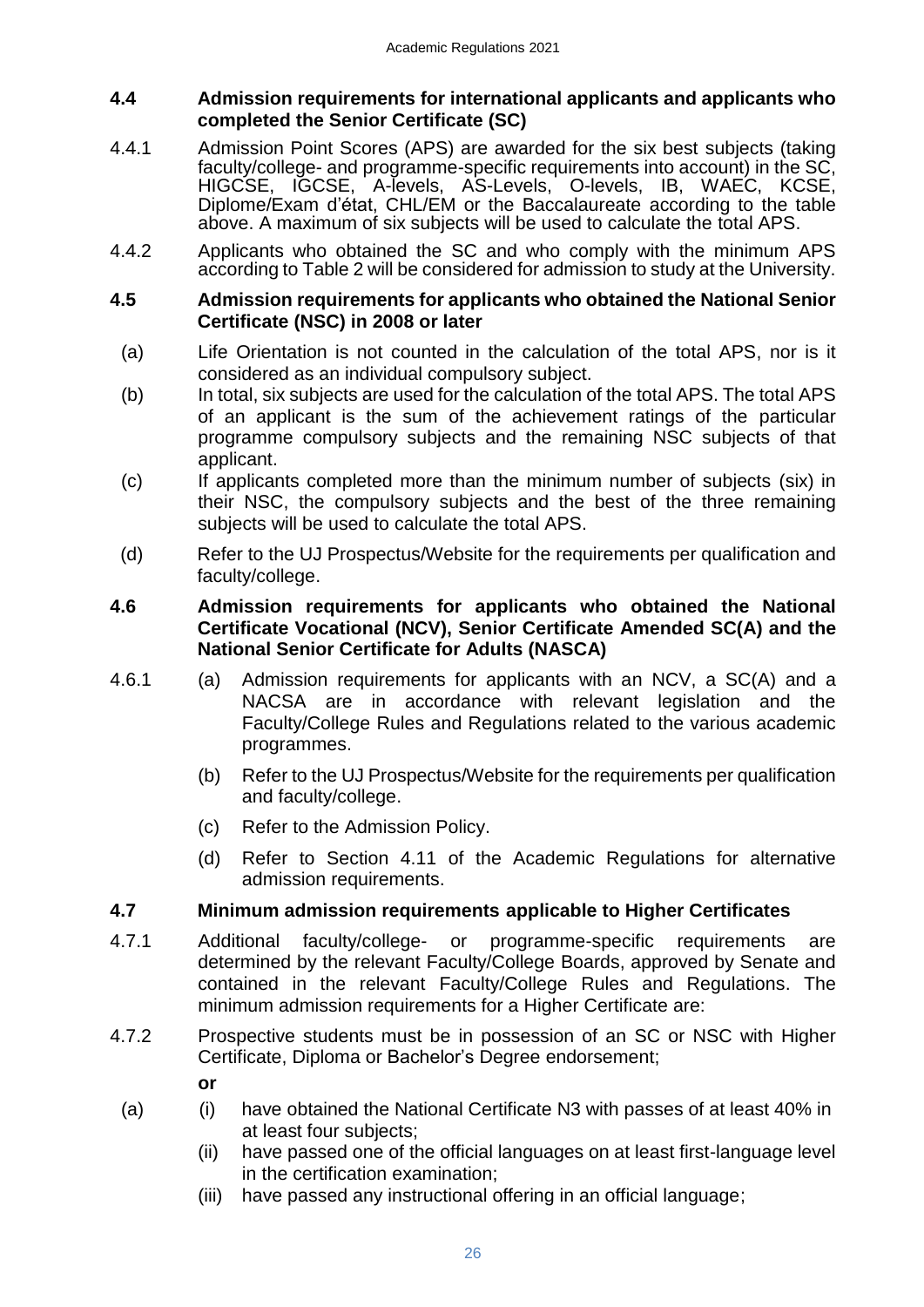### 4.4 Admission requirements for international applicants and applicants who completed the Senior Certificate (SC)

4.4.1 Admission Point Scores (APS) are awarded for the six best subjects (taking faculty/college- and programme-specific requirements into account) in the SC, HIGCSE, IGCSE, A-levels, AS-Levels, O-levels, IB, WAEC, KCSE, Diplome/Exam d'état, CHL/EM or the Baccalaureate according to the table above. A maximum of six subjects will be used to calculate the total APS.

4.4.2 Applicants who obtained the SC and who comply with the minimum APS according to Table 2 will be considered for admission to study at the University.

### 4.5 Admission requirements for applicants who obtained the National Senior Certificate (NSC) in 2008 or later

(a) Life Orientation is not counted in the calculation of the total APS, nor is it considered as an individual compulsory subject.

(b) In total, six subjects are used for the calculation of the total APS. The total APS of an applicant is the sum of the achievement ratings of the particular programme compulsory subjects and the remaining NSC subjects of that applicant.

(c) If applicants completed more than the minimum number of subjects (six) in their NSC, the compulsory subjects and the best of the three remaining subjects will be used to calculate the total APS.

(d) Refer to the UJ Prospectus/Website for the requirements per qualification and faculty/college.

### 4.6 Admission requirements for applicants who obtained the National Certificate Vocational (NCV), Senior Certificate Amended SC(A) and the National Senior Certificate for Adults (NASCA)

4.6.1 (a) Admission requirements for applicants with an NCV, a SC(A) and a NACSA are in accordance with relevant legislation and the Faculty/College Rules and Regulations related to the various academic programmes.

(b) Refer to the UJ Prospectus/Website for the requirements per qualification and faculty/college.

(c) Refer to the Admission Policy.

(d) Refer to Section 4.11 of the Academic Regulations for alternative admission requirements.

### 4.7 Minimum admission requirements applicable to Higher Certificates

4.7.1 Additional faculty/college- or programme-specific requirements are determined by the relevant Faculty/College Boards, approved by Senate and contained in the relevant Faculty/College Rules and Regulations. The minimum admission requirements for a Higher Certificate are:

4.7.2 Prospective students must be in possession of an SC or NSC with Higher Certificate, Diploma or Bachelor's Degree endorsement;

**or**

(a) (i) have obtained the National Certificate N3 with passes of at least 40% in at least four subjects;

(ii) have passed one of the official languages on at least first-language level in the certification examination;

(iii) have passed any instructional offering in an official language;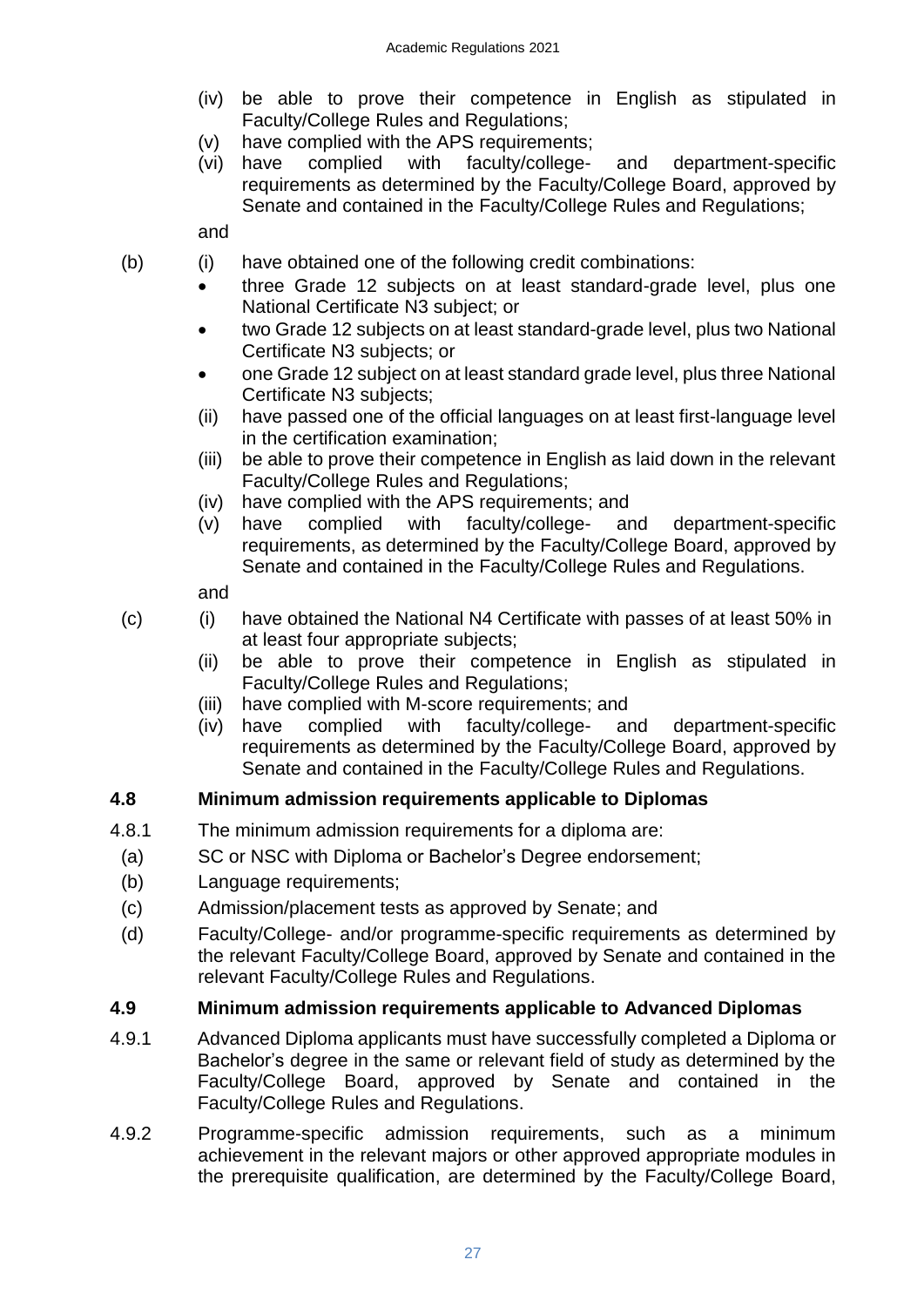(iv) be able to prove their competence in English as stipulated in Faculty/College Rules and Regulations;

(v) have complied with the APS requirements;

(vi) have complied with faculty/college- and department-specific requirements as determined by the Faculty/College Board, approved by Senate and contained in the Faculty/College Rules and Regulations;

and

(b) (i) have obtained one of the following credit combinations:

- three Grade 12 subjects on at least standard-grade level, plus one National Certificate N3 subject; or
- two Grade 12 subjects on at least standard-grade level, plus two National Certificate N3 subjects; or
- one Grade 12 subject on at least standard grade level, plus three National Certificate N3 subjects;

(ii) have passed one of the official languages on at least first-language level in the certification examination;

(iii) be able to prove their competence in English as laid down in the relevant Faculty/College Rules and Regulations;

(iv) have complied with the APS requirements; and

(v) have complied with faculty/college- and department-specific requirements, as determined by the Faculty/College Board, approved by Senate and contained in the Faculty/College Rules and Regulations.

and

(c) (i) have obtained the National N4 Certificate with passes of at least 50% in at least four appropriate subjects;

(ii) be able to prove their competence in English as stipulated in Faculty/College Rules and Regulations;

(iii) have complied with M-score requirements; and

(iv) have complied with faculty/college- and department-specific requirements as determined by the Faculty/College Board, approved by Senate and contained in the Faculty/College Rules and Regulations.

### 4.8 Minimum admission requirements applicable to Diplomas

4.8.1 The minimum admission requirements for a diploma are:

(a) SC or NSC with Diploma or Bachelor's Degree endorsement;

(b) Language requirements;

(c) Admission/placement tests as approved by Senate; and

(d) Faculty/College- and/or programme-specific requirements as determined by the relevant Faculty/College Board, approved by Senate and contained in the relevant Faculty/College Rules and Regulations.

### 4.9 Minimum admission requirements applicable to Advanced Diplomas

4.9.1 Advanced Diploma applicants must have successfully completed a Diploma or Bachelor's degree in the same or relevant field of study as determined by the Faculty/College Board, approved by Senate and contained in the Faculty/College Rules and Regulations.

4.9.2 Programme-specific admission requirements, such as a minimum achievement in the relevant majors or other approved appropriate modules in the prerequisite qualification, are determined by the Faculty/College Board,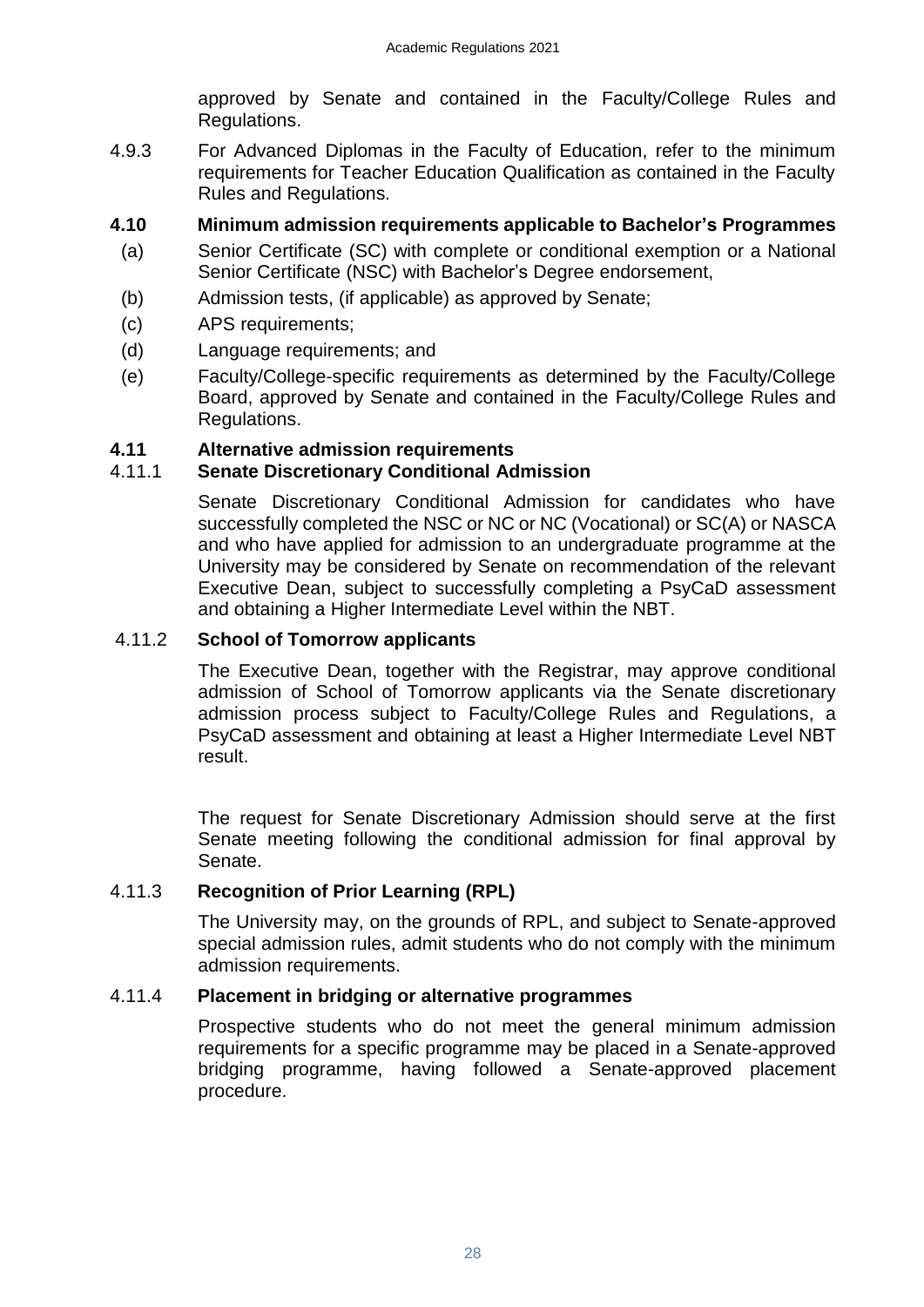approved by Senate and contained in the Faculty/College Rules and Regulations.

4.9.3 For Advanced Diplomas in the Faculty of Education, refer to the minimum requirements for Teacher Education Qualification as contained in the Faculty Rules and Regulations.

### 4.10 Minimum admission requirements applicable to Bachelor's Programmes

(a) Senior Certificate (SC) with complete or conditional exemption or a National Senior Certificate (NSC) with Bachelor's Degree endorsement,

(b) Admission tests, (if applicable) as approved by Senate;

(c) APS requirements;

(d) Language requirements; and

(e) Faculty/College-specific requirements as determined by the Faculty/College Board, approved by Senate and contained in the Faculty/College Rules and Regulations.

### 4.11 Alternative admission requirements

#### 4.11.1 Senate Discretionary Conditional Admission

Senate Discretionary Conditional Admission for candidates who have successfully completed the NSC or NC or NC (Vocational) or SC(A) or NASCA and who have applied for admission to an undergraduate programme at the University may be considered by Senate on recommendation of the relevant Executive Dean, subject to successfully completing a PsyCaD assessment and obtaining a Higher Intermediate Level within the NBT.

#### 4.11.2 School of Tomorrow applicants

The Executive Dean, together with the Registrar, may approve conditional admission of School of Tomorrow applicants via the Senate discretionary admission process subject to Faculty/College Rules and Regulations, a PsyCaD assessment and obtaining at least a Higher Intermediate Level NBT result.

The request for Senate Discretionary Admission should serve at the first Senate meeting following the conditional admission for final approval by Senate.

#### 4.11.3 Recognition of Prior Learning (RPL)

The University may, on the grounds of RPL, and subject to Senate-approved special admission rules, admit students who do not comply with the minimum admission requirements.

#### 4.11.4 Placement in bridging or alternative programmes

Prospective students who do not meet the general minimum admission requirements for a specific programme may be placed in a Senate-approved bridging programme, having followed a Senate-approved placement procedure.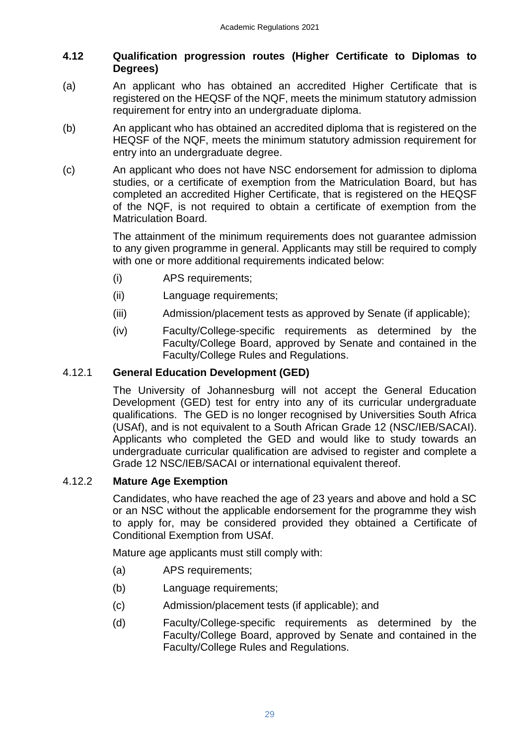### 4.12 Qualification progression routes (Higher Certificate to Diplomas to Degrees)

(a) An applicant who has obtained an accredited Higher Certificate that is registered on the HEQSF of the NQF, meets the minimum statutory admission requirement for entry into an undergraduate diploma.

(b) An applicant who has obtained an accredited diploma that is registered on the HEQSF of the NQF, meets the minimum statutory admission requirement for entry into an undergraduate degree.

(c) An applicant who does not have NSC endorsement for admission to diploma studies, or a certificate of exemption from the Matriculation Board, but has completed an accredited Higher Certificate, that is registered on the HEQSF of the NQF, is not required to obtain a certificate of exemption from the Matriculation Board.

The attainment of the minimum requirements does not guarantee admission to any given programme in general. Applicants may still be required to comply with one or more additional requirements indicated below:

(i) APS requirements;

(ii) Language requirements;

(iii) Admission/placement tests as approved by Senate (if applicable);

(iv) Faculty/College-specific requirements as determined by the Faculty/College Board, approved by Senate and contained in the Faculty/College Rules and Regulations.

#### 4.12.1 General Education Development (GED)

The University of Johannesburg will not accept the General Education Development (GED) test for entry into any of its curricular undergraduate qualifications. The GED is no longer recognised by Universities South Africa (USAf), and is not equivalent to a South African Grade 12 (NSC/IEB/SACAI). Applicants who completed the GED and would like to study towards an undergraduate curricular qualification are advised to register and complete a Grade 12 NSC/IEB/SACAI or international equivalent thereof.

#### 4.12.2 Mature Age Exemption

Candidates, who have reached the age of 23 years and above and hold a SC or an NSC without the applicable endorsement for the programme they wish to apply for, may be considered provided they obtained a Certificate of Conditional Exemption from USAf.

Mature age applicants must still comply with:

(a) APS requirements;

(b) Language requirements;

(c) Admission/placement tests (if applicable); and

(d) Faculty/College-specific requirements as determined by the Faculty/College Board, approved by Senate and contained in the Faculty/College Rules and Regulations.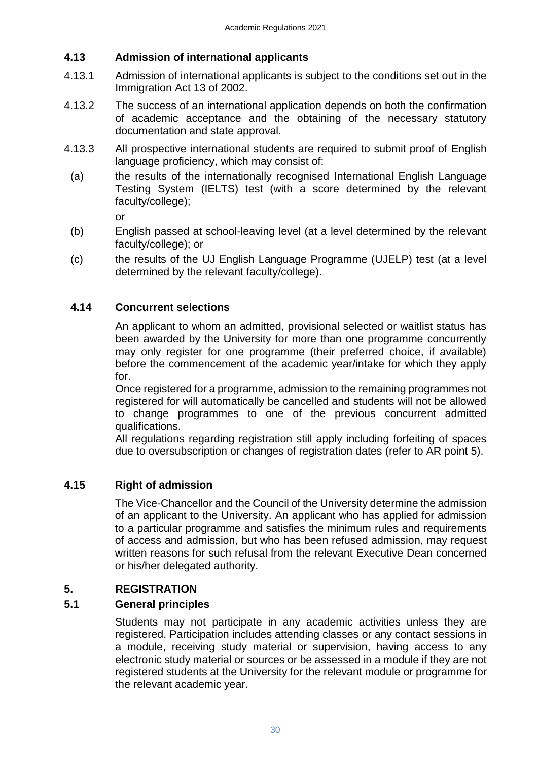### 4.13 Admission of international applicants

4.13.1 Admission of international applicants is subject to the conditions set out in the Immigration Act 13 of 2002.

4.13.2 The success of an international application depends on both the confirmation of academic acceptance and the obtaining of the necessary statutory documentation and state approval.

4.13.3 All prospective international students are required to submit proof of English language proficiency, which may consist of:

(a) the results of the internationally recognised International English Language Testing System (IELTS) test (with a score determined by the relevant faculty/college);

or

(b) English passed at school-leaving level (at a level determined by the relevant faculty/college); or

(c) the results of the UJ English Language Programme (UJELP) test (at a level determined by the relevant faculty/college).

### 4.14 Concurrent selections

An applicant to whom an admitted, provisional selected or waitlist status has been awarded by the University for more than one programme concurrently may only register for one programme (their preferred choice, if available) before the commencement of the academic year/intake for which they apply for.

Once registered for a programme, admission to the remaining programmes not registered for will automatically be cancelled and students will not be allowed to change programmes to one of the previous concurrent admitted qualifications.

All regulations regarding registration still apply including forfeiting of spaces due to oversubscription or changes of registration dates (refer to AR point 5).

### 4.15 Right of admission

The Vice-Chancellor and the Council of the University determine the admission of an applicant to the University. An applicant who has applied for admission to a particular programme and satisfies the minimum rules and requirements of access and admission, but who has been refused admission, may request written reasons for such refusal from the relevant Executive Dean concerned or his/her delegated authority.

## 5. REGISTRATION

### 5.1 General principles

Students may not participate in any academic activities unless they are registered. Participation includes attending classes or any contact sessions in a module, receiving study material or supervision, having access to any electronic study material or sources or be assessed in a module if they are not registered students at the University for the relevant module or programme for the relevant academic year.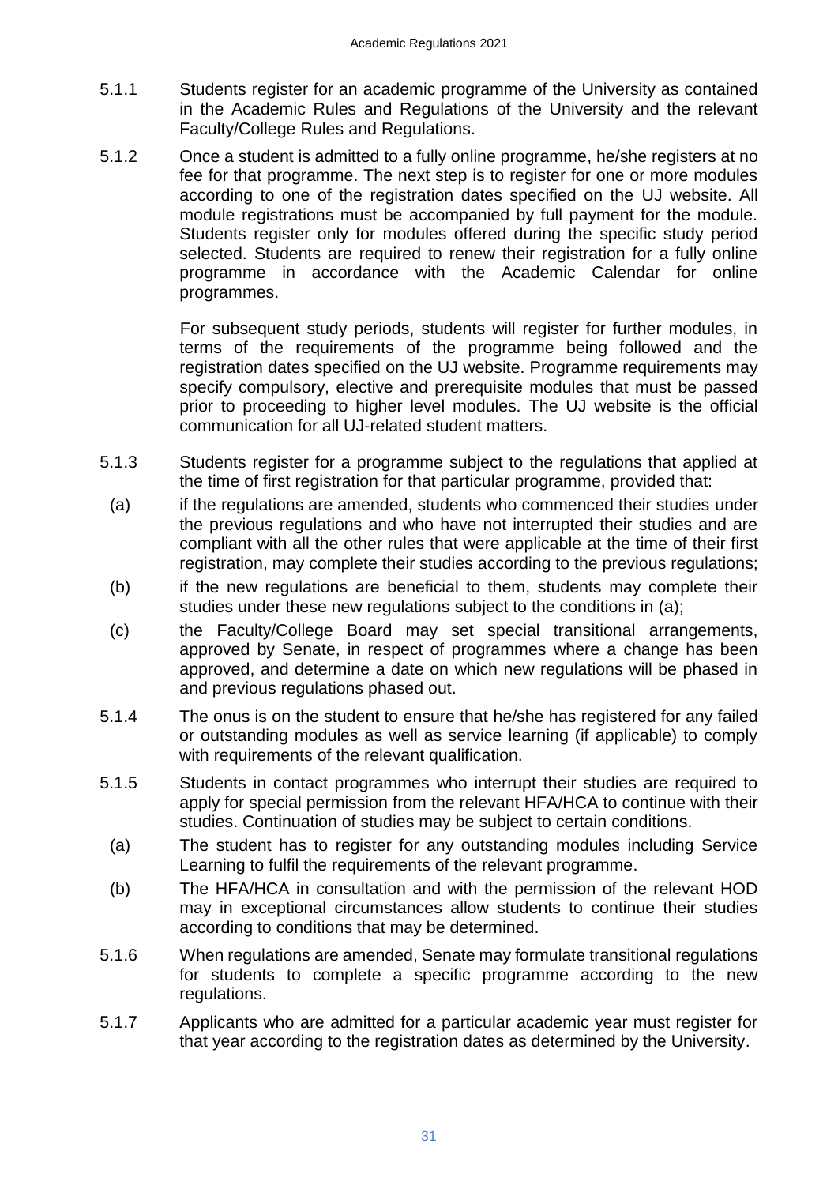5.1.1 Students register for an academic programme of the University as contained in the Academic Rules and Regulations of the University and the relevant Faculty/College Rules and Regulations.

5.1.2 Once a student is admitted to a fully online programme, he/she registers at no fee for that programme. The next step is to register for one or more modules according to one of the registration dates specified on the UJ website. All module registrations must be accompanied by full payment for the module. Students register only for modules offered during the specific study period selected. Students are required to renew their registration for a fully online programme in accordance with the Academic Calendar for online programmes.

For subsequent study periods, students will register for further modules, in terms of the requirements of the programme being followed and the registration dates specified on the UJ website. Programme requirements may specify compulsory, elective and prerequisite modules that must be passed prior to proceeding to higher level modules. The UJ website is the official communication for all UJ-related student matters.

5.1.3 Students register for a programme subject to the regulations that applied at the time of first registration for that particular programme, provided that:

(a) if the regulations are amended, students who commenced their studies under the previous regulations and who have not interrupted their studies and are compliant with all the other rules that were applicable at the time of their first registration, may complete their studies according to the previous regulations;

(b) if the new regulations are beneficial to them, students may complete their studies under these new regulations subject to the conditions in (a);

(c) the Faculty/College Board may set special transitional arrangements, approved by Senate, in respect of programmes where a change has been approved, and determine a date on which new regulations will be phased in and previous regulations phased out.

5.1.4 The onus is on the student to ensure that he/she has registered for any failed or outstanding modules as well as service learning (if applicable) to comply with requirements of the relevant qualification.

5.1.5 Students in contact programmes who interrupt their studies are required to apply for special permission from the relevant HFA/HCA to continue with their studies. Continuation of studies may be subject to certain conditions.

(a) The student has to register for any outstanding modules including Service Learning to fulfil the requirements of the relevant programme.

(b) The HFA/HCA in consultation and with the permission of the relevant HOD may in exceptional circumstances allow students to continue their studies according to conditions that may be determined.

5.1.6 When regulations are amended, Senate may formulate transitional regulations for students to complete a specific programme according to the new regulations.

5.1.7 Applicants who are admitted for a particular academic year must register for that year according to the registration dates as determined by the University.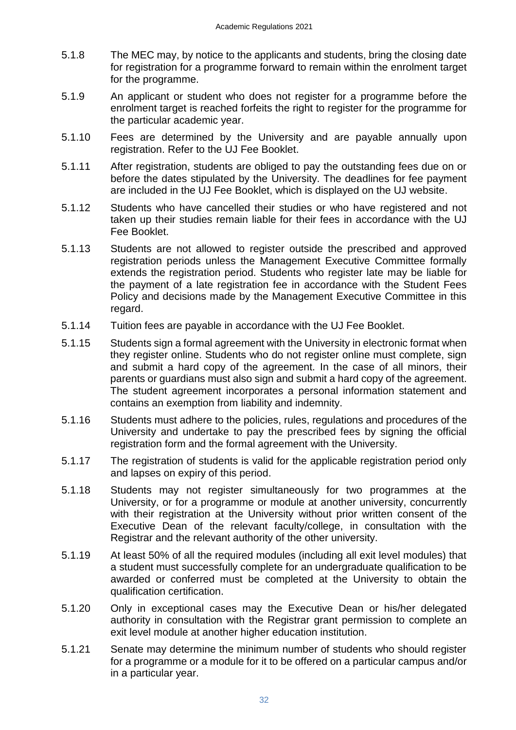5.1.8 The MEC may, by notice to the applicants and students, bring the closing date for registration for a programme forward to remain within the enrolment target for the programme.

5.1.9 An applicant or student who does not register for a programme before the enrolment target is reached forfeits the right to register for the programme for the particular academic year.

5.1.10 Fees are determined by the University and are payable annually upon registration. Refer to the UJ Fee Booklet.

5.1.11 After registration, students are obliged to pay the outstanding fees due on or before the dates stipulated by the University. The deadlines for fee payment are included in the UJ Fee Booklet, which is displayed on the UJ website.

5.1.12 Students who have cancelled their studies or who have registered and not taken up their studies remain liable for their fees in accordance with the UJ Fee Booklet.

5.1.13 Students are not allowed to register outside the prescribed and approved registration periods unless the Management Executive Committee formally extends the registration period. Students who register late may be liable for the payment of a late registration fee in accordance with the Student Fees Policy and decisions made by the Management Executive Committee in this regard.

5.1.14 Tuition fees are payable in accordance with the UJ Fee Booklet.

5.1.15 Students sign a formal agreement with the University in electronic format when they register online. Students who do not register online must complete, sign and submit a hard copy of the agreement. In the case of all minors, their parents or guardians must also sign and submit a hard copy of the agreement. The student agreement incorporates a personal information statement and contains an exemption from liability and indemnity.

5.1.16 Students must adhere to the policies, rules, regulations and procedures of the University and undertake to pay the prescribed fees by signing the official registration form and the formal agreement with the University.

5.1.17 The registration of students is valid for the applicable registration period only and lapses on expiry of this period.

5.1.18 Students may not register simultaneously for two programmes at the University, or for a programme or module at another university, concurrently with their registration at the University without prior written consent of the Executive Dean of the relevant faculty/college, in consultation with the Registrar and the relevant authority of the other university.

5.1.19 At least 50% of all the required modules (including all exit level modules) that a student must successfully complete for an undergraduate qualification to be awarded or conferred must be completed at the University to obtain the qualification certification.

5.1.20 Only in exceptional cases may the Executive Dean or his/her delegated authority in consultation with the Registrar grant permission to complete an exit level module at another higher education institution.

5.1.21 Senate may determine the minimum number of students who should register for a programme or a module for it to be offered on a particular campus and/or in a particular year.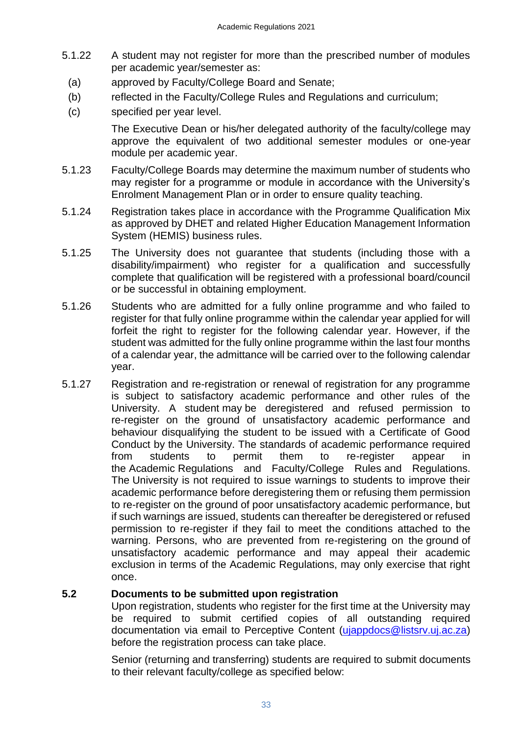5.1.22 A student may not register for more than the prescribed number of modules per academic year/semester as:

(a) approved by Faculty/College Board and Senate;

(b) reflected in the Faculty/College Rules and Regulations and curriculum;

(c) specified per year level.

The Executive Dean or his/her delegated authority of the faculty/college may approve the equivalent of two additional semester modules or one-year module per academic year.

5.1.23 Faculty/College Boards may determine the maximum number of students who may register for a programme or module in accordance with the University's Enrolment Management Plan or in order to ensure quality teaching.

5.1.24 Registration takes place in accordance with the Programme Qualification Mix as approved by DHET and related Higher Education Management Information System (HEMIS) business rules.

5.1.25 The University does not guarantee that students (including those with a disability/impairment) who register for a qualification and successfully complete that qualification will be registered with a professional board/council or be successful in obtaining employment.

5.1.26 Students who are admitted for a fully online programme and who failed to register for that fully online programme within the calendar year applied for will forfeit the right to register for the following calendar year. However, if the student was admitted for the fully online programme within the last four months of a calendar year, the admittance will be carried over to the following calendar year.

5.1.27 Registration and re-registration or renewal of registration for any programme is subject to satisfactory academic performance and other rules of the University. A student may be deregistered and refused permission to re-register on the ground of unsatisfactory academic performance and behaviour disqualifying the student to be issued with a Certificate of Good Conduct by the University. The standards of academic performance required from students to permit them to re-register appear in the Academic Regulations and Faculty/College Rules and Regulations. The University is not required to issue warnings to students to improve their academic performance before deregistering them or refusing them permission to re-register on the ground of poor unsatisfactory academic performance, but if such warnings are issued, students can thereafter be deregistered or refused permission to re-register if they fail to meet the conditions attached to the warning. Persons, who are prevented from re-registering on the ground of unsatisfactory academic performance and may appeal their academic exclusion in terms of the Academic Regulations, may only exercise that right once.

### 5.2 Documents to be submitted upon registration

Upon registration, students who register for the first time at the University may be required to submit certified copies of all outstanding required documentation via email to Perceptive Content (ujappdocs@listsrv.uj.ac.za) before the registration process can take place.

Senior (returning and transferring) students are required to submit documents to their relevant faculty/college as specified below: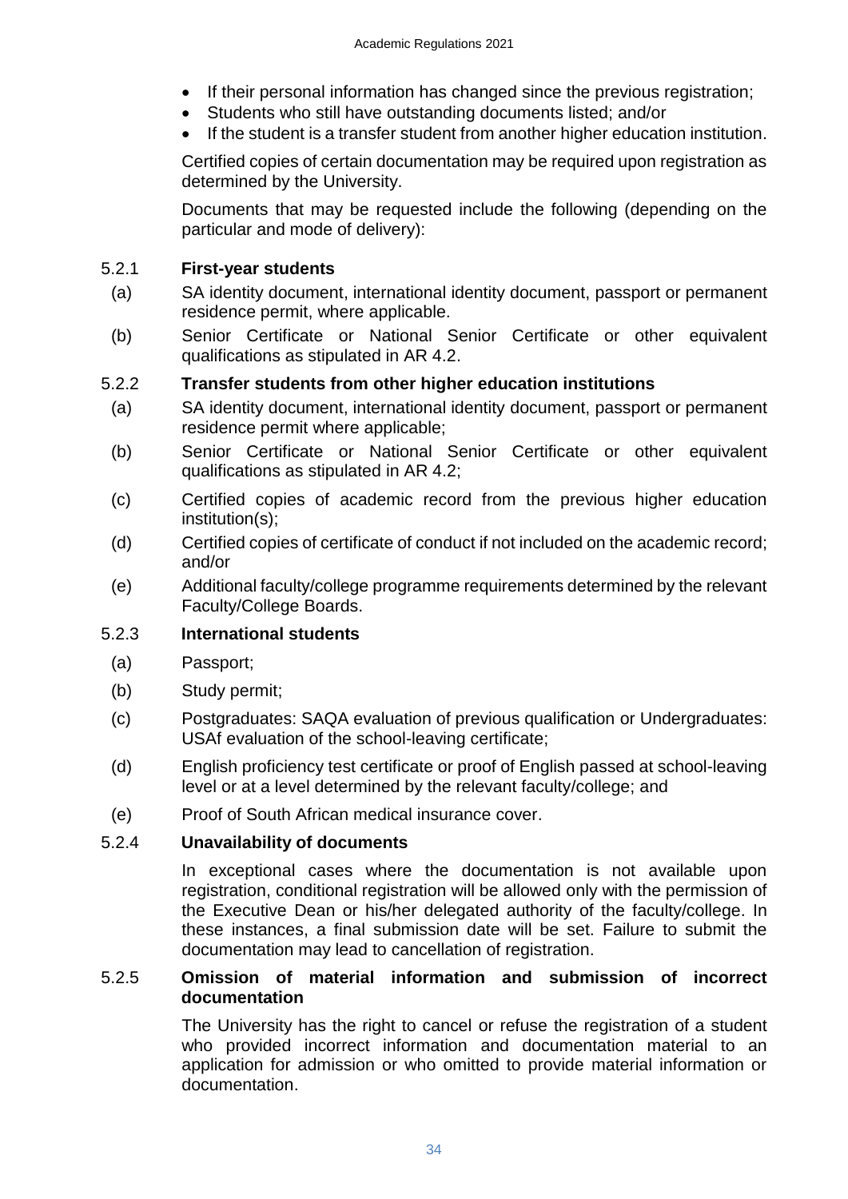- If their personal information has changed since the previous registration;
- Students who still have outstanding documents listed; and/or
- If the student is a transfer student from another higher education institution.

Certified copies of certain documentation may be required upon registration as determined by the University.

Documents that may be requested include the following (depending on the particular and mode of delivery):

### 5.2.1 First-year students

(a) SA identity document, international identity document, passport or permanent residence permit, where applicable.

(b) Senior Certificate or National Senior Certificate or other equivalent qualifications as stipulated in AR 4.2.

### 5.2.2 Transfer students from other higher education institutions

(a) SA identity document, international identity document, passport or permanent residence permit where applicable;

(b) Senior Certificate or National Senior Certificate or other equivalent qualifications as stipulated in AR 4.2;

(c) Certified copies of academic record from the previous higher education institution(s);

(d) Certified copies of certificate of conduct if not included on the academic record; and/or

(e) Additional faculty/college programme requirements determined by the relevant Faculty/College Boards.

### 5.2.3 International students

(a) Passport;

(b) Study permit;

(c) Postgraduates: SAQA evaluation of previous qualification or Undergraduates: USAf evaluation of the school-leaving certificate;

(d) English proficiency test certificate or proof of English passed at school-leaving level or at a level determined by the relevant faculty/college; and

(e) Proof of South African medical insurance cover.

### 5.2.4 Unavailability of documents

In exceptional cases where the documentation is not available upon registration, conditional registration will be allowed only with the permission of the Executive Dean or his/her delegated authority of the faculty/college. In these instances, a final submission date will be set. Failure to submit the documentation may lead to cancellation of registration.

### 5.2.5 Omission of material information and submission of incorrect documentation

The University has the right to cancel or refuse the registration of a student who provided incorrect information and documentation material to an application for admission or who omitted to provide material information or documentation.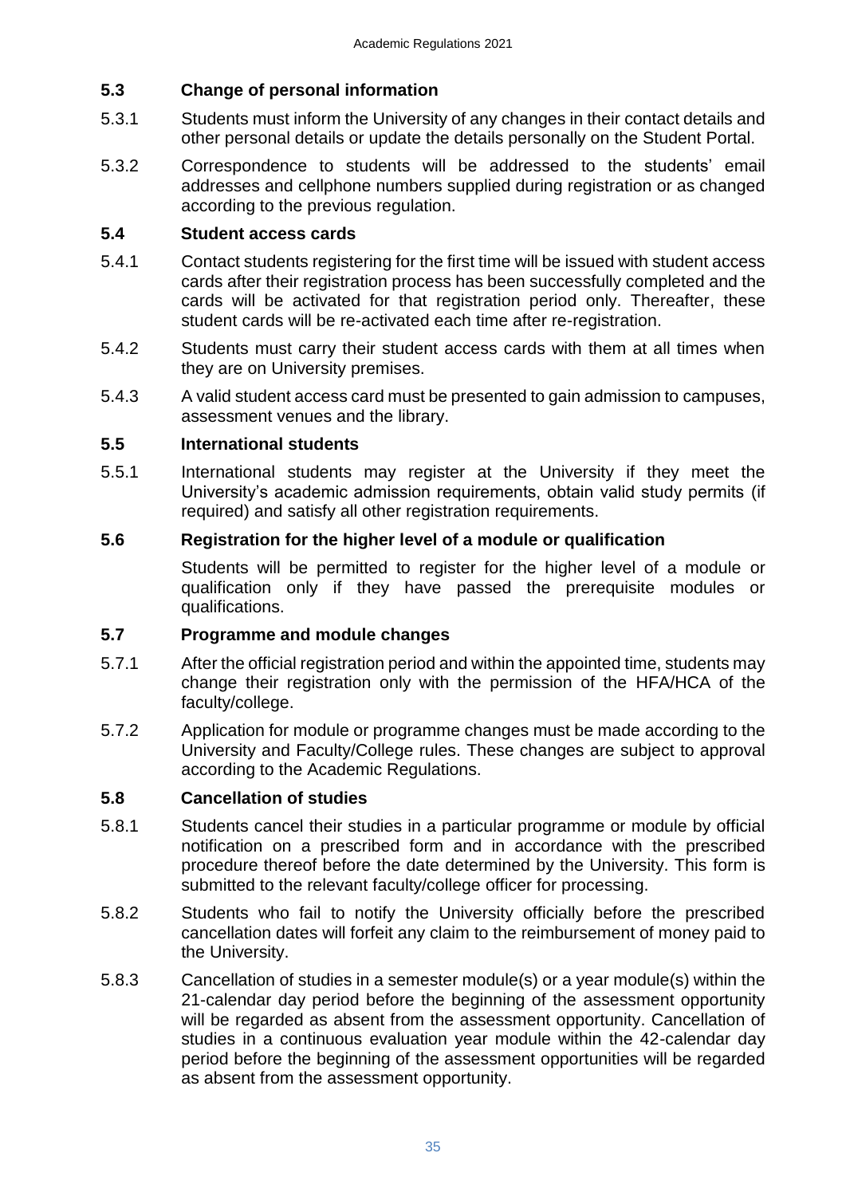### 5.3 Change of personal information

5.3.1 Students must inform the University of any changes in their contact details and other personal details or update the details personally on the Student Portal.

5.3.2 Correspondence to students will be addressed to the students' email addresses and cellphone numbers supplied during registration or as changed according to the previous regulation.

### 5.4 Student access cards

5.4.1 Contact students registering for the first time will be issued with student access cards after their registration process has been successfully completed and the cards will be activated for that registration period only. Thereafter, these student cards will be re-activated each time after re-registration.

5.4.2 Students must carry their student access cards with them at all times when they are on University premises.

5.4.3 A valid student access card must be presented to gain admission to campuses, assessment venues and the library.

### 5.5 International students

5.5.1 International students may register at the University if they meet the University's academic admission requirements, obtain valid study permits (if required) and satisfy all other registration requirements.

### 5.6 Registration for the higher level of a module or qualification

Students will be permitted to register for the higher level of a module or qualification only if they have passed the prerequisite modules or qualifications.

### 5.7 Programme and module changes

5.7.1 After the official registration period and within the appointed time, students may change their registration only with the permission of the HFA/HCA of the faculty/college.

5.7.2 Application for module or programme changes must be made according to the University and Faculty/College rules. These changes are subject to approval according to the Academic Regulations.

### 5.8 Cancellation of studies

5.8.1 Students cancel their studies in a particular programme or module by official notification on a prescribed form and in accordance with the prescribed procedure thereof before the date determined by the University. This form is submitted to the relevant faculty/college officer for processing.

5.8.2 Students who fail to notify the University officially before the prescribed cancellation dates will forfeit any claim to the reimbursement of money paid to the University.

5.8.3 Cancellation of studies in a semester module(s) or a year module(s) within the 21-calendar day period before the beginning of the assessment opportunity will be regarded as absent from the assessment opportunity. Cancellation of studies in a continuous evaluation year module within the 42-calendar day period before the beginning of the assessment opportunities will be regarded as absent from the assessment opportunity.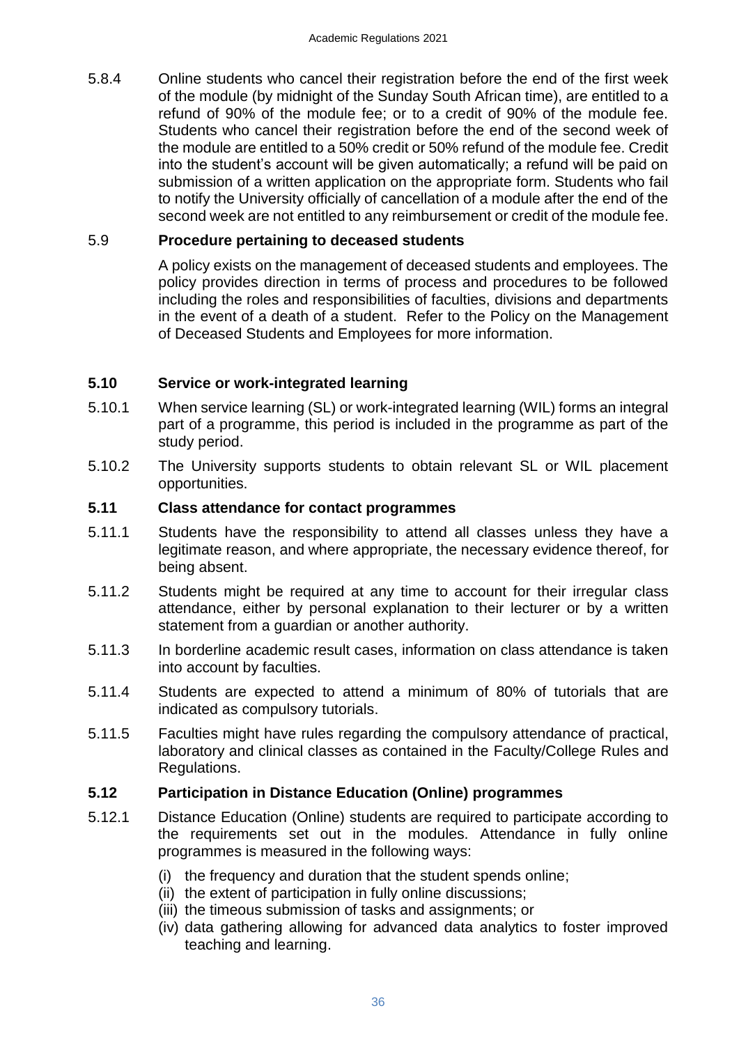5.8.4 Online students who cancel their registration before the end of the first week of the module (by midnight of the Sunday South African time), are entitled to a refund of 90% of the module fee; or to a credit of 90% of the module fee. Students who cancel their registration before the end of the second week of the module are entitled to a 50% credit or 50% refund of the module fee. Credit into the student's account will be given automatically; a refund will be paid on submission of a written application on the appropriate form. Students who fail to notify the University officially of cancellation of a module after the end of the second week are not entitled to any reimbursement or credit of the module fee.

### 5.9 Procedure pertaining to deceased students

A policy exists on the management of deceased students and employees. The policy provides direction in terms of process and procedures to be followed including the roles and responsibilities of faculties, divisions and departments in the event of a death of a student. Refer to the Policy on the Management of Deceased Students and Employees for more information.

### 5.10 Service or work-integrated learning

5.10.1 When service learning (SL) or work-integrated learning (WIL) forms an integral part of a programme, this period is included in the programme as part of the study period.

5.10.2 The University supports students to obtain relevant SL or WIL placement opportunities.

### 5.11 Class attendance for contact programmes

5.11.1 Students have the responsibility to attend all classes unless they have a legitimate reason, and where appropriate, the necessary evidence thereof, for being absent.

5.11.2 Students might be required at any time to account for their irregular class attendance, either by personal explanation to their lecturer or by a written statement from a guardian or another authority.

5.11.3 In borderline academic result cases, information on class attendance is taken into account by faculties.

5.11.4 Students are expected to attend a minimum of 80% of tutorials that are indicated as compulsory tutorials.

5.11.5 Faculties might have rules regarding the compulsory attendance of practical, laboratory and clinical classes as contained in the Faculty/College Rules and Regulations.

### 5.12 Participation in Distance Education (Online) programmes

5.12.1 Distance Education (Online) students are required to participate according to the requirements set out in the modules. Attendance in fully online programmes is measured in the following ways:

(i) the frequency and duration that the student spends online;
(ii) the extent of participation in fully online discussions;
(iii) the timeous submission of tasks and assignments; or
(iv) data gathering allowing for advanced data analytics to foster improved teaching and learning.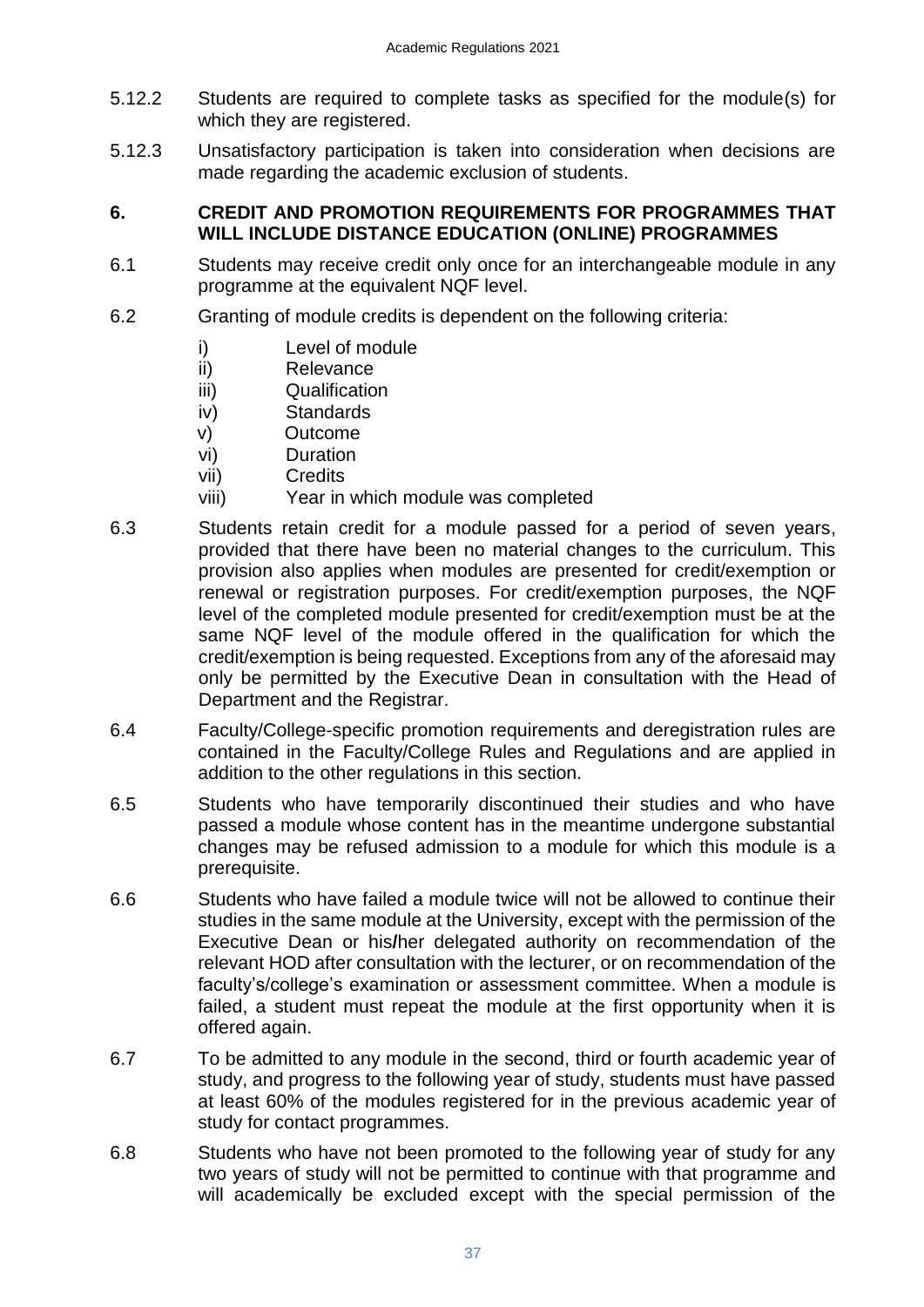5.12.2 Students are required to complete tasks as specified for the module(s) for which they are registered.

5.12.3 Unsatisfactory participation is taken into consideration when decisions are made regarding the academic exclusion of students.

## 6. CREDIT AND PROMOTION REQUIREMENTS FOR PROGRAMMES THAT WILL INCLUDE DISTANCE EDUCATION (ONLINE) PROGRAMMES

6.1 Students may receive credit only once for an interchangeable module in any programme at the equivalent NQF level.

6.2 Granting of module credits is dependent on the following criteria:

- i) Level of module
- ii) Relevance
- iii) Qualification
- iv) Standards
- v) Outcome
- vi) Duration
- vii) Credits
- viii) Year in which module was completed

6.3 Students retain credit for a module passed for a period of seven years, provided that there have been no material changes to the curriculum. This provision also applies when modules are presented for credit/exemption or renewal or registration purposes. For credit/exemption purposes, the NQF level of the completed module presented for credit/exemption must be at the same NQF level of the module offered in the qualification for which the credit/exemption is being requested. Exceptions from any of the aforesaid may only be permitted by the Executive Dean in consultation with the Head of Department and the Registrar.

6.4 Faculty/College-specific promotion requirements and deregistration rules are contained in the Faculty/College Rules and Regulations and are applied in addition to the other regulations in this section.

6.5 Students who have temporarily discontinued their studies and who have passed a module whose content has in the meantime undergone substantial changes may be refused admission to a module for which this module is a prerequisite.

6.6 Students who have failed a module twice will not be allowed to continue their studies in the same module at the University, except with the permission of the Executive Dean or his/her delegated authority on recommendation of the relevant HOD after consultation with the lecturer, or on recommendation of the faculty's/college's examination or assessment committee. When a module is failed, a student must repeat the module at the first opportunity when it is offered again.

6.7 To be admitted to any module in the second, third or fourth academic year of study, and progress to the following year of study, students must have passed at least 60% of the modules registered for in the previous academic year of study for contact programmes.

6.8 Students who have not been promoted to the following year of study for any two years of study will not be permitted to continue with that programme and will academically be excluded except with the special permission of the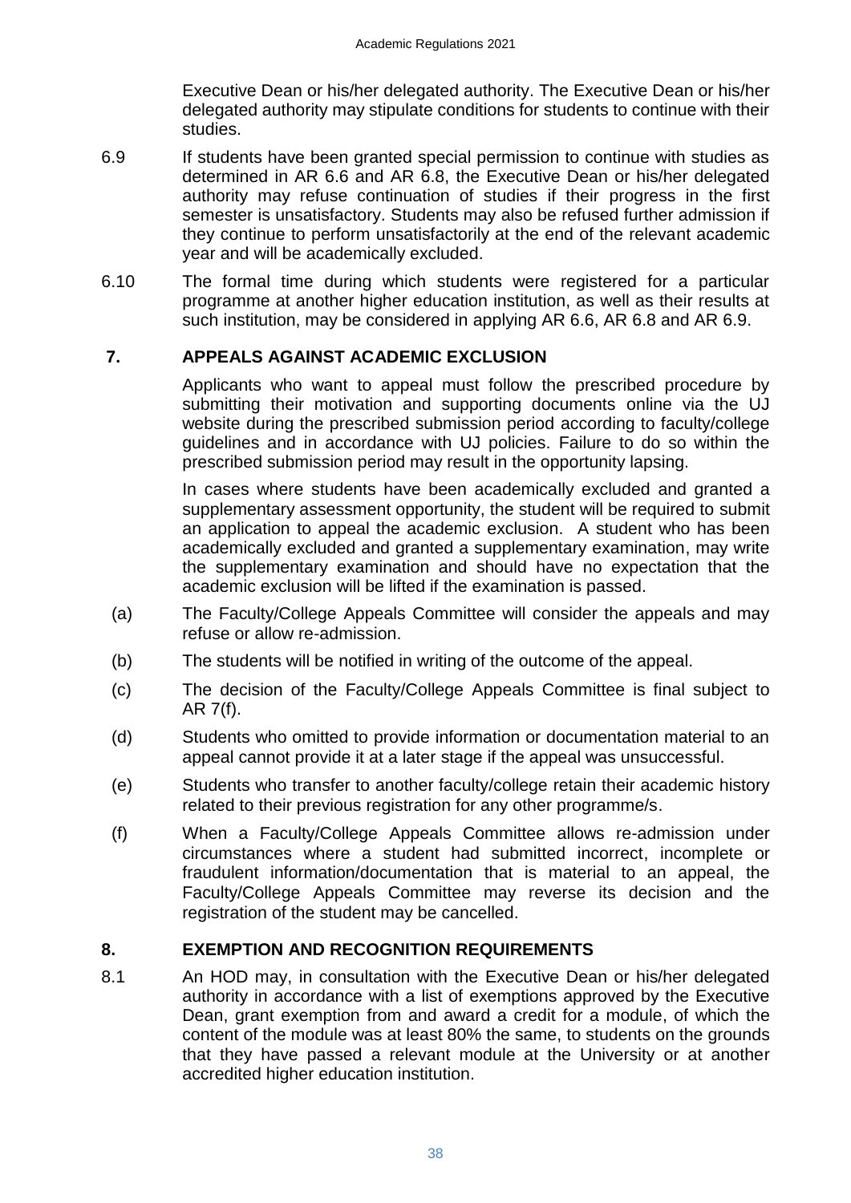Executive Dean or his/her delegated authority. The Executive Dean or his/her delegated authority may stipulate conditions for students to continue with their studies.

6.9 If students have been granted special permission to continue with studies as determined in AR 6.6 and AR 6.8, the Executive Dean or his/her delegated authority may refuse continuation of studies if their progress in the first semester is unsatisfactory. Students may also be refused further admission if they continue to perform unsatisfactorily at the end of the relevant academic year and will be academically excluded.

6.10 The formal time during which students were registered for a particular programme at another higher education institution, as well as their results at such institution, may be considered in applying AR 6.6, AR 6.8 and AR 6.9.

## 7. APPEALS AGAINST ACADEMIC EXCLUSION

Applicants who want to appeal must follow the prescribed procedure by submitting their motivation and supporting documents online via the UJ website during the prescribed submission period according to faculty/college guidelines and in accordance with UJ policies. Failure to do so within the prescribed submission period may result in the opportunity lapsing.

In cases where students have been academically excluded and granted a supplementary assessment opportunity, the student will be required to submit an application to appeal the academic exclusion. A student who has been academically excluded and granted a supplementary examination, may write the supplementary examination and should have no expectation that the academic exclusion will be lifted if the examination is passed.

(a) The Faculty/College Appeals Committee will consider the appeals and may refuse or allow re-admission.

(b) The students will be notified in writing of the outcome of the appeal.

(c) The decision of the Faculty/College Appeals Committee is final subject to AR 7(f).

(d) Students who omitted to provide information or documentation material to an appeal cannot provide it at a later stage if the appeal was unsuccessful.

(e) Students who transfer to another faculty/college retain their academic history related to their previous registration for any other programme/s.

(f) When a Faculty/College Appeals Committee allows re-admission under circumstances where a student had submitted incorrect, incomplete or fraudulent information/documentation that is material to an appeal, the Faculty/College Appeals Committee may reverse its decision and the registration of the student may be cancelled.

## 8. EXEMPTION AND RECOGNITION REQUIREMENTS

8.1 An HOD may, in consultation with the Executive Dean or his/her delegated authority in accordance with a list of exemptions approved by the Executive Dean, grant exemption from and award a credit for a module, of which the content of the module was at least 80% the same, to students on the grounds that they have passed a relevant module at the University or at another accredited higher education institution.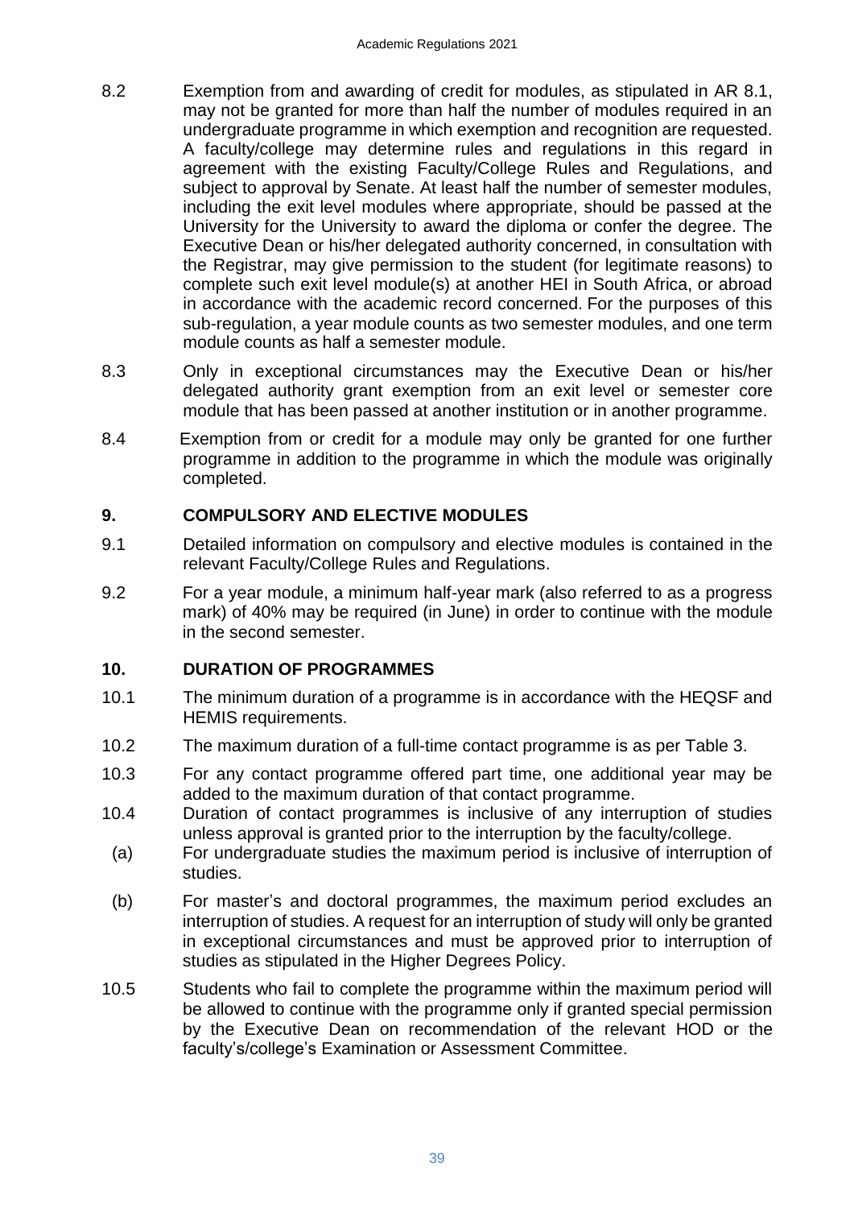8.2 Exemption from and awarding of credit for modules, as stipulated in AR 8.1, may not be granted for more than half the number of modules required in an undergraduate programme in which exemption and recognition are requested. A faculty/college may determine rules and regulations in this regard in agreement with the existing Faculty/College Rules and Regulations, and subject to approval by Senate. At least half the number of semester modules, including the exit level modules where appropriate, should be passed at the University for the University to award the diploma or confer the degree. The Executive Dean or his/her delegated authority concerned, in consultation with the Registrar, may give permission to the student (for legitimate reasons) to complete such exit level module(s) at another HEI in South Africa, or abroad in accordance with the academic record concerned. For the purposes of this sub-regulation, a year module counts as two semester modules, and one term module counts as half a semester module.

8.3 Only in exceptional circumstances may the Executive Dean or his/her delegated authority grant exemption from an exit level or semester core module that has been passed at another institution or in another programme.

8.4 Exemption from or credit for a module may only be granted for one further programme in addition to the programme in which the module was originally completed.

## 9. COMPULSORY AND ELECTIVE MODULES

9.1 Detailed information on compulsory and elective modules is contained in the relevant Faculty/College Rules and Regulations.

9.2 For a year module, a minimum half-year mark (also referred to as a progress mark) of 40% may be required (in June) in order to continue with the module in the second semester.

## 10. DURATION OF PROGRAMMES

10.1 The minimum duration of a programme is in accordance with the HEQSF and HEMIS requirements.

10.2 The maximum duration of a full-time contact programme is as per Table 3.

10.3 For any contact programme offered part time, one additional year may be added to the maximum duration of that contact programme.

10.4 Duration of contact programmes is inclusive of any interruption of studies unless approval is granted prior to the interruption by the faculty/college.

(a) For undergraduate studies the maximum period is inclusive of interruption of studies.

(b) For master's and doctoral programmes, the maximum period excludes an interruption of studies. A request for an interruption of study will only be granted in exceptional circumstances and must be approved prior to interruption of studies as stipulated in the Higher Degrees Policy.

10.5 Students who fail to complete the programme within the maximum period will be allowed to continue with the programme only if granted special permission by the Executive Dean on recommendation of the relevant HOD or the faculty's/college's Examination or Assessment Committee.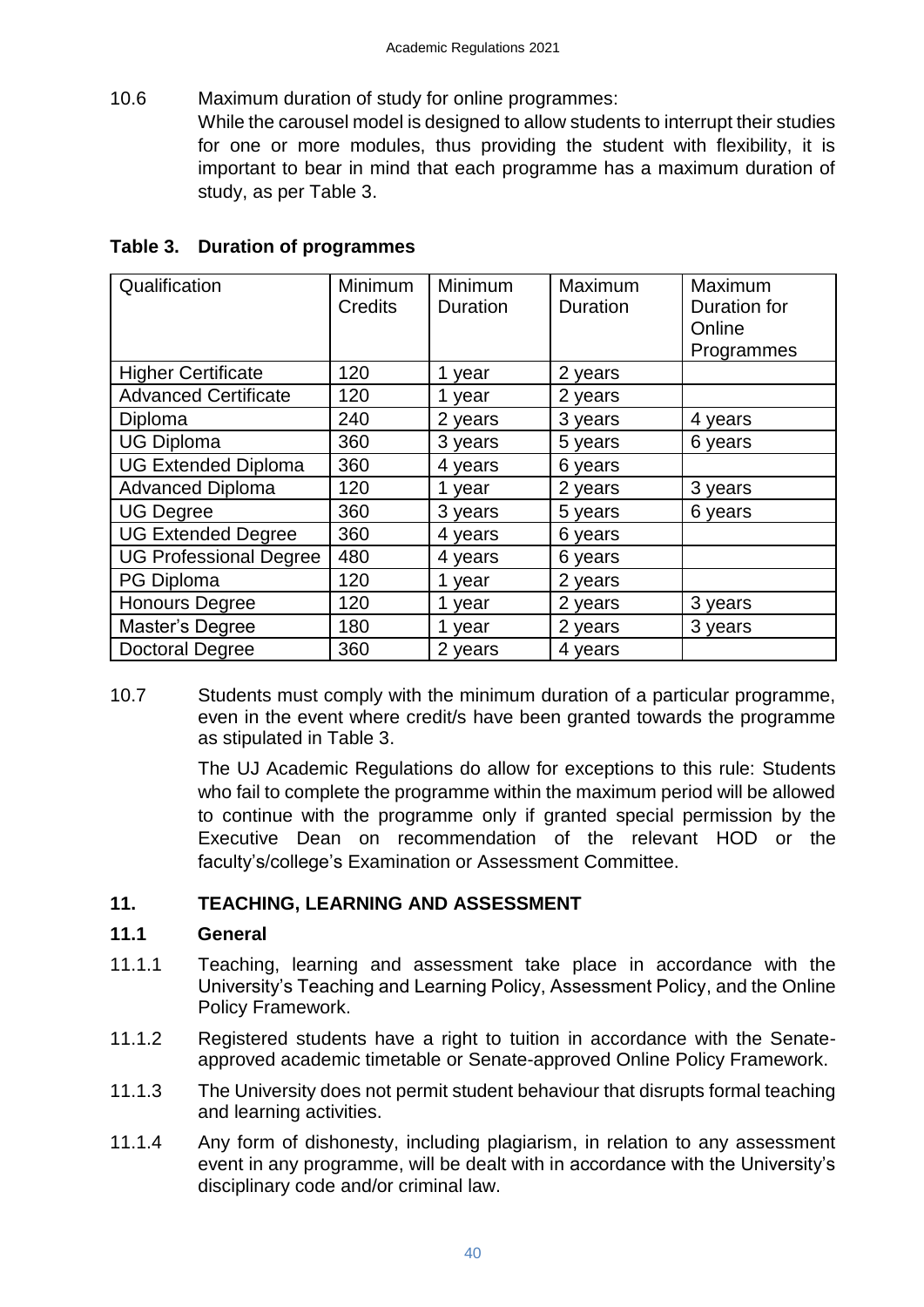10.6 Maximum duration of study for online programmes:

While the carousel model is designed to allow students to interrupt their studies for one or more modules, thus providing the student with flexibility, it is important to bear in mind that each programme has a maximum duration of study, as per Table 3.

**Table 3. Duration of programmes**

| Qualification | Minimum Credits | Minimum Duration | Maximum Duration | Maximum Duration for Online Programmes |
|---|---|---|---|---|
| Higher Certificate | 120 | 1 year | 2 years | |
| Advanced Certificate | 120 | 1 year | 2 years | |
| Diploma | 240 | 2 years | 3 years | 4 years |
| UG Diploma | 360 | 3 years | 5 years | 6 years |
| UG Extended Diploma | 360 | 4 years | 6 years | |
| Advanced Diploma | 120 | 1 year | 2 years | 3 years |
| UG Degree | 360 | 3 years | 5 years | 6 years |
| UG Extended Degree | 360 | 4 years | 6 years | |
| UG Professional Degree | 480 | 4 years | 6 years | |
| PG Diploma | 120 | 1 year | 2 years | |
| Honours Degree | 120 | 1 year | 2 years | 3 years |
| Master's Degree | 180 | 1 year | 2 years | 3 years |
| Doctoral Degree | 360 | 2 years | 4 years | |

10.7 Students must comply with the minimum duration of a particular programme, even in the event where credit/s have been granted towards the programme as stipulated in Table 3.

The UJ Academic Regulations do allow for exceptions to this rule: Students who fail to complete the programme within the maximum period will be allowed to continue with the programme only if granted special permission by the Executive Dean on recommendation of the relevant HOD or the faculty's/college's Examination or Assessment Committee.

## 11. TEACHING, LEARNING AND ASSESSMENT

### 11.1 General

11.1.1 Teaching, learning and assessment take place in accordance with the University's Teaching and Learning Policy, Assessment Policy, and the Online Policy Framework.

11.1.2 Registered students have a right to tuition in accordance with the Senate-approved academic timetable or Senate-approved Online Policy Framework.

11.1.3 The University does not permit student behaviour that disrupts formal teaching and learning activities.

11.1.4 Any form of dishonesty, including plagiarism, in relation to any assessment event in any programme, will be dealt with in accordance with the University's disciplinary code and/or criminal law.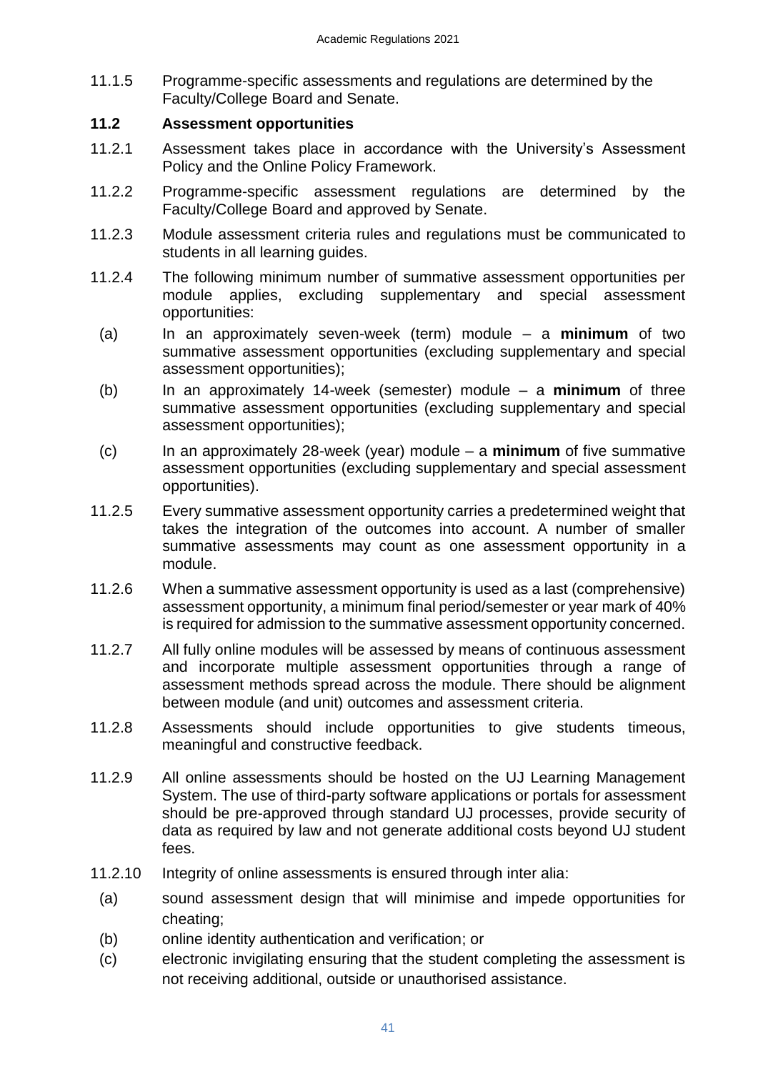11.1.5 Programme-specific assessments and regulations are determined by the Faculty/College Board and Senate.

### 11.2 Assessment opportunities

11.2.1 Assessment takes place in accordance with the University's Assessment Policy and the Online Policy Framework.

11.2.2 Programme-specific assessment regulations are determined by the Faculty/College Board and approved by Senate.

11.2.3 Module assessment criteria rules and regulations must be communicated to students in all learning guides.

11.2.4 The following minimum number of summative assessment opportunities per module applies, excluding supplementary and special assessment opportunities:

(a) In an approximately seven-week (term) module – a **minimum** of two summative assessment opportunities (excluding supplementary and special assessment opportunities);

(b) In an approximately 14-week (semester) module – a **minimum** of three summative assessment opportunities (excluding supplementary and special assessment opportunities);

(c) In an approximately 28-week (year) module – a **minimum** of five summative assessment opportunities (excluding supplementary and special assessment opportunities).

11.2.5 Every summative assessment opportunity carries a predetermined weight that takes the integration of the outcomes into account. A number of smaller summative assessments may count as one assessment opportunity in a module.

11.2.6 When a summative assessment opportunity is used as a last (comprehensive) assessment opportunity, a minimum final period/semester or year mark of 40% is required for admission to the summative assessment opportunity concerned.

11.2.7 All fully online modules will be assessed by means of continuous assessment and incorporate multiple assessment opportunities through a range of assessment methods spread across the module. There should be alignment between module (and unit) outcomes and assessment criteria.

11.2.8 Assessments should include opportunities to give students timeous, meaningful and constructive feedback.

11.2.9 All online assessments should be hosted on the UJ Learning Management System. The use of third-party software applications or portals for assessment should be pre-approved through standard UJ processes, provide security of data as required by law and not generate additional costs beyond UJ student fees.

11.2.10 Integrity of online assessments is ensured through inter alia:

(a) sound assessment design that will minimise and impede opportunities for cheating;

(b) online identity authentication and verification; or

(c) electronic invigilating ensuring that the student completing the assessment is not receiving additional, outside or unauthorised assistance.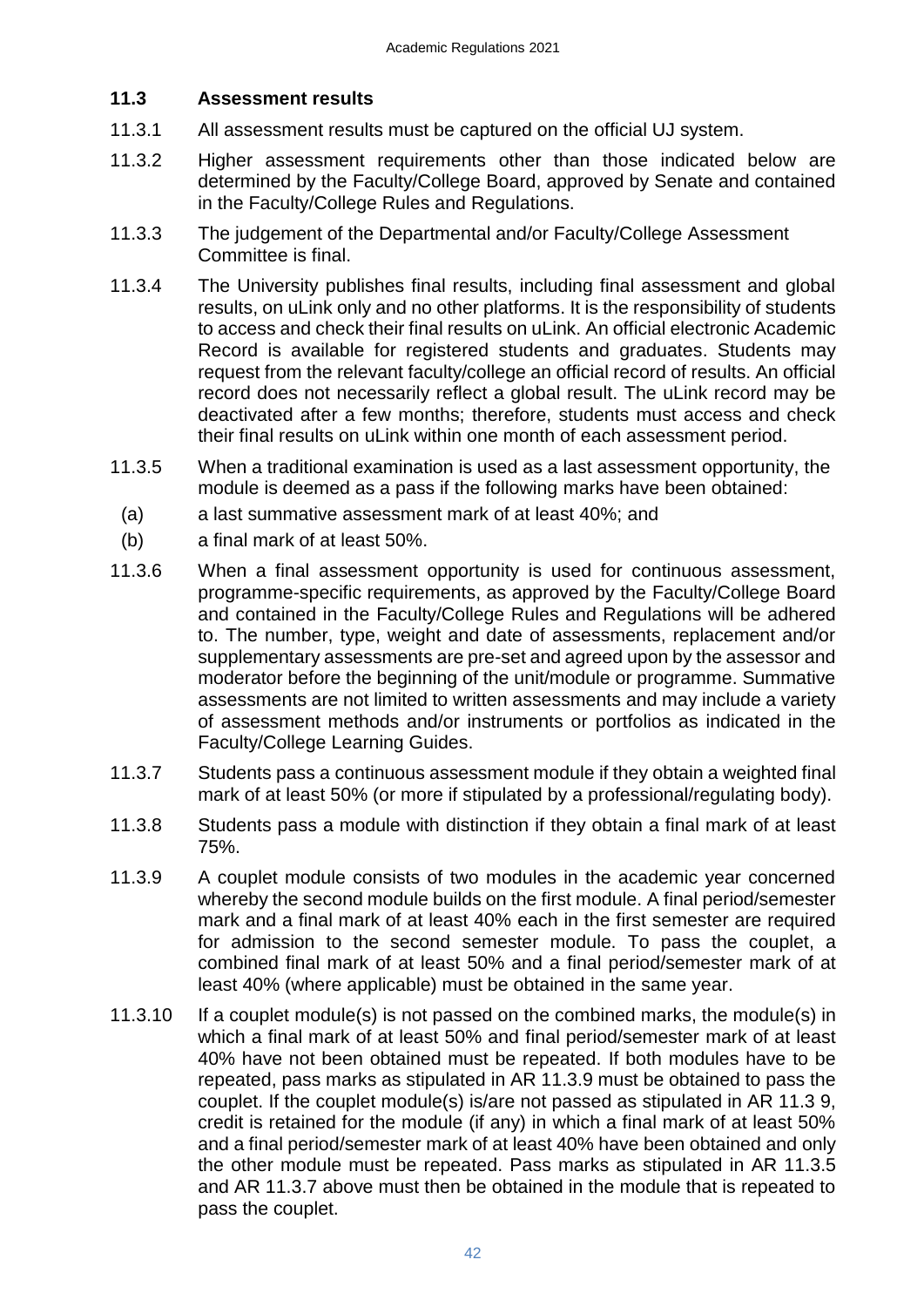### 11.3 Assessment results

11.3.1 All assessment results must be captured on the official UJ system.

11.3.2 Higher assessment requirements other than those indicated below are determined by the Faculty/College Board, approved by Senate and contained in the Faculty/College Rules and Regulations.

11.3.3 The judgement of the Departmental and/or Faculty/College Assessment Committee is final.

11.3.4 The University publishes final results, including final assessment and global results, on uLink only and no other platforms. It is the responsibility of students to access and check their final results on uLink. An official electronic Academic Record is available for registered students and graduates. Students may request from the relevant faculty/college an official record of results. An official record does not necessarily reflect a global result. The uLink record may be deactivated after a few months; therefore, students must access and check their final results on uLink within one month of each assessment period.

11.3.5 When a traditional examination is used as a last assessment opportunity, the module is deemed as a pass if the following marks have been obtained:

(a) a last summative assessment mark of at least 40%; and

(b) a final mark of at least 50%.

11.3.6 When a final assessment opportunity is used for continuous assessment, programme-specific requirements, as approved by the Faculty/College Board and contained in the Faculty/College Rules and Regulations will be adhered to. The number, type, weight and date of assessments, replacement and/or supplementary assessments are pre-set and agreed upon by the assessor and moderator before the beginning of the unit/module or programme. Summative assessments are not limited to written assessments and may include a variety of assessment methods and/or instruments or portfolios as indicated in the Faculty/College Learning Guides.

11.3.7 Students pass a continuous assessment module if they obtain a weighted final mark of at least 50% (or more if stipulated by a professional/regulating body).

11.3.8 Students pass a module with distinction if they obtain a final mark of at least 75%.

11.3.9 A couplet module consists of two modules in the academic year concerned whereby the second module builds on the first module. A final period/semester mark and a final mark of at least 40% each in the first semester are required for admission to the second semester module. To pass the couplet, a combined final mark of at least 50% and a final period/semester mark of at least 40% (where applicable) must be obtained in the same year.

11.3.10 If a couplet module(s) is not passed on the combined marks, the module(s) in which a final mark of at least 50% and final period/semester mark of at least 40% have not been obtained must be repeated. If both modules have to be repeated, pass marks as stipulated in AR 11.3.9 must be obtained to pass the couplet. If the couplet module(s) is/are not passed as stipulated in AR 11.3 9, credit is retained for the module (if any) in which a final mark of at least 50% and a final period/semester mark of at least 40% have been obtained and only the other module must be repeated. Pass marks as stipulated in AR 11.3.5 and AR 11.3.7 above must then be obtained in the module that is repeated to pass the couplet.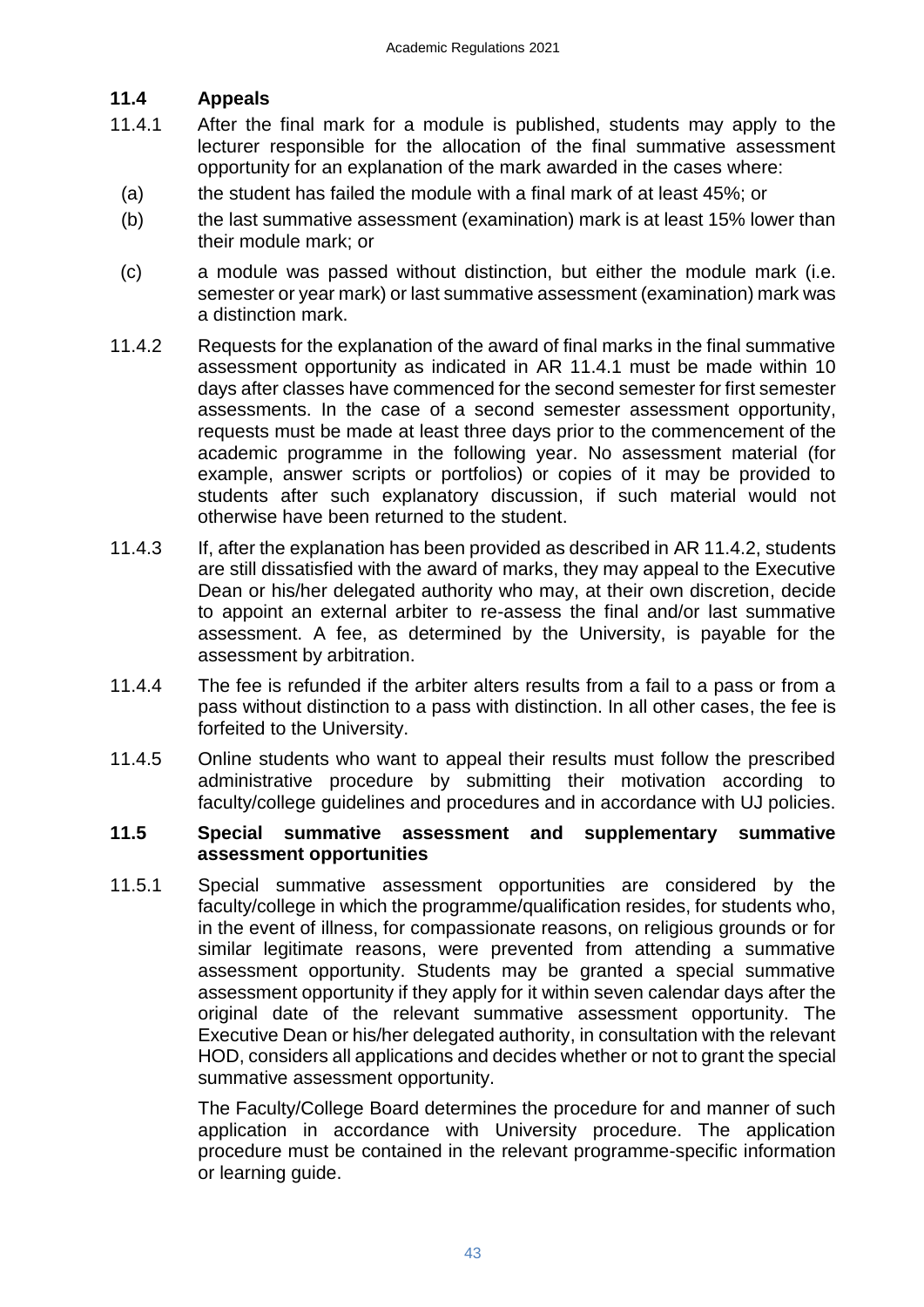### 11.4 Appeals

11.4.1 After the final mark for a module is published, students may apply to the lecturer responsible for the allocation of the final summative assessment opportunity for an explanation of the mark awarded in the cases where:

(a) the student has failed the module with a final mark of at least 45%; or

(b) the last summative assessment (examination) mark is at least 15% lower than their module mark; or

(c) a module was passed without distinction, but either the module mark (i.e. semester or year mark) or last summative assessment (examination) mark was a distinction mark.

11.4.2 Requests for the explanation of the award of final marks in the final summative assessment opportunity as indicated in AR 11.4.1 must be made within 10 days after classes have commenced for the second semester for first semester assessments. In the case of a second semester assessment opportunity, requests must be made at least three days prior to the commencement of the academic programme in the following year. No assessment material (for example, answer scripts or portfolios) or copies of it may be provided to students after such explanatory discussion, if such material would not otherwise have been returned to the student.

11.4.3 If, after the explanation has been provided as described in AR 11.4.2, students are still dissatisfied with the award of marks, they may appeal to the Executive Dean or his/her delegated authority who may, at their own discretion, decide to appoint an external arbiter to re-assess the final and/or last summative assessment. A fee, as determined by the University, is payable for the assessment by arbitration.

11.4.4 The fee is refunded if the arbiter alters results from a fail to a pass or from a pass without distinction to a pass with distinction. In all other cases, the fee is forfeited to the University.

11.4.5 Online students who want to appeal their results must follow the prescribed administrative procedure by submitting their motivation according to faculty/college guidelines and procedures and in accordance with UJ policies.

### 11.5 Special summative assessment and supplementary summative assessment opportunities

11.5.1 Special summative assessment opportunities are considered by the faculty/college in which the programme/qualification resides, for students who, in the event of illness, for compassionate reasons, on religious grounds or for similar legitimate reasons, were prevented from attending a summative assessment opportunity. Students may be granted a special summative assessment opportunity if they apply for it within seven calendar days after the original date of the relevant summative assessment opportunity. The Executive Dean or his/her delegated authority, in consultation with the relevant HOD, considers all applications and decides whether or not to grant the special summative assessment opportunity.

The Faculty/College Board determines the procedure for and manner of such application in accordance with University procedure. The application procedure must be contained in the relevant programme-specific information or learning guide.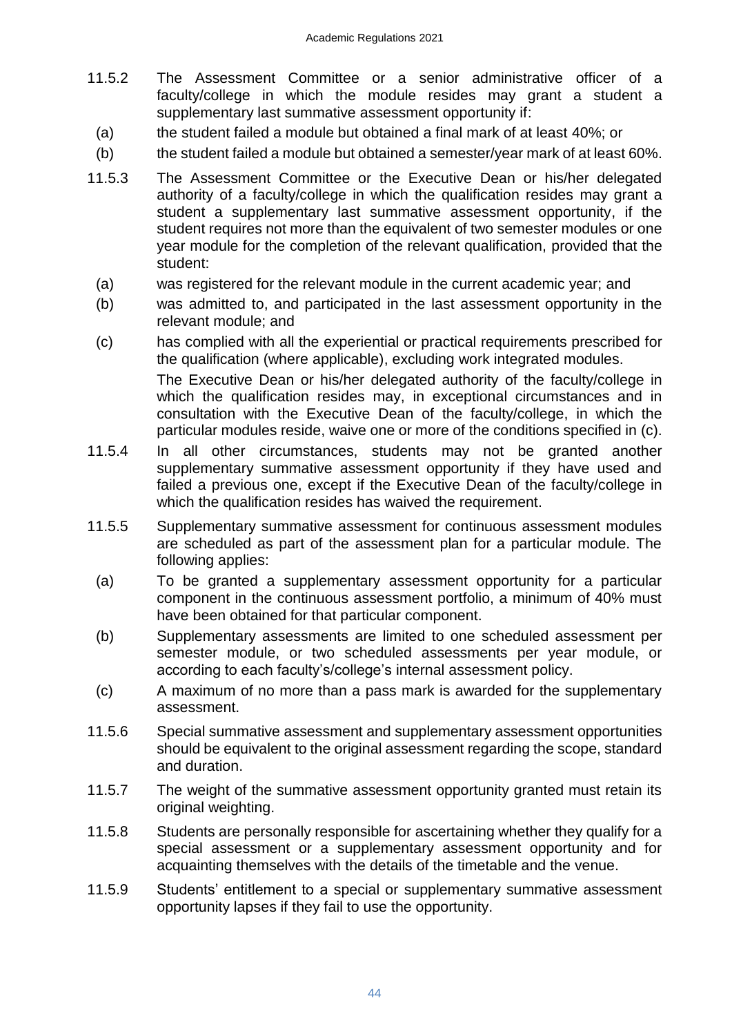11.5.2 The Assessment Committee or a senior administrative officer of a faculty/college in which the module resides may grant a student a supplementary last summative assessment opportunity if:

(a) the student failed a module but obtained a final mark of at least 40%; or

(b) the student failed a module but obtained a semester/year mark of at least 60%.

11.5.3 The Assessment Committee or the Executive Dean or his/her delegated authority of a faculty/college in which the qualification resides may grant a student a supplementary last summative assessment opportunity, if the student requires not more than the equivalent of two semester modules or one year module for the completion of the relevant qualification, provided that the student:

(a) was registered for the relevant module in the current academic year; and

(b) was admitted to, and participated in the last assessment opportunity in the relevant module; and

(c) has complied with all the experiential or practical requirements prescribed for the qualification (where applicable), excluding work integrated modules.

The Executive Dean or his/her delegated authority of the faculty/college in which the qualification resides may, in exceptional circumstances and in consultation with the Executive Dean of the faculty/college, in which the particular modules reside, waive one or more of the conditions specified in (c).

11.5.4 In all other circumstances, students may not be granted another supplementary summative assessment opportunity if they have used and failed a previous one, except if the Executive Dean of the faculty/college in which the qualification resides has waived the requirement.

11.5.5 Supplementary summative assessment for continuous assessment modules are scheduled as part of the assessment plan for a particular module. The following applies:

(a) To be granted a supplementary assessment opportunity for a particular component in the continuous assessment portfolio, a minimum of 40% must have been obtained for that particular component.

(b) Supplementary assessments are limited to one scheduled assessment per semester module, or two scheduled assessments per year module, or according to each faculty's/college's internal assessment policy.

(c) A maximum of no more than a pass mark is awarded for the supplementary assessment.

11.5.6 Special summative assessment and supplementary assessment opportunities should be equivalent to the original assessment regarding the scope, standard and duration.

11.5.7 The weight of the summative assessment opportunity granted must retain its original weighting.

11.5.8 Students are personally responsible for ascertaining whether they qualify for a special assessment or a supplementary assessment opportunity and for acquainting themselves with the details of the timetable and the venue.

11.5.9 Students' entitlement to a special or supplementary summative assessment opportunity lapses if they fail to use the opportunity.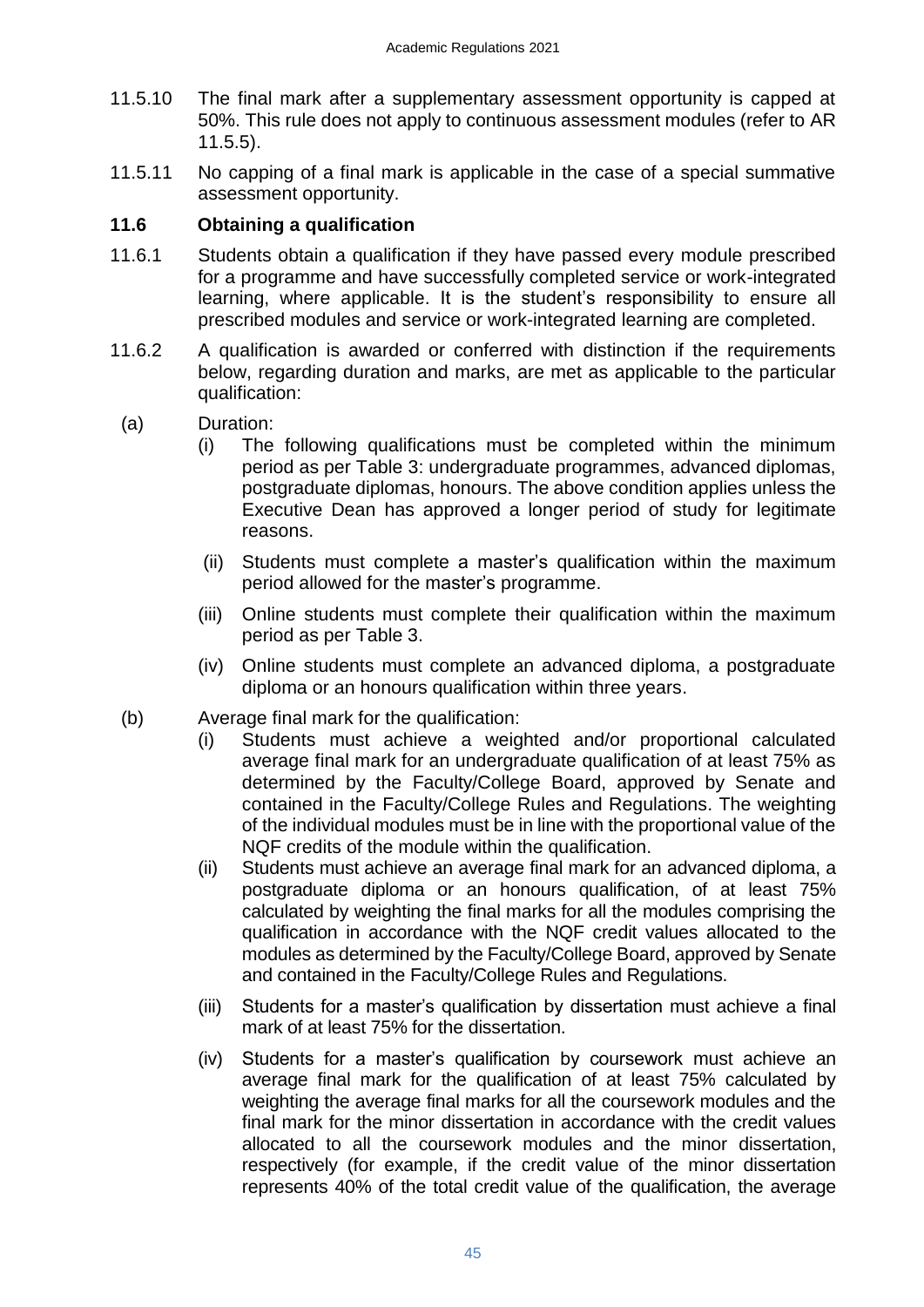11.5.10 The final mark after a supplementary assessment opportunity is capped at 50%. This rule does not apply to continuous assessment modules (refer to AR 11.5.5).

11.5.11 No capping of a final mark is applicable in the case of a special summative assessment opportunity.

### 11.6 Obtaining a qualification

11.6.1 Students obtain a qualification if they have passed every module prescribed for a programme and have successfully completed service or work-integrated learning, where applicable. It is the student's responsibility to ensure all prescribed modules and service or work-integrated learning are completed.

11.6.2 A qualification is awarded or conferred with distinction if the requirements below, regarding duration and marks, are met as applicable to the particular qualification:

(a) Duration:

(i) The following qualifications must be completed within the minimum period as per Table 3: undergraduate programmes, advanced diplomas, postgraduate diplomas, honours. The above condition applies unless the Executive Dean has approved a longer period of study for legitimate reasons.

(ii) Students must complete a master's qualification within the maximum period allowed for the master's programme.

(iii) Online students must complete their qualification within the maximum period as per Table 3.

(iv) Online students must complete an advanced diploma, a postgraduate diploma or an honours qualification within three years.

(b) Average final mark for the qualification:

(i) Students must achieve a weighted and/or proportional calculated average final mark for an undergraduate qualification of at least 75% as determined by the Faculty/College Board, approved by Senate and contained in the Faculty/College Rules and Regulations. The weighting of the individual modules must be in line with the proportional value of the NQF credits of the module within the qualification.

(ii) Students must achieve an average final mark for an advanced diploma, a postgraduate diploma or an honours qualification, of at least 75% calculated by weighting the final marks for all the modules comprising the qualification in accordance with the NQF credit values allocated to the modules as determined by the Faculty/College Board, approved by Senate and contained in the Faculty/College Rules and Regulations.

(iii) Students for a master's qualification by dissertation must achieve a final mark of at least 75% for the dissertation.

(iv) Students for a master's qualification by coursework must achieve an average final mark for the qualification of at least 75% calculated by weighting the average final marks for all the coursework modules and the final mark for the minor dissertation in accordance with the credit values allocated to all the coursework modules and the minor dissertation, respectively (for example, if the credit value of the minor dissertation represents 40% of the total credit value of the qualification, the average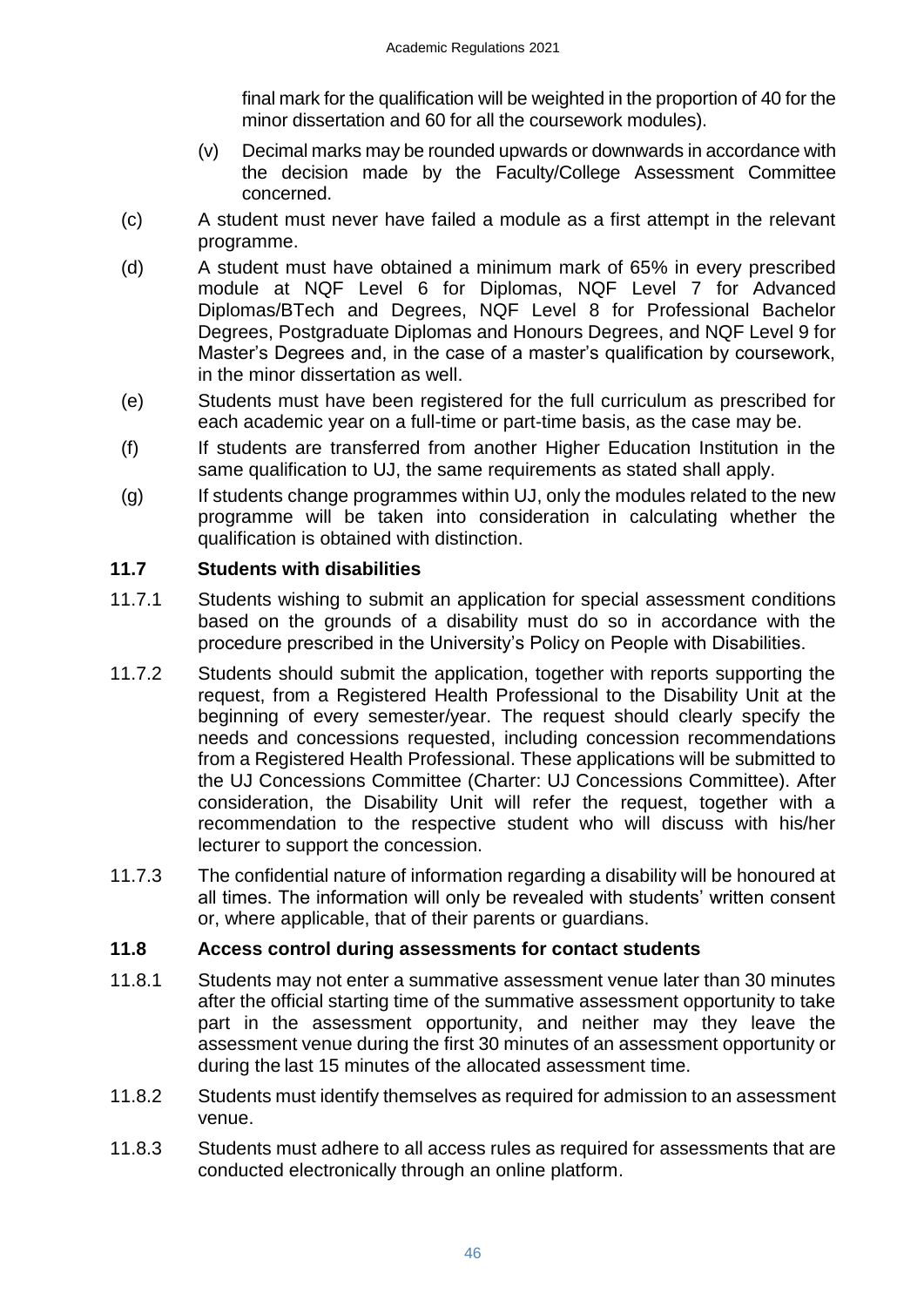final mark for the qualification will be weighted in the proportion of 40 for the minor dissertation and 60 for all the coursework modules).

(v) Decimal marks may be rounded upwards or downwards in accordance with the decision made by the Faculty/College Assessment Committee concerned.

(c) A student must never have failed a module as a first attempt in the relevant programme.

(d) A student must have obtained a minimum mark of 65% in every prescribed module at NQF Level 6 for Diplomas, NQF Level 7 for Advanced Diplomas/BTech and Degrees, NQF Level 8 for Professional Bachelor Degrees, Postgraduate Diplomas and Honours Degrees, and NQF Level 9 for Master's Degrees and, in the case of a master's qualification by coursework, in the minor dissertation as well.

(e) Students must have been registered for the full curriculum as prescribed for each academic year on a full-time or part-time basis, as the case may be.

(f) If students are transferred from another Higher Education Institution in the same qualification to UJ, the same requirements as stated shall apply.

(g) If students change programmes within UJ, only the modules related to the new programme will be taken into consideration in calculating whether the qualification is obtained with distinction.

### 11.7 Students with disabilities

11.7.1 Students wishing to submit an application for special assessment conditions based on the grounds of a disability must do so in accordance with the procedure prescribed in the University's Policy on People with Disabilities.

11.7.2 Students should submit the application, together with reports supporting the request, from a Registered Health Professional to the Disability Unit at the beginning of every semester/year. The request should clearly specify the needs and concessions requested, including concession recommendations from a Registered Health Professional. These applications will be submitted to the UJ Concessions Committee (Charter: UJ Concessions Committee). After consideration, the Disability Unit will refer the request, together with a recommendation to the respective student who will discuss with his/her lecturer to support the concession.

11.7.3 The confidential nature of information regarding a disability will be honoured at all times. The information will only be revealed with students' written consent or, where applicable, that of their parents or guardians.

### 11.8 Access control during assessments for contact students

11.8.1 Students may not enter a summative assessment venue later than 30 minutes after the official starting time of the summative assessment opportunity to take part in the assessment opportunity, and neither may they leave the assessment venue during the first 30 minutes of an assessment opportunity or during the last 15 minutes of the allocated assessment time.

11.8.2 Students must identify themselves as required for admission to an assessment venue.

11.8.3 Students must adhere to all access rules as required for assessments that are conducted electronically through an online platform.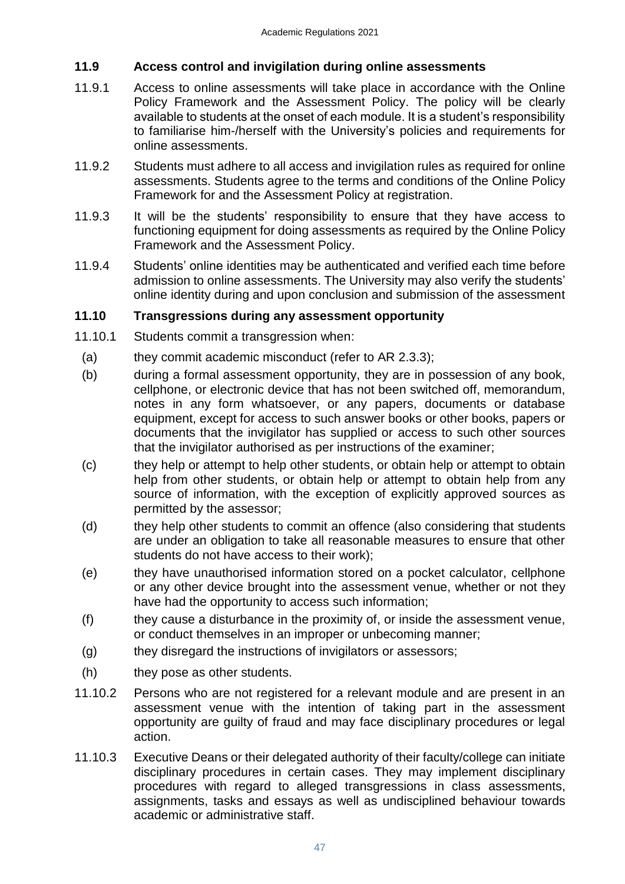## 11.9 Access control and invigilation during online assessments

11.9.1 Access to online assessments will take place in accordance with the Online Policy Framework and the Assessment Policy. The policy will be clearly available to students at the onset of each module. It is a student's responsibility to familiarise him-/herself with the University's policies and requirements for online assessments.

11.9.2 Students must adhere to all access and invigilation rules as required for online assessments. Students agree to the terms and conditions of the Online Policy Framework for and the Assessment Policy at registration.

11.9.3 It will be the students' responsibility to ensure that they have access to functioning equipment for doing assessments as required by the Online Policy Framework and the Assessment Policy.

11.9.4 Students' online identities may be authenticated and verified each time before admission to online assessments. The University may also verify the students' online identity during and upon conclusion and submission of the assessment

## 11.10 Transgressions during any assessment opportunity

11.10.1 Students commit a transgression when:

(a) they commit academic misconduct (refer to AR 2.3.3);

(b) during a formal assessment opportunity, they are in possession of any book, cellphone, or electronic device that has not been switched off, memorandum, notes in any form whatsoever, or any papers, documents or database equipment, except for access to such answer books or other books, papers or documents that the invigilator has supplied or access to such other sources that the invigilator authorised as per instructions of the examiner;

(c) they help or attempt to help other students, or obtain help or attempt to obtain help from other students, or obtain help or attempt to obtain help from any source of information, with the exception of explicitly approved sources as permitted by the assessor;

(d) they help other students to commit an offence (also considering that students are under an obligation to take all reasonable measures to ensure that other students do not have access to their work);

(e) they have unauthorised information stored on a pocket calculator, cellphone or any other device brought into the assessment venue, whether or not they have had the opportunity to access such information;

(f) they cause a disturbance in the proximity of, or inside the assessment venue, or conduct themselves in an improper or unbecoming manner;

(g) they disregard the instructions of invigilators or assessors;

(h) they pose as other students.

11.10.2 Persons who are not registered for a relevant module and are present in an assessment venue with the intention of taking part in the assessment opportunity are guilty of fraud and may face disciplinary procedures or legal action.

11.10.3 Executive Deans or their delegated authority of their faculty/college can initiate disciplinary procedures in certain cases. They may implement disciplinary procedures with regard to alleged transgressions in class assessments, assignments, tasks and essays as well as undisciplined behaviour towards academic or administrative staff.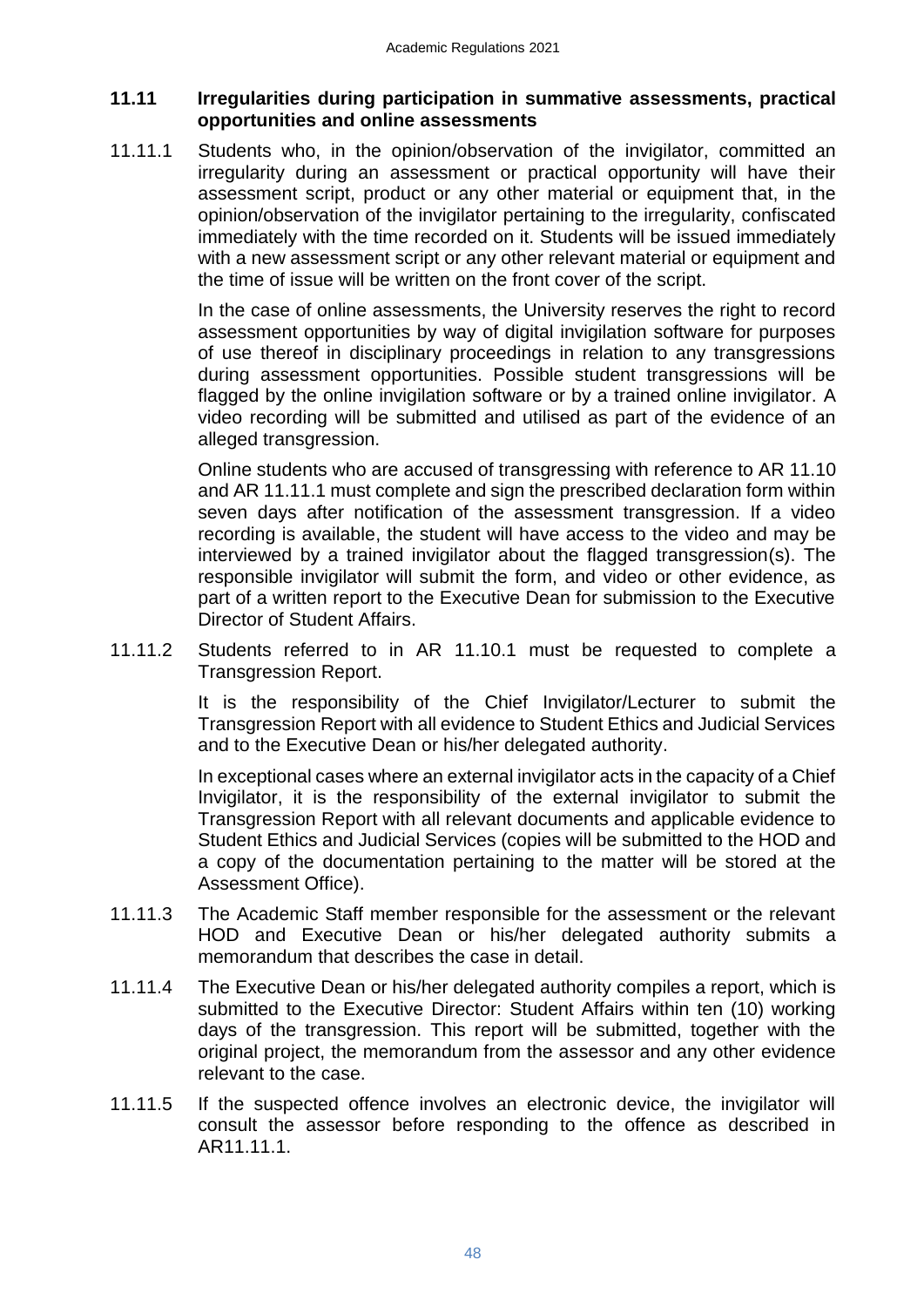### 11.11 Irregularities during participation in summative assessments, practical opportunities and online assessments

11.11.1 Students who, in the opinion/observation of the invigilator, committed an irregularity during an assessment or practical opportunity will have their assessment script, product or any other material or equipment that, in the opinion/observation of the invigilator pertaining to the irregularity, confiscated immediately with the time recorded on it. Students will be issued immediately with a new assessment script or any other relevant material or equipment and the time of issue will be written on the front cover of the script.

In the case of online assessments, the University reserves the right to record assessment opportunities by way of digital invigilation software for purposes of use thereof in disciplinary proceedings in relation to any transgressions during assessment opportunities. Possible student transgressions will be flagged by the online invigilation software or by a trained online invigilator. A video recording will be submitted and utilised as part of the evidence of an alleged transgression.

Online students who are accused of transgressing with reference to AR 11.10 and AR 11.11.1 must complete and sign the prescribed declaration form within seven days after notification of the assessment transgression. If a video recording is available, the student will have access to the video and may be interviewed by a trained invigilator about the flagged transgression(s). The responsible invigilator will submit the form, and video or other evidence, as part of a written report to the Executive Dean for submission to the Executive Director of Student Affairs.

11.11.2 Students referred to in AR 11.10.1 must be requested to complete a Transgression Report.

It is the responsibility of the Chief Invigilator/Lecturer to submit the Transgression Report with all evidence to Student Ethics and Judicial Services and to the Executive Dean or his/her delegated authority.

In exceptional cases where an external invigilator acts in the capacity of a Chief Invigilator, it is the responsibility of the external invigilator to submit the Transgression Report with all relevant documents and applicable evidence to Student Ethics and Judicial Services (copies will be submitted to the HOD and a copy of the documentation pertaining to the matter will be stored at the Assessment Office).

11.11.3 The Academic Staff member responsible for the assessment or the relevant HOD and Executive Dean or his/her delegated authority submits a memorandum that describes the case in detail.

11.11.4 The Executive Dean or his/her delegated authority compiles a report, which is submitted to the Executive Director: Student Affairs within ten (10) working days of the transgression. This report will be submitted, together with the original project, the memorandum from the assessor and any other evidence relevant to the case.

11.11.5 If the suspected offence involves an electronic device, the invigilator will consult the assessor before responding to the offence as described in AR11.11.1.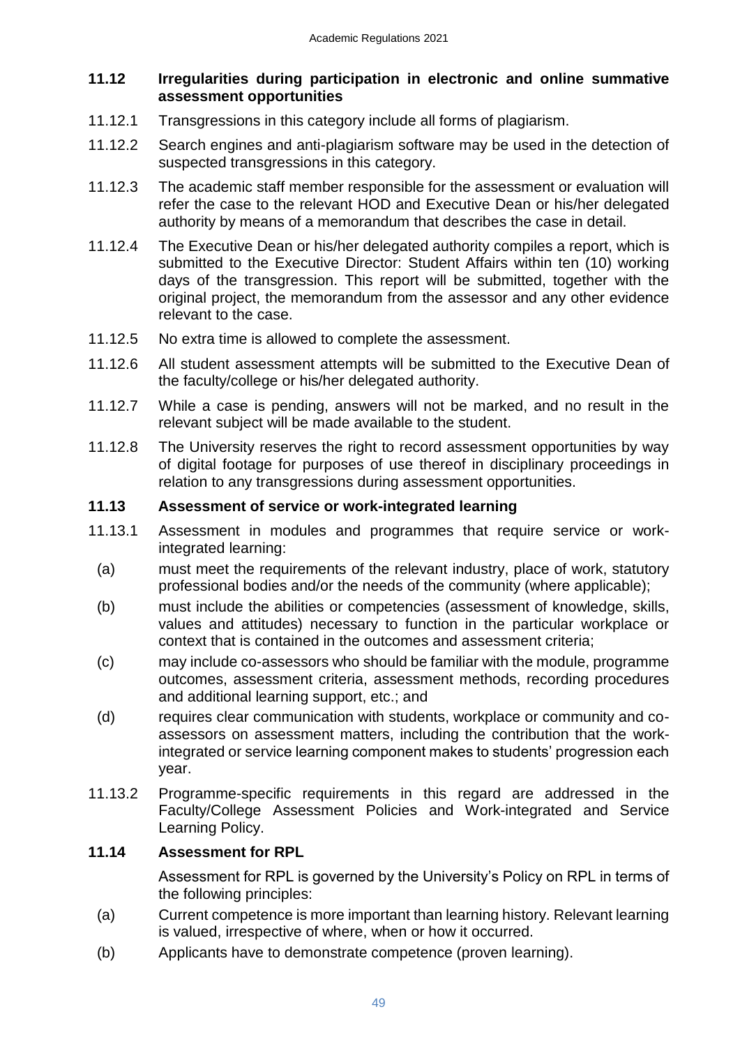### 11.12 Irregularities during participation in electronic and online summative assessment opportunities

11.12.1 Transgressions in this category include all forms of plagiarism.

11.12.2 Search engines and anti-plagiarism software may be used in the detection of suspected transgressions in this category.

11.12.3 The academic staff member responsible for the assessment or evaluation will refer the case to the relevant HOD and Executive Dean or his/her delegated authority by means of a memorandum that describes the case in detail.

11.12.4 The Executive Dean or his/her delegated authority compiles a report, which is submitted to the Executive Director: Student Affairs within ten (10) working days of the transgression. This report will be submitted, together with the original project, the memorandum from the assessor and any other evidence relevant to the case.

11.12.5 No extra time is allowed to complete the assessment.

11.12.6 All student assessment attempts will be submitted to the Executive Dean of the faculty/college or his/her delegated authority.

11.12.7 While a case is pending, answers will not be marked, and no result in the relevant subject will be made available to the student.

11.12.8 The University reserves the right to record assessment opportunities by way of digital footage for purposes of use thereof in disciplinary proceedings in relation to any transgressions during assessment opportunities.

### 11.13 Assessment of service or work-integrated learning

11.13.1 Assessment in modules and programmes that require service or work-integrated learning:

(a) must meet the requirements of the relevant industry, place of work, statutory professional bodies and/or the needs of the community (where applicable);

(b) must include the abilities or competencies (assessment of knowledge, skills, values and attitudes) necessary to function in the particular workplace or context that is contained in the outcomes and assessment criteria;

(c) may include co-assessors who should be familiar with the module, programme outcomes, assessment criteria, assessment methods, recording procedures and additional learning support, etc.; and

(d) requires clear communication with students, workplace or community and co-assessors on assessment matters, including the contribution that the work-integrated or service learning component makes to students' progression each year.

11.13.2 Programme-specific requirements in this regard are addressed in the Faculty/College Assessment Policies and Work-integrated and Service Learning Policy.

### 11.14 Assessment for RPL

Assessment for RPL is governed by the University's Policy on RPL in terms of the following principles:

(a) Current competence is more important than learning history. Relevant learning is valued, irrespective of where, when or how it occurred.

(b) Applicants have to demonstrate competence (proven learning).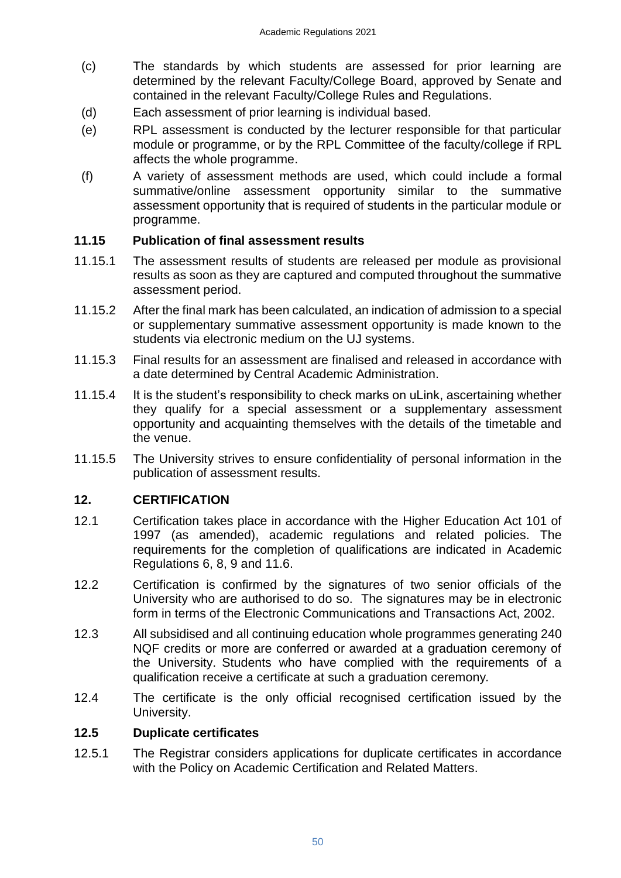(c) The standards by which students are assessed for prior learning are determined by the relevant Faculty/College Board, approved by Senate and contained in the relevant Faculty/College Rules and Regulations.

(d) Each assessment of prior learning is individual based.

(e) RPL assessment is conducted by the lecturer responsible for that particular module or programme, or by the RPL Committee of the faculty/college if RPL affects the whole programme.

(f) A variety of assessment methods are used, which could include a formal summative/online assessment opportunity similar to the summative assessment opportunity that is required of students in the particular module or programme.

### 11.15 Publication of final assessment results

11.15.1 The assessment results of students are released per module as provisional results as soon as they are captured and computed throughout the summative assessment period.

11.15.2 After the final mark has been calculated, an indication of admission to a special or supplementary summative assessment opportunity is made known to the students via electronic medium on the UJ systems.

11.15.3 Final results for an assessment are finalised and released in accordance with a date determined by Central Academic Administration.

11.15.4 It is the student's responsibility to check marks on uLink, ascertaining whether they qualify for a special assessment or a supplementary assessment opportunity and acquainting themselves with the details of the timetable and the venue.

11.15.5 The University strives to ensure confidentiality of personal information in the publication of assessment results.

## 12. CERTIFICATION

12.1 Certification takes place in accordance with the Higher Education Act 101 of 1997 (as amended), academic regulations and related policies. The requirements for the completion of qualifications are indicated in Academic Regulations 6, 8, 9 and 11.6.

12.2 Certification is confirmed by the signatures of two senior officials of the University who are authorised to do so. The signatures may be in electronic form in terms of the Electronic Communications and Transactions Act, 2002.

12.3 All subsidised and all continuing education whole programmes generating 240 NQF credits or more are conferred or awarded at a graduation ceremony of the University. Students who have complied with the requirements of a qualification receive a certificate at such a graduation ceremony.

12.4 The certificate is the only official recognised certification issued by the University.

### 12.5 Duplicate certificates

12.5.1 The Registrar considers applications for duplicate certificates in accordance with the Policy on Academic Certification and Related Matters.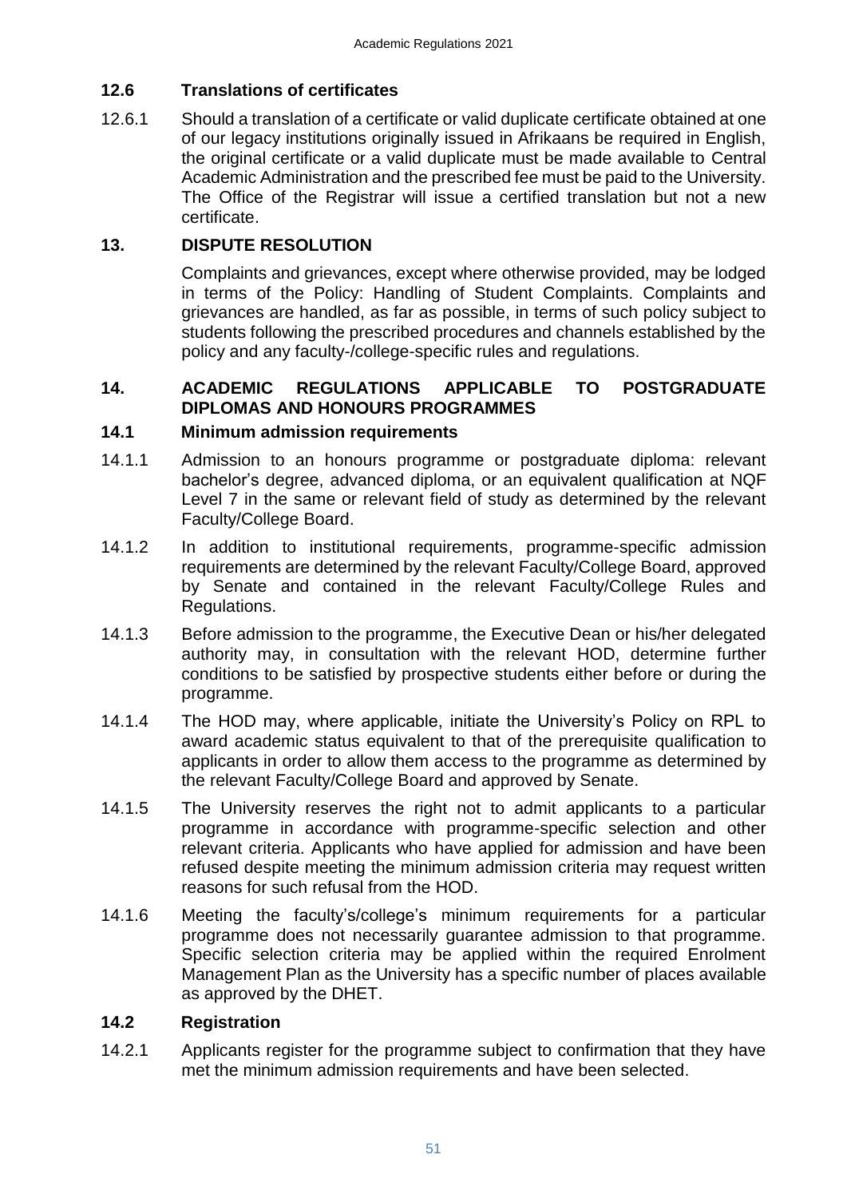### 12.6 Translations of certificates

12.6.1 Should a translation of a certificate or valid duplicate certificate obtained at one of our legacy institutions originally issued in Afrikaans be required in English, the original certificate or a valid duplicate must be made available to Central Academic Administration and the prescribed fee must be paid to the University. The Office of the Registrar will issue a certified translation but not a new certificate.

## 13. DISPUTE RESOLUTION

Complaints and grievances, except where otherwise provided, may be lodged in terms of the Policy: Handling of Student Complaints. Complaints and grievances are handled, as far as possible, in terms of such policy subject to students following the prescribed procedures and channels established by the policy and any faculty-/college-specific rules and regulations.

## 14. ACADEMIC REGULATIONS APPLICABLE TO POSTGRADUATE DIPLOMAS AND HONOURS PROGRAMMES

### 14.1 Minimum admission requirements

14.1.1 Admission to an honours programme or postgraduate diploma: relevant bachelor's degree, advanced diploma, or an equivalent qualification at NQF Level 7 in the same or relevant field of study as determined by the relevant Faculty/College Board.

14.1.2 In addition to institutional requirements, programme-specific admission requirements are determined by the relevant Faculty/College Board, approved by Senate and contained in the relevant Faculty/College Rules and Regulations.

14.1.3 Before admission to the programme, the Executive Dean or his/her delegated authority may, in consultation with the relevant HOD, determine further conditions to be satisfied by prospective students either before or during the programme.

14.1.4 The HOD may, where applicable, initiate the University's Policy on RPL to award academic status equivalent to that of the prerequisite qualification to applicants in order to allow them access to the programme as determined by the relevant Faculty/College Board and approved by Senate.

14.1.5 The University reserves the right not to admit applicants to a particular programme in accordance with programme-specific selection and other relevant criteria. Applicants who have applied for admission and have been refused despite meeting the minimum admission criteria may request written reasons for such refusal from the HOD.

14.1.6 Meeting the faculty's/college's minimum requirements for a particular programme does not necessarily guarantee admission to that programme. Specific selection criteria may be applied within the required Enrolment Management Plan as the University has a specific number of places available as approved by the DHET.

### 14.2 Registration

14.2.1 Applicants register for the programme subject to confirmation that they have met the minimum admission requirements and have been selected.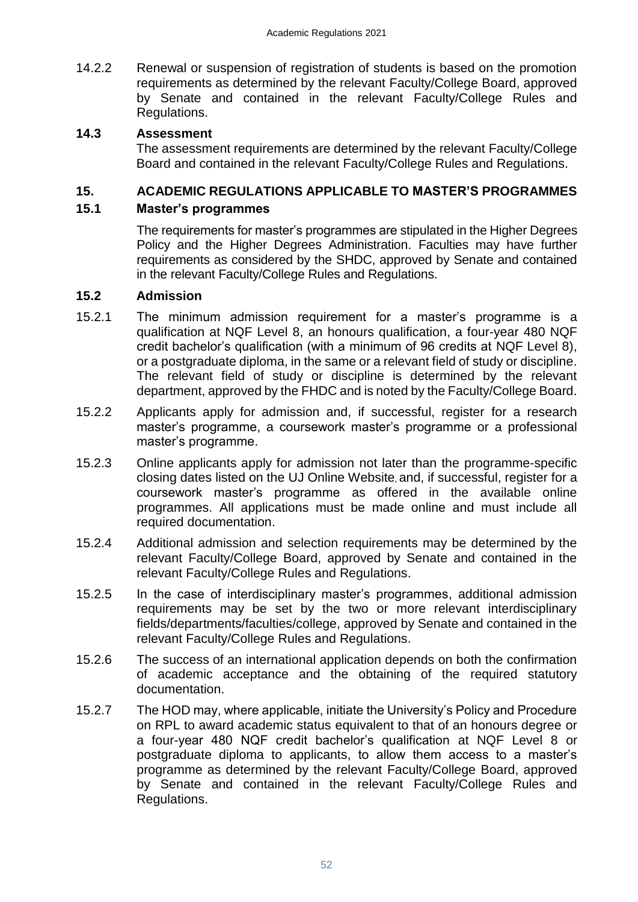14.2.2 Renewal or suspension of registration of students is based on the promotion requirements as determined by the relevant Faculty/College Board, approved by Senate and contained in the relevant Faculty/College Rules and Regulations.

### 14.3 Assessment

The assessment requirements are determined by the relevant Faculty/College Board and contained in the relevant Faculty/College Rules and Regulations.

## 15. ACADEMIC REGULATIONS APPLICABLE TO MASTER'S PROGRAMMES

### 15.1 Master's programmes

The requirements for master's programmes are stipulated in the Higher Degrees Policy and the Higher Degrees Administration. Faculties may have further requirements as considered by the SHDC, approved by Senate and contained in the relevant Faculty/College Rules and Regulations.

### 15.2 Admission

15.2.1 The minimum admission requirement for a master's programme is a qualification at NQF Level 8, an honours qualification, a four-year 480 NQF credit bachelor's qualification (with a minimum of 96 credits at NQF Level 8), or a postgraduate diploma, in the same or a relevant field of study or discipline. The relevant field of study or discipline is determined by the relevant department, approved by the FHDC and is noted by the Faculty/College Board.

15.2.2 Applicants apply for admission and, if successful, register for a research master's programme, a coursework master's programme or a professional master's programme.

15.2.3 Online applicants apply for admission not later than the programme-specific closing dates listed on the UJ Online Website, and, if successful, register for a coursework master's programme as offered in the available online programmes. All applications must be made online and must include all required documentation.

15.2.4 Additional admission and selection requirements may be determined by the relevant Faculty/College Board, approved by Senate and contained in the relevant Faculty/College Rules and Regulations.

15.2.5 In the case of interdisciplinary master's programmes, additional admission requirements may be set by the two or more relevant interdisciplinary fields/departments/faculties/college, approved by Senate and contained in the relevant Faculty/College Rules and Regulations.

15.2.6 The success of an international application depends on both the confirmation of academic acceptance and the obtaining of the required statutory documentation.

15.2.7 The HOD may, where applicable, initiate the University's Policy and Procedure on RPL to award academic status equivalent to that of an honours degree or a four-year 480 NQF credit bachelor's qualification at NQF Level 8 or postgraduate diploma to applicants, to allow them access to a master's programme as determined by the relevant Faculty/College Board, approved by Senate and contained in the relevant Faculty/College Rules and Regulations.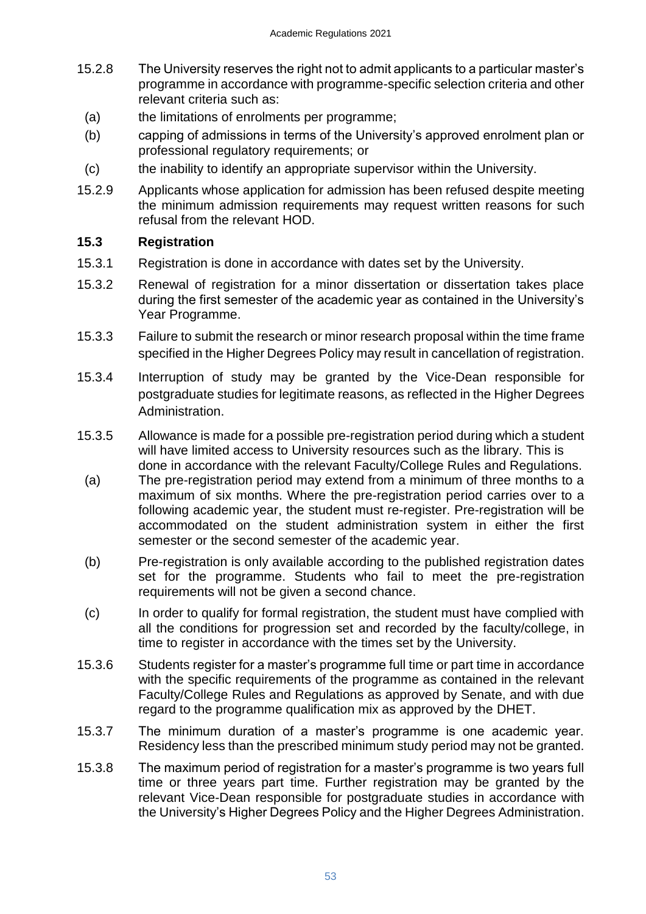15.2.8 The University reserves the right not to admit applicants to a particular master's programme in accordance with programme-specific selection criteria and other relevant criteria such as:

(a) the limitations of enrolments per programme;

(b) capping of admissions in terms of the University's approved enrolment plan or professional regulatory requirements; or

(c) the inability to identify an appropriate supervisor within the University.

15.2.9 Applicants whose application for admission has been refused despite meeting the minimum admission requirements may request written reasons for such refusal from the relevant HOD.

### 15.3 Registration

15.3.1 Registration is done in accordance with dates set by the University.

15.3.2 Renewal of registration for a minor dissertation or dissertation takes place during the first semester of the academic year as contained in the University's Year Programme.

15.3.3 Failure to submit the research or minor research proposal within the time frame specified in the Higher Degrees Policy may result in cancellation of registration.

15.3.4 Interruption of study may be granted by the Vice-Dean responsible for postgraduate studies for legitimate reasons, as reflected in the Higher Degrees Administration.

15.3.5 Allowance is made for a possible pre-registration period during which a student will have limited access to University resources such as the library. This is done in accordance with the relevant Faculty/College Rules and Regulations.

(a) The pre-registration period may extend from a minimum of three months to a maximum of six months. Where the pre-registration period carries over to a following academic year, the student must re-register. Pre-registration will be accommodated on the student administration system in either the first semester or the second semester of the academic year.

(b) Pre-registration is only available according to the published registration dates set for the programme. Students who fail to meet the pre-registration requirements will not be given a second chance.

(c) In order to qualify for formal registration, the student must have complied with all the conditions for progression set and recorded by the faculty/college, in time to register in accordance with the times set by the University.

15.3.6 Students register for a master's programme full time or part time in accordance with the specific requirements of the programme as contained in the relevant Faculty/College Rules and Regulations as approved by Senate, and with due regard to the programme qualification mix as approved by the DHET.

15.3.7 The minimum duration of a master's programme is one academic year. Residency less than the prescribed minimum study period may not be granted.

15.3.8 The maximum period of registration for a master's programme is two years full time or three years part time. Further registration may be granted by the relevant Vice-Dean responsible for postgraduate studies in accordance with the University's Higher Degrees Policy and the Higher Degrees Administration.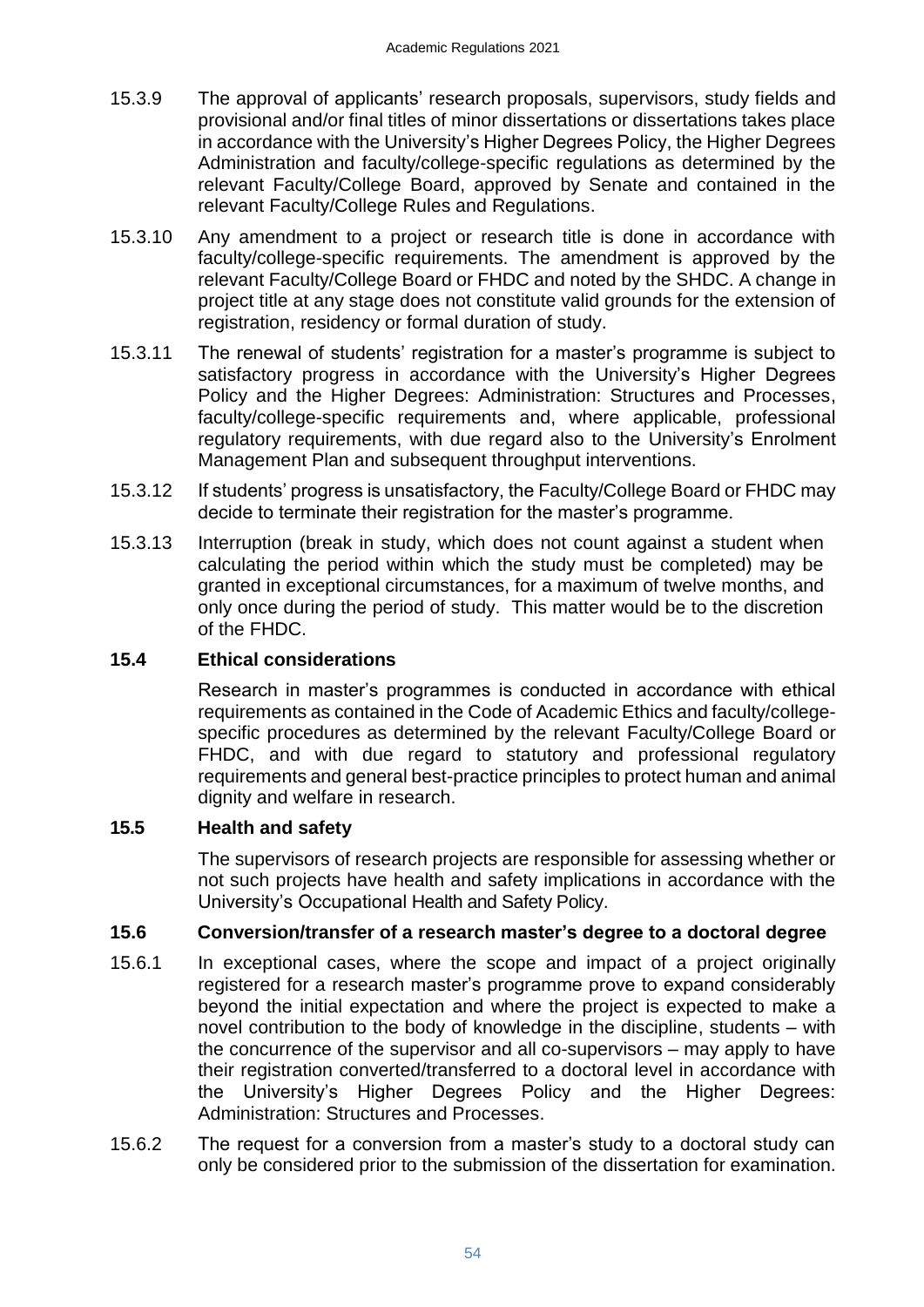15.3.9 The approval of applicants' research proposals, supervisors, study fields and provisional and/or final titles of minor dissertations or dissertations takes place in accordance with the University's Higher Degrees Policy, the Higher Degrees Administration and faculty/college-specific regulations as determined by the relevant Faculty/College Board, approved by Senate and contained in the relevant Faculty/College Rules and Regulations.

15.3.10 Any amendment to a project or research title is done in accordance with faculty/college-specific requirements. The amendment is approved by the relevant Faculty/College Board or FHDC and noted by the SHDC. A change in project title at any stage does not constitute valid grounds for the extension of registration, residency or formal duration of study.

15.3.11 The renewal of students' registration for a master's programme is subject to satisfactory progress in accordance with the University's Higher Degrees Policy and the Higher Degrees: Administration: Structures and Processes, faculty/college-specific requirements and, where applicable, professional regulatory requirements, with due regard also to the University's Enrolment Management Plan and subsequent throughput interventions.

15.3.12 If students' progress is unsatisfactory, the Faculty/College Board or FHDC may decide to terminate their registration for the master's programme.

15.3.13 Interruption (break in study, which does not count against a student when calculating the period within which the study must be completed) may be granted in exceptional circumstances, for a maximum of twelve months, and only once during the period of study. This matter would be to the discretion of the FHDC.

### 15.4 Ethical considerations

Research in master's programmes is conducted in accordance with ethical requirements as contained in the Code of Academic Ethics and faculty/college-specific procedures as determined by the relevant Faculty/College Board or FHDC, and with due regard to statutory and professional regulatory requirements and general best-practice principles to protect human and animal dignity and welfare in research.

### 15.5 Health and safety

The supervisors of research projects are responsible for assessing whether or not such projects have health and safety implications in accordance with the University's Occupational Health and Safety Policy.

### 15.6 Conversion/transfer of a research master's degree to a doctoral degree

15.6.1 In exceptional cases, where the scope and impact of a project originally registered for a research master's programme prove to expand considerably beyond the initial expectation and where the project is expected to make a novel contribution to the body of knowledge in the discipline, students – with the concurrence of the supervisor and all co-supervisors – may apply to have their registration converted/transferred to a doctoral level in accordance with the University's Higher Degrees Policy and the Higher Degrees: Administration: Structures and Processes.

15.6.2 The request for a conversion from a master's study to a doctoral study can only be considered prior to the submission of the dissertation for examination.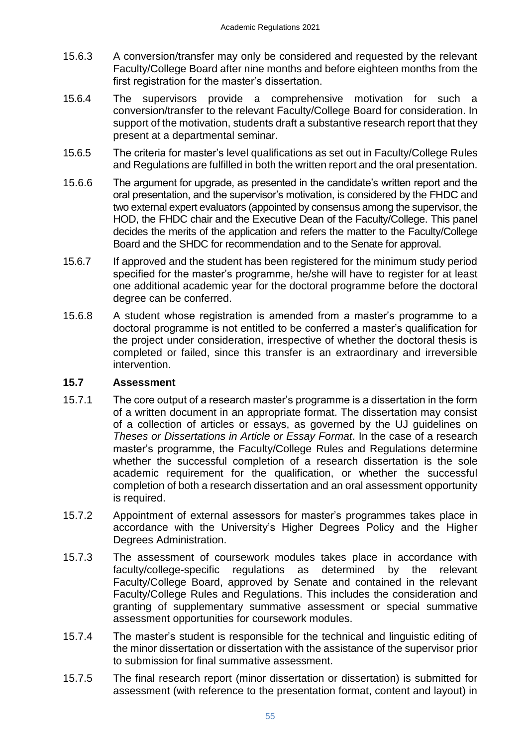15.6.3 A conversion/transfer may only be considered and requested by the relevant Faculty/College Board after nine months and before eighteen months from the first registration for the master's dissertation.

15.6.4 The supervisors provide a comprehensive motivation for such a conversion/transfer to the relevant Faculty/College Board for consideration. In support of the motivation, students draft a substantive research report that they present at a departmental seminar.

15.6.5 The criteria for master's level qualifications as set out in Faculty/College Rules and Regulations are fulfilled in both the written report and the oral presentation.

15.6.6 The argument for upgrade, as presented in the candidate's written report and the oral presentation, and the supervisor's motivation, is considered by the FHDC and two external expert evaluators (appointed by consensus among the supervisor, the HOD, the FHDC chair and the Executive Dean of the Faculty/College. This panel decides the merits of the application and refers the matter to the Faculty/College Board and the SHDC for recommendation and to the Senate for approval.

15.6.7 If approved and the student has been registered for the minimum study period specified for the master's programme, he/she will have to register for at least one additional academic year for the doctoral programme before the doctoral degree can be conferred.

15.6.8 A student whose registration is amended from a master's programme to a doctoral programme is not entitled to be conferred a master's qualification for the project under consideration, irrespective of whether the doctoral thesis is completed or failed, since this transfer is an extraordinary and irreversible intervention.

### 15.7 Assessment

15.7.1 The core output of a research master's programme is a dissertation in the form of a written document in an appropriate format. The dissertation may consist of a collection of articles or essays, as governed by the UJ guidelines on *Theses or Dissertations in Article or Essay Format*. In the case of a research master's programme, the Faculty/College Rules and Regulations determine whether the successful completion of a research dissertation is the sole academic requirement for the qualification, or whether the successful completion of both a research dissertation and an oral assessment opportunity is required.

15.7.2 Appointment of external assessors for master's programmes takes place in accordance with the University's Higher Degrees Policy and the Higher Degrees Administration.

15.7.3 The assessment of coursework modules takes place in accordance with faculty/college-specific regulations as determined by the relevant Faculty/College Board, approved by Senate and contained in the relevant Faculty/College Rules and Regulations. This includes the consideration and granting of supplementary summative assessment or special summative assessment opportunities for coursework modules.

15.7.4 The master's student is responsible for the technical and linguistic editing of the minor dissertation or dissertation with the assistance of the supervisor prior to submission for final summative assessment.

15.7.5 The final research report (minor dissertation or dissertation) is submitted for assessment (with reference to the presentation format, content and layout) in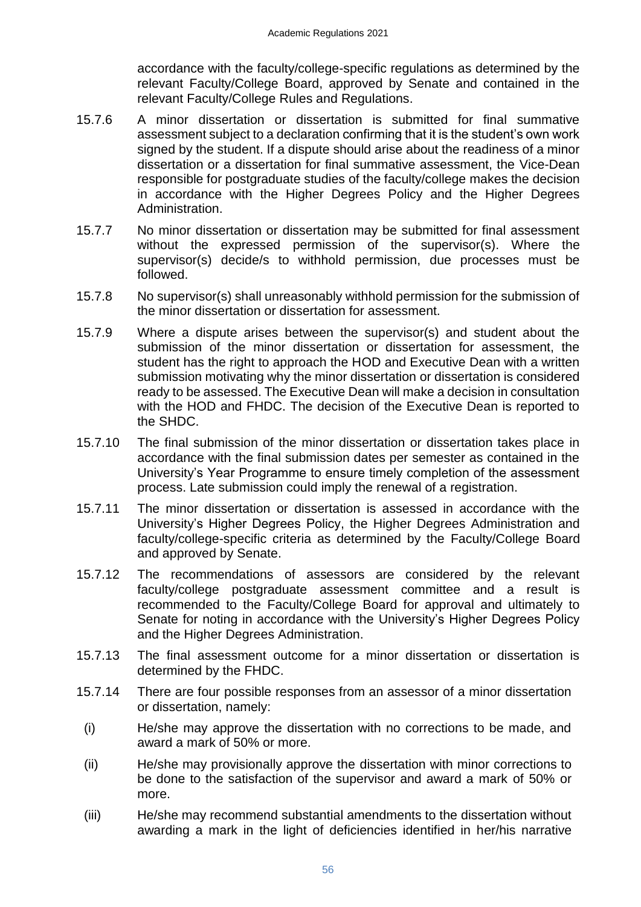accordance with the faculty/college-specific regulations as determined by the relevant Faculty/College Board, approved by Senate and contained in the relevant Faculty/College Rules and Regulations.

15.7.6 A minor dissertation or dissertation is submitted for final summative assessment subject to a declaration confirming that it is the student's own work signed by the student. If a dispute should arise about the readiness of a minor dissertation or a dissertation for final summative assessment, the Vice-Dean responsible for postgraduate studies of the faculty/college makes the decision in accordance with the Higher Degrees Policy and the Higher Degrees Administration.

15.7.7 No minor dissertation or dissertation may be submitted for final assessment without the expressed permission of the supervisor(s). Where the supervisor(s) decide/s to withhold permission, due processes must be followed.

15.7.8 No supervisor(s) shall unreasonably withhold permission for the submission of the minor dissertation or dissertation for assessment.

15.7.9 Where a dispute arises between the supervisor(s) and student about the submission of the minor dissertation or dissertation for assessment, the student has the right to approach the HOD and Executive Dean with a written submission motivating why the minor dissertation or dissertation is considered ready to be assessed. The Executive Dean will make a decision in consultation with the HOD and FHDC. The decision of the Executive Dean is reported to the SHDC.

15.7.10 The final submission of the minor dissertation or dissertation takes place in accordance with the final submission dates per semester as contained in the University's Year Programme to ensure timely completion of the assessment process. Late submission could imply the renewal of a registration.

15.7.11 The minor dissertation or dissertation is assessed in accordance with the University's Higher Degrees Policy, the Higher Degrees Administration and faculty/college-specific criteria as determined by the Faculty/College Board and approved by Senate.

15.7.12 The recommendations of assessors are considered by the relevant faculty/college postgraduate assessment committee and a result is recommended to the Faculty/College Board for approval and ultimately to Senate for noting in accordance with the University's Higher Degrees Policy and the Higher Degrees Administration.

15.7.13 The final assessment outcome for a minor dissertation or dissertation is determined by the FHDC.

15.7.14 There are four possible responses from an assessor of a minor dissertation or dissertation, namely:

(i) He/she may approve the dissertation with no corrections to be made, and award a mark of 50% or more.

(ii) He/she may provisionally approve the dissertation with minor corrections to be done to the satisfaction of the supervisor and award a mark of 50% or more.

(iii) He/she may recommend substantial amendments to the dissertation without awarding a mark in the light of deficiencies identified in her/his narrative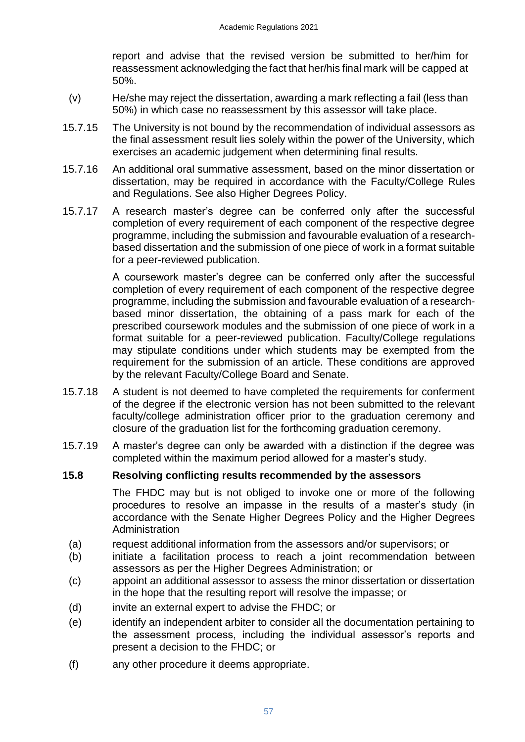report and advise that the revised version be submitted to her/him for reassessment acknowledging the fact that her/his final mark will be capped at 50%.

(v) He/she may reject the dissertation, awarding a mark reflecting a fail (less than 50%) in which case no reassessment by this assessor will take place.

15.7.15 The University is not bound by the recommendation of individual assessors as the final assessment result lies solely within the power of the University, which exercises an academic judgement when determining final results.

15.7.16 An additional oral summative assessment, based on the minor dissertation or dissertation, may be required in accordance with the Faculty/College Rules and Regulations. See also Higher Degrees Policy.

15.7.17 A research master's degree can be conferred only after the successful completion of every requirement of each component of the respective degree programme, including the submission and favourable evaluation of a research-based dissertation and the submission of one piece of work in a format suitable for a peer-reviewed publication.

A coursework master's degree can be conferred only after the successful completion of every requirement of each component of the respective degree programme, including the submission and favourable evaluation of a research-based minor dissertation, the obtaining of a pass mark for each of the prescribed coursework modules and the submission of one piece of work in a format suitable for a peer-reviewed publication. Faculty/College regulations may stipulate conditions under which students may be exempted from the requirement for the submission of an article. These conditions are approved by the relevant Faculty/College Board and Senate.

15.7.18 A student is not deemed to have completed the requirements for conferment of the degree if the electronic version has not been submitted to the relevant faculty/college administration officer prior to the graduation ceremony and closure of the graduation list for the forthcoming graduation ceremony.

15.7.19 A master's degree can only be awarded with a distinction if the degree was completed within the maximum period allowed for a master's study.

## 15.8 Resolving conflicting results recommended by the assessors

The FHDC may but is not obliged to invoke one or more of the following procedures to resolve an impasse in the results of a master's study (in accordance with the Senate Higher Degrees Policy and the Higher Degrees Administration

(a) request additional information from the assessors and/or supervisors; or

(b) initiate a facilitation process to reach a joint recommendation between assessors as per the Higher Degrees Administration; or

(c) appoint an additional assessor to assess the minor dissertation or dissertation in the hope that the resulting report will resolve the impasse; or

(d) invite an external expert to advise the FHDC; or

(e) identify an independent arbiter to consider all the documentation pertaining to the assessment process, including the individual assessor's reports and present a decision to the FHDC; or

(f) any other procedure it deems appropriate.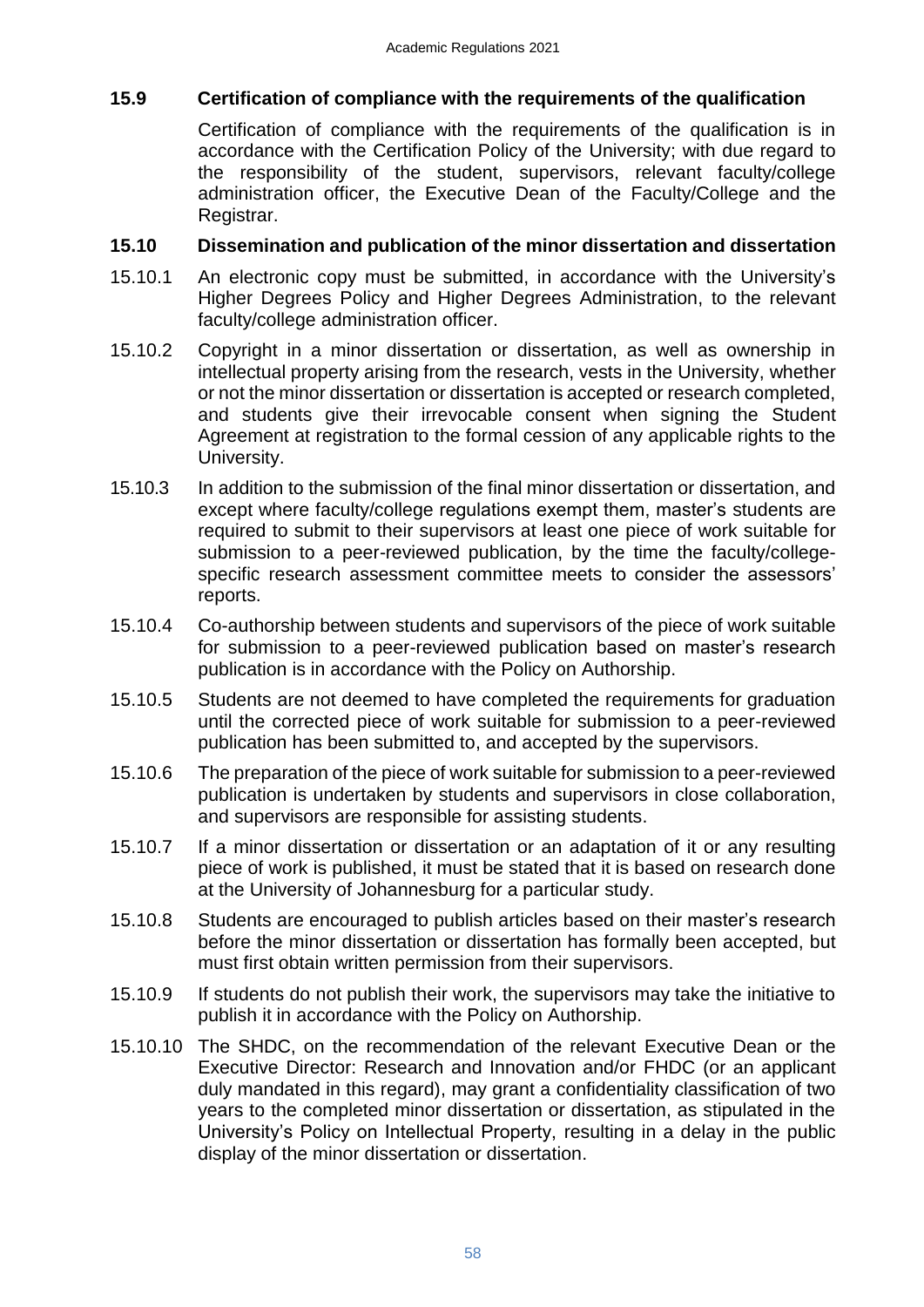### 15.9 Certification of compliance with the requirements of the qualification

Certification of compliance with the requirements of the qualification is in accordance with the Certification Policy of the University; with due regard to the responsibility of the student, supervisors, relevant faculty/college administration officer, the Executive Dean of the Faculty/College and the Registrar.

### 15.10 Dissemination and publication of the minor dissertation and dissertation

15.10.1 An electronic copy must be submitted, in accordance with the University's Higher Degrees Policy and Higher Degrees Administration, to the relevant faculty/college administration officer.

15.10.2 Copyright in a minor dissertation or dissertation, as well as ownership in intellectual property arising from the research, vests in the University, whether or not the minor dissertation or dissertation is accepted or research completed, and students give their irrevocable consent when signing the Student Agreement at registration to the formal cession of any applicable rights to the University.

15.10.3 In addition to the submission of the final minor dissertation or dissertation, and except where faculty/college regulations exempt them, master's students are required to submit to their supervisors at least one piece of work suitable for submission to a peer-reviewed publication, by the time the faculty/college-specific research assessment committee meets to consider the assessors' reports.

15.10.4 Co-authorship between students and supervisors of the piece of work suitable for submission to a peer-reviewed publication based on master's research publication is in accordance with the Policy on Authorship.

15.10.5 Students are not deemed to have completed the requirements for graduation until the corrected piece of work suitable for submission to a peer-reviewed publication has been submitted to, and accepted by the supervisors.

15.10.6 The preparation of the piece of work suitable for submission to a peer-reviewed publication is undertaken by students and supervisors in close collaboration, and supervisors are responsible for assisting students.

15.10.7 If a minor dissertation or dissertation or an adaptation of it or any resulting piece of work is published, it must be stated that it is based on research done at the University of Johannesburg for a particular study.

15.10.8 Students are encouraged to publish articles based on their master's research before the minor dissertation or dissertation has formally been accepted, but must first obtain written permission from their supervisors.

15.10.9 If students do not publish their work, the supervisors may take the initiative to publish it in accordance with the Policy on Authorship.

15.10.10 The SHDC, on the recommendation of the relevant Executive Dean or the Executive Director: Research and Innovation and/or FHDC (or an applicant duly mandated in this regard), may grant a confidentiality classification of two years to the completed minor dissertation or dissertation, as stipulated in the University's Policy on Intellectual Property, resulting in a delay in the public display of the minor dissertation or dissertation.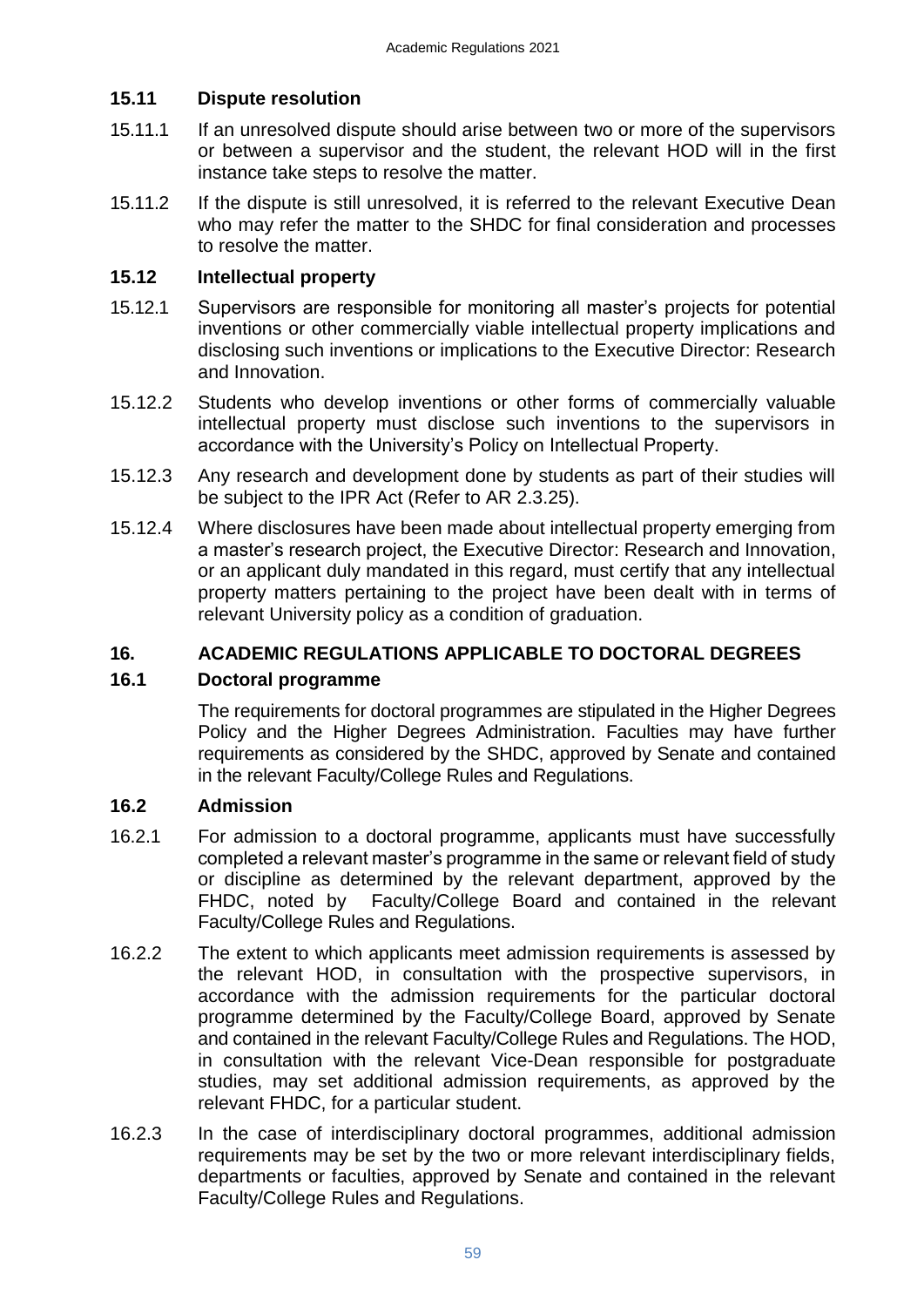### 15.11 Dispute resolution

15.11.1 If an unresolved dispute should arise between two or more of the supervisors or between a supervisor and the student, the relevant HOD will in the first instance take steps to resolve the matter.

15.11.2 If the dispute is still unresolved, it is referred to the relevant Executive Dean who may refer the matter to the SHDC for final consideration and processes to resolve the matter.

### 15.12 Intellectual property

15.12.1 Supervisors are responsible for monitoring all master's projects for potential inventions or other commercially viable intellectual property implications and disclosing such inventions or implications to the Executive Director: Research and Innovation.

15.12.2 Students who develop inventions or other forms of commercially valuable intellectual property must disclose such inventions to the supervisors in accordance with the University's Policy on Intellectual Property.

15.12.3 Any research and development done by students as part of their studies will be subject to the IPR Act (Refer to AR 2.3.25).

15.12.4 Where disclosures have been made about intellectual property emerging from a master's research project, the Executive Director: Research and Innovation, or an applicant duly mandated in this regard, must certify that any intellectual property matters pertaining to the project have been dealt with in terms of relevant University policy as a condition of graduation.

## 16. ACADEMIC REGULATIONS APPLICABLE TO DOCTORAL DEGREES

### 16.1 Doctoral programme

The requirements for doctoral programmes are stipulated in the Higher Degrees Policy and the Higher Degrees Administration. Faculties may have further requirements as considered by the SHDC, approved by Senate and contained in the relevant Faculty/College Rules and Regulations.

### 16.2 Admission

16.2.1 For admission to a doctoral programme, applicants must have successfully completed a relevant master's programme in the same or relevant field of study or discipline as determined by the relevant department, approved by the FHDC, noted by Faculty/College Board and contained in the relevant Faculty/College Rules and Regulations.

16.2.2 The extent to which applicants meet admission requirements is assessed by the relevant HOD, in consultation with the prospective supervisors, in accordance with the admission requirements for the particular doctoral programme determined by the Faculty/College Board, approved by Senate and contained in the relevant Faculty/College Rules and Regulations. The HOD, in consultation with the relevant Vice-Dean responsible for postgraduate studies, may set additional admission requirements, as approved by the relevant FHDC, for a particular student.

16.2.3 In the case of interdisciplinary doctoral programmes, additional admission requirements may be set by the two or more relevant interdisciplinary fields, departments or faculties, approved by Senate and contained in the relevant Faculty/College Rules and Regulations.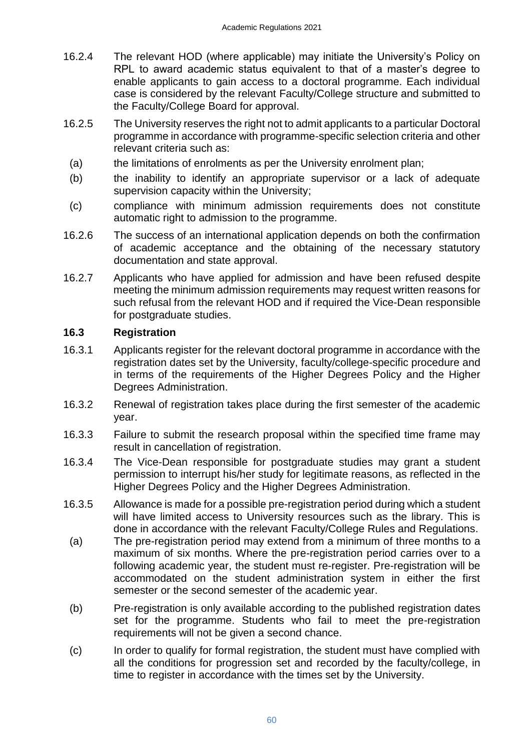16.2.4 The relevant HOD (where applicable) may initiate the University's Policy on RPL to award academic status equivalent to that of a master's degree to enable applicants to gain access to a doctoral programme. Each individual case is considered by the relevant Faculty/College structure and submitted to the Faculty/College Board for approval.

16.2.5 The University reserves the right not to admit applicants to a particular Doctoral programme in accordance with programme-specific selection criteria and other relevant criteria such as:

(a) the limitations of enrolments as per the University enrolment plan;

(b) the inability to identify an appropriate supervisor or a lack of adequate supervision capacity within the University;

(c) compliance with minimum admission requirements does not constitute automatic right to admission to the programme.

16.2.6 The success of an international application depends on both the confirmation of academic acceptance and the obtaining of the necessary statutory documentation and state approval.

16.2.7 Applicants who have applied for admission and have been refused despite meeting the minimum admission requirements may request written reasons for such refusal from the relevant HOD and if required the Vice-Dean responsible for postgraduate studies.

### 16.3 Registration

16.3.1 Applicants register for the relevant doctoral programme in accordance with the registration dates set by the University, faculty/college-specific procedure and in terms of the requirements of the Higher Degrees Policy and the Higher Degrees Administration.

16.3.2 Renewal of registration takes place during the first semester of the academic year.

16.3.3 Failure to submit the research proposal within the specified time frame may result in cancellation of registration.

16.3.4 The Vice-Dean responsible for postgraduate studies may grant a student permission to interrupt his/her study for legitimate reasons, as reflected in the Higher Degrees Policy and the Higher Degrees Administration.

16.3.5 Allowance is made for a possible pre-registration period during which a student will have limited access to University resources such as the library. This is done in accordance with the relevant Faculty/College Rules and Regulations.

(a) The pre-registration period may extend from a minimum of three months to a maximum of six months. Where the pre-registration period carries over to a following academic year, the student must re-register. Pre-registration will be accommodated on the student administration system in either the first semester or the second semester of the academic year.

(b) Pre-registration is only available according to the published registration dates set for the programme. Students who fail to meet the pre-registration requirements will not be given a second chance.

(c) In order to qualify for formal registration, the student must have complied with all the conditions for progression set and recorded by the faculty/college, in time to register in accordance with the times set by the University.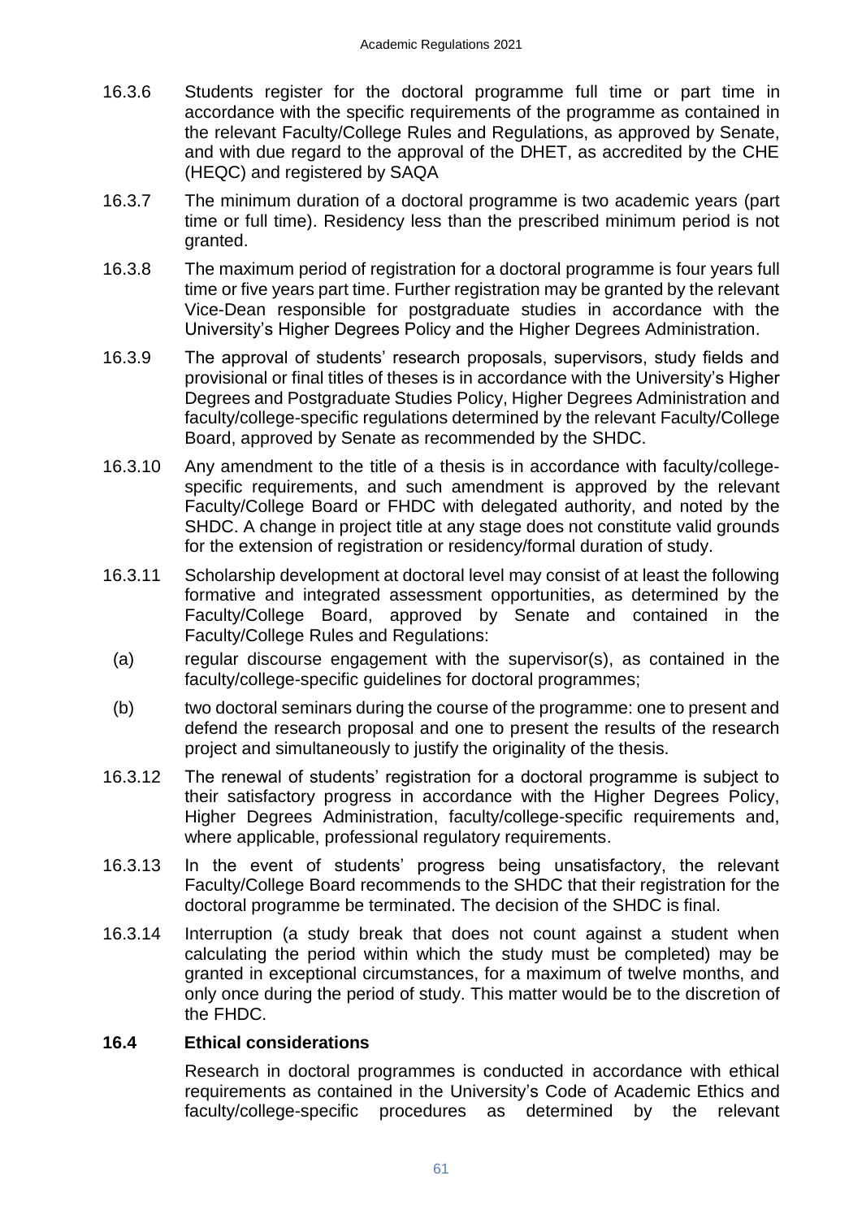16.3.6 Students register for the doctoral programme full time or part time in accordance with the specific requirements of the programme as contained in the relevant Faculty/College Rules and Regulations, as approved by Senate, and with due regard to the approval of the DHET, as accredited by the CHE (HEQC) and registered by SAQA

16.3.7 The minimum duration of a doctoral programme is two academic years (part time or full time). Residency less than the prescribed minimum period is not granted.

16.3.8 The maximum period of registration for a doctoral programme is four years full time or five years part time. Further registration may be granted by the relevant Vice-Dean responsible for postgraduate studies in accordance with the University's Higher Degrees Policy and the Higher Degrees Administration.

16.3.9 The approval of students' research proposals, supervisors, study fields and provisional or final titles of theses is in accordance with the University's Higher Degrees and Postgraduate Studies Policy, Higher Degrees Administration and faculty/college-specific regulations determined by the relevant Faculty/College Board, approved by Senate as recommended by the SHDC.

16.3.10 Any amendment to the title of a thesis is in accordance with faculty/college-specific requirements, and such amendment is approved by the relevant Faculty/College Board or FHDC with delegated authority, and noted by the SHDC. A change in project title at any stage does not constitute valid grounds for the extension of registration or residency/formal duration of study.

16.3.11 Scholarship development at doctoral level may consist of at least the following formative and integrated assessment opportunities, as determined by the Faculty/College Board, approved by Senate and contained in the Faculty/College Rules and Regulations:

(a) regular discourse engagement with the supervisor(s), as contained in the faculty/college-specific guidelines for doctoral programmes;

(b) two doctoral seminars during the course of the programme: one to present and defend the research proposal and one to present the results of the research project and simultaneously to justify the originality of the thesis.

16.3.12 The renewal of students' registration for a doctoral programme is subject to their satisfactory progress in accordance with the Higher Degrees Policy, Higher Degrees Administration, faculty/college-specific requirements and, where applicable, professional regulatory requirements.

16.3.13 In the event of students' progress being unsatisfactory, the relevant Faculty/College Board recommends to the SHDC that their registration for the doctoral programme be terminated. The decision of the SHDC is final.

16.3.14 Interruption (a study break that does not count against a student when calculating the period within which the study must be completed) may be granted in exceptional circumstances, for a maximum of twelve months, and only once during the period of study. This matter would be to the discretion of the FHDC.

### 16.4 Ethical considerations

Research in doctoral programmes is conducted in accordance with ethical requirements as contained in the University's Code of Academic Ethics and faculty/college-specific procedures as determined by the relevant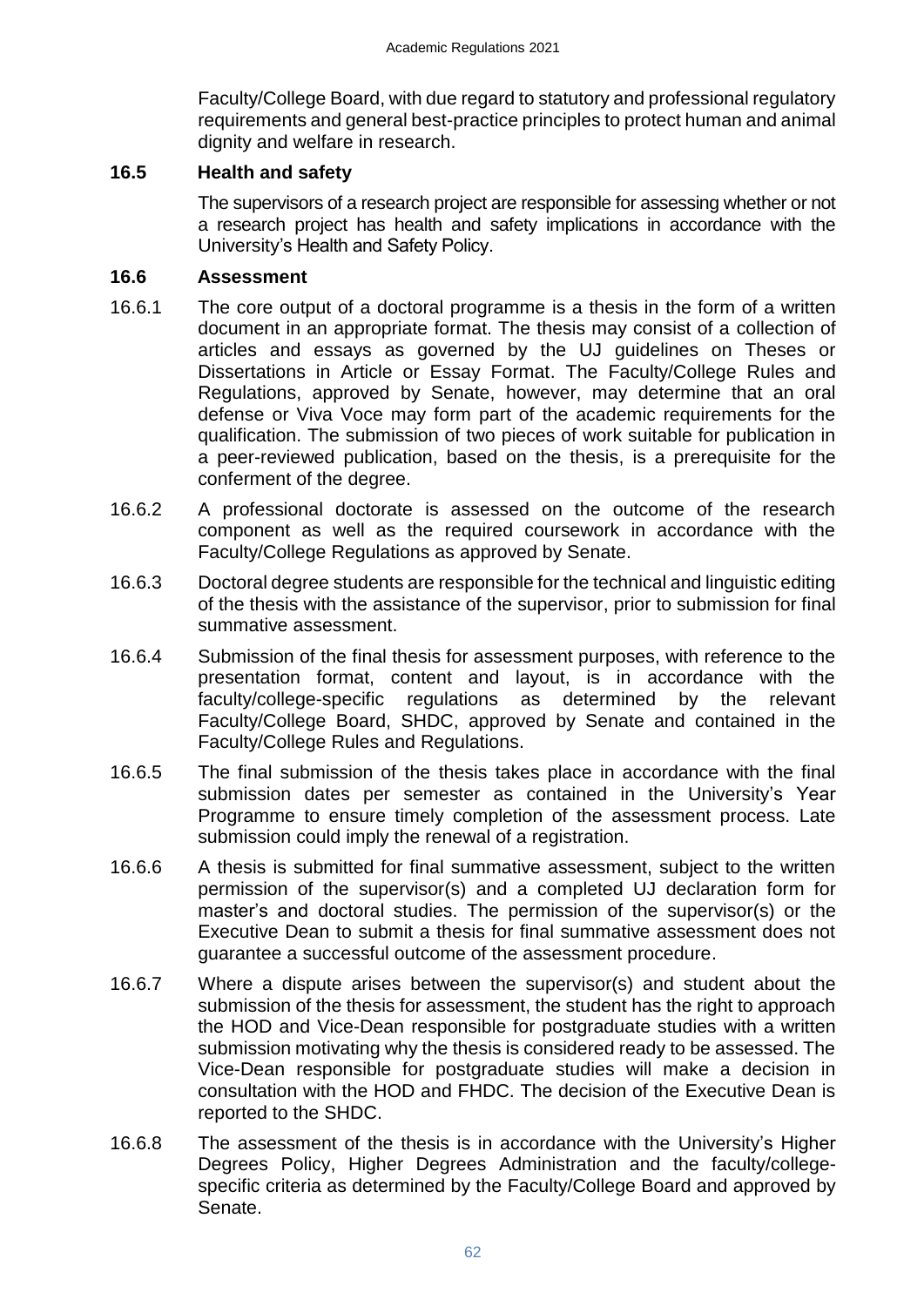Faculty/College Board, with due regard to statutory and professional regulatory requirements and general best-practice principles to protect human and animal dignity and welfare in research.

### 16.5 Health and safety

The supervisors of a research project are responsible for assessing whether or not a research project has health and safety implications in accordance with the University's Health and Safety Policy.

### 16.6 Assessment

16.6.1 The core output of a doctoral programme is a thesis in the form of a written document in an appropriate format. The thesis may consist of a collection of articles and essays as governed by the UJ guidelines on Theses or Dissertations in Article or Essay Format. The Faculty/College Rules and Regulations, approved by Senate, however, may determine that an oral defense or Viva Voce may form part of the academic requirements for the qualification. The submission of two pieces of work suitable for publication in a peer-reviewed publication, based on the thesis, is a prerequisite for the conferment of the degree.

16.6.2 A professional doctorate is assessed on the outcome of the research component as well as the required coursework in accordance with the Faculty/College Regulations as approved by Senate.

16.6.3 Doctoral degree students are responsible for the technical and linguistic editing of the thesis with the assistance of the supervisor, prior to submission for final summative assessment.

16.6.4 Submission of the final thesis for assessment purposes, with reference to the presentation format, content and layout, is in accordance with the faculty/college-specific regulations as determined by the relevant Faculty/College Board, SHDC, approved by Senate and contained in the Faculty/College Rules and Regulations.

16.6.5 The final submission of the thesis takes place in accordance with the final submission dates per semester as contained in the University's Year Programme to ensure timely completion of the assessment process. Late submission could imply the renewal of a registration.

16.6.6 A thesis is submitted for final summative assessment, subject to the written permission of the supervisor(s) and a completed UJ declaration form for master's and doctoral studies. The permission of the supervisor(s) or the Executive Dean to submit a thesis for final summative assessment does not guarantee a successful outcome of the assessment procedure.

16.6.7 Where a dispute arises between the supervisor(s) and student about the submission of the thesis for assessment, the student has the right to approach the HOD and Vice-Dean responsible for postgraduate studies with a written submission motivating why the thesis is considered ready to be assessed. The Vice-Dean responsible for postgraduate studies will make a decision in consultation with the HOD and FHDC. The decision of the Executive Dean is reported to the SHDC.

16.6.8 The assessment of the thesis is in accordance with the University's Higher Degrees Policy, Higher Degrees Administration and the faculty/college-specific criteria as determined by the Faculty/College Board and approved by Senate.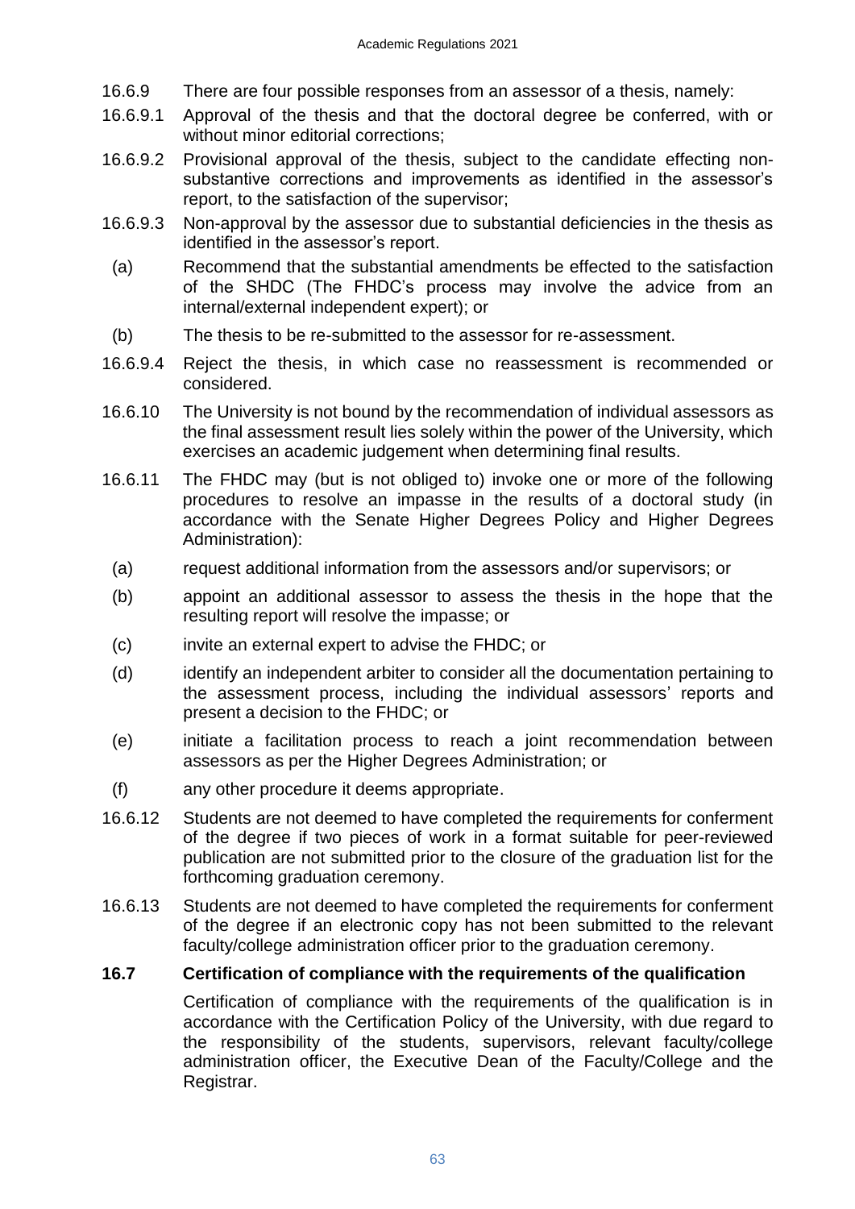16.6.9 There are four possible responses from an assessor of a thesis, namely:

16.6.9.1 Approval of the thesis and that the doctoral degree be conferred, with or without minor editorial corrections;

16.6.9.2 Provisional approval of the thesis, subject to the candidate effecting non-substantive corrections and improvements as identified in the assessor's report, to the satisfaction of the supervisor;

16.6.9.3 Non-approval by the assessor due to substantial deficiencies in the thesis as identified in the assessor's report.

(a) Recommend that the substantial amendments be effected to the satisfaction of the SHDC (The FHDC's process may involve the advice from an internal/external independent expert); or

(b) The thesis to be re-submitted to the assessor for re-assessment.

16.6.9.4 Reject the thesis, in which case no reassessment is recommended or considered.

16.6.10 The University is not bound by the recommendation of individual assessors as the final assessment result lies solely within the power of the University, which exercises an academic judgement when determining final results.

16.6.11 The FHDC may (but is not obliged to) invoke one or more of the following procedures to resolve an impasse in the results of a doctoral study (in accordance with the Senate Higher Degrees Policy and Higher Degrees Administration):

(a) request additional information from the assessors and/or supervisors; or

(b) appoint an additional assessor to assess the thesis in the hope that the resulting report will resolve the impasse; or

(c) invite an external expert to advise the FHDC; or

(d) identify an independent arbiter to consider all the documentation pertaining to the assessment process, including the individual assessors' reports and present a decision to the FHDC; or

(e) initiate a facilitation process to reach a joint recommendation between assessors as per the Higher Degrees Administration; or

(f) any other procedure it deems appropriate.

16.6.12 Students are not deemed to have completed the requirements for conferment of the degree if two pieces of work in a format suitable for peer-reviewed publication are not submitted prior to the closure of the graduation list for the forthcoming graduation ceremony.

16.6.13 Students are not deemed to have completed the requirements for conferment of the degree if an electronic copy has not been submitted to the relevant faculty/college administration officer prior to the graduation ceremony.

### 16.7 Certification of compliance with the requirements of the qualification

Certification of compliance with the requirements of the qualification is in accordance with the Certification Policy of the University, with due regard to the responsibility of the students, supervisors, relevant faculty/college administration officer, the Executive Dean of the Faculty/College and the Registrar.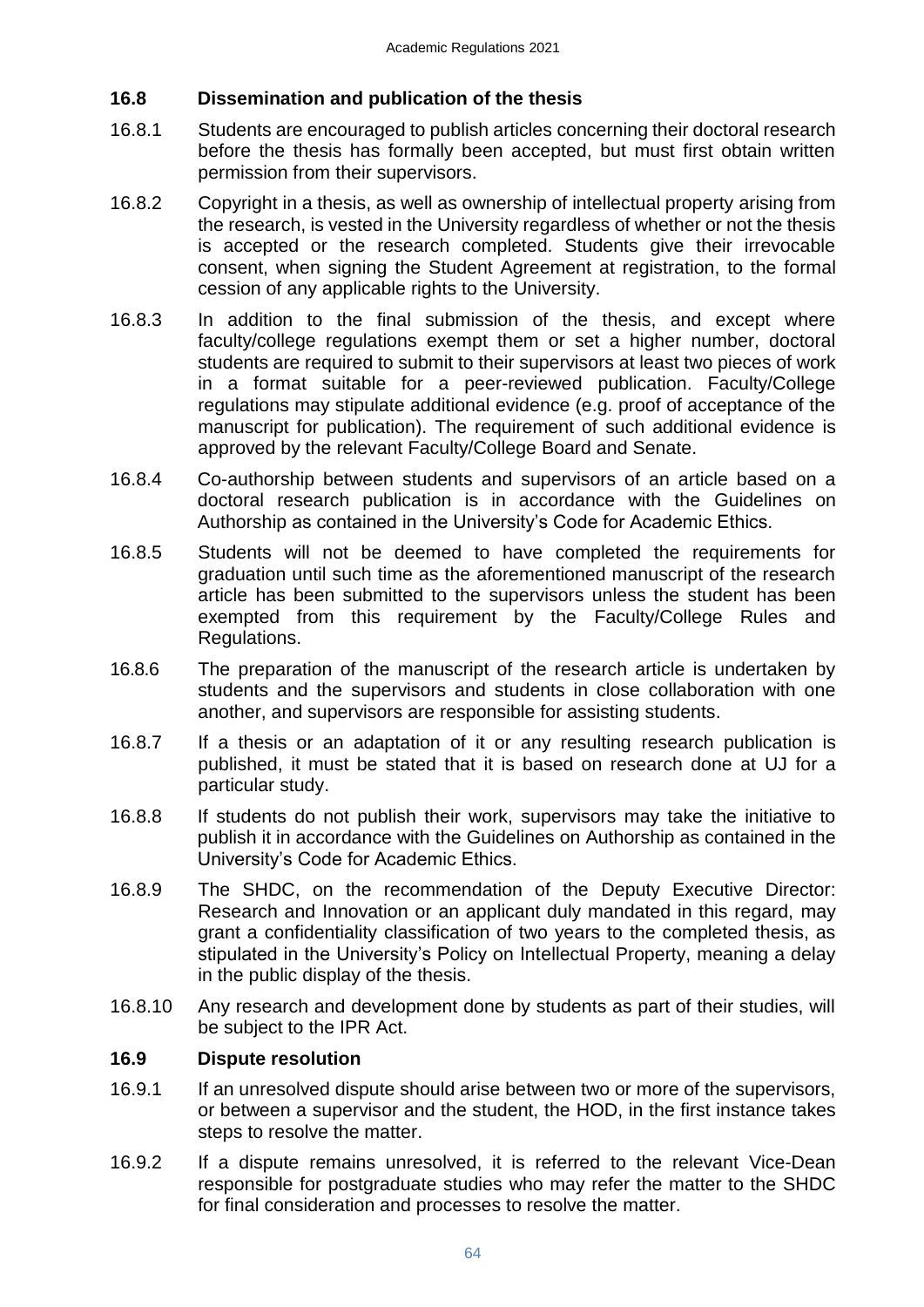### 16.8 Dissemination and publication of the thesis

16.8.1 Students are encouraged to publish articles concerning their doctoral research before the thesis has formally been accepted, but must first obtain written permission from their supervisors.

16.8.2 Copyright in a thesis, as well as ownership of intellectual property arising from the research, is vested in the University regardless of whether or not the thesis is accepted or the research completed. Students give their irrevocable consent, when signing the Student Agreement at registration, to the formal cession of any applicable rights to the University.

16.8.3 In addition to the final submission of the thesis, and except where faculty/college regulations exempt them or set a higher number, doctoral students are required to submit to their supervisors at least two pieces of work in a format suitable for a peer-reviewed publication. Faculty/College regulations may stipulate additional evidence (e.g. proof of acceptance of the manuscript for publication). The requirement of such additional evidence is approved by the relevant Faculty/College Board and Senate.

16.8.4 Co-authorship between students and supervisors of an article based on a doctoral research publication is in accordance with the Guidelines on Authorship as contained in the University's Code for Academic Ethics.

16.8.5 Students will not be deemed to have completed the requirements for graduation until such time as the aforementioned manuscript of the research article has been submitted to the supervisors unless the student has been exempted from this requirement by the Faculty/College Rules and Regulations.

16.8.6 The preparation of the manuscript of the research article is undertaken by students and the supervisors and students in close collaboration with one another, and supervisors are responsible for assisting students.

16.8.7 If a thesis or an adaptation of it or any resulting research publication is published, it must be stated that it is based on research done at UJ for a particular study.

16.8.8 If students do not publish their work, supervisors may take the initiative to publish it in accordance with the Guidelines on Authorship as contained in the University's Code for Academic Ethics.

16.8.9 The SHDC, on the recommendation of the Deputy Executive Director: Research and Innovation or an applicant duly mandated in this regard, may grant a confidentiality classification of two years to the completed thesis, as stipulated in the University's Policy on Intellectual Property, meaning a delay in the public display of the thesis.

16.8.10 Any research and development done by students as part of their studies, will be subject to the IPR Act.

### 16.9 Dispute resolution

16.9.1 If an unresolved dispute should arise between two or more of the supervisors, or between a supervisor and the student, the HOD, in the first instance takes steps to resolve the matter.

16.9.2 If a dispute remains unresolved, it is referred to the relevant Vice-Dean responsible for postgraduate studies who may refer the matter to the SHDC for final consideration and processes to resolve the matter.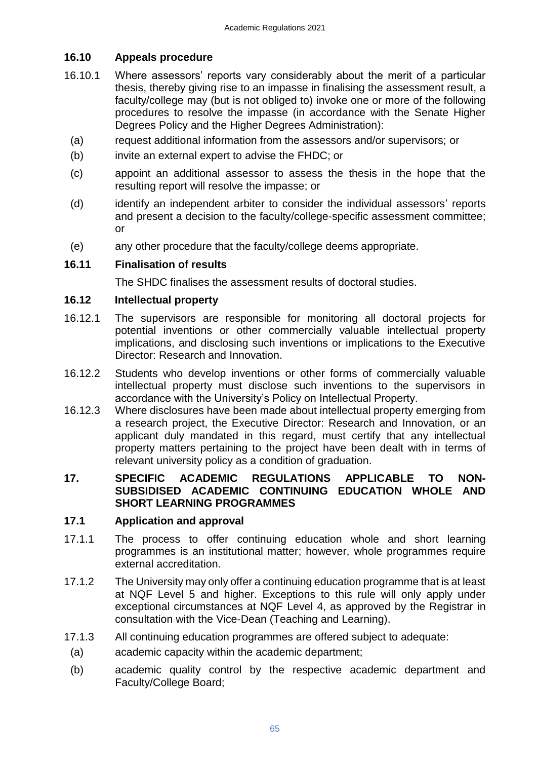### 16.10 Appeals procedure

16.10.1 Where assessors' reports vary considerably about the merit of a particular thesis, thereby giving rise to an impasse in finalising the assessment result, a faculty/college may (but is not obliged to) invoke one or more of the following procedures to resolve the impasse (in accordance with the Senate Higher Degrees Policy and the Higher Degrees Administration):

(a) request additional information from the assessors and/or supervisors; or

(b) invite an external expert to advise the FHDC; or

(c) appoint an additional assessor to assess the thesis in the hope that the resulting report will resolve the impasse; or

(d) identify an independent arbiter to consider the individual assessors' reports and present a decision to the faculty/college-specific assessment committee; or

(e) any other procedure that the faculty/college deems appropriate.

### 16.11 Finalisation of results

The SHDC finalises the assessment results of doctoral studies.

### 16.12 Intellectual property

16.12.1 The supervisors are responsible for monitoring all doctoral projects for potential inventions or other commercially valuable intellectual property implications, and disclosing such inventions or implications to the Executive Director: Research and Innovation.

16.12.2 Students who develop inventions or other forms of commercially valuable intellectual property must disclose such inventions to the supervisors in accordance with the University's Policy on Intellectual Property.

16.12.3 Where disclosures have been made about intellectual property emerging from a research project, the Executive Director: Research and Innovation, or an applicant duly mandated in this regard, must certify that any intellectual property matters pertaining to the project have been dealt with in terms of relevant university policy as a condition of graduation.

## 17. SPECIFIC ACADEMIC REGULATIONS APPLICABLE TO NON-SUBSIDISED ACADEMIC CONTINUING EDUCATION WHOLE AND SHORT LEARNING PROGRAMMES

### 17.1 Application and approval

17.1.1 The process to offer continuing education whole and short learning programmes is an institutional matter; however, whole programmes require external accreditation.

17.1.2 The University may only offer a continuing education programme that is at least at NQF Level 5 and higher. Exceptions to this rule will only apply under exceptional circumstances at NQF Level 4, as approved by the Registrar in consultation with the Vice-Dean (Teaching and Learning).

17.1.3 All continuing education programmes are offered subject to adequate:

(a) academic capacity within the academic department;

(b) academic quality control by the respective academic department and Faculty/College Board;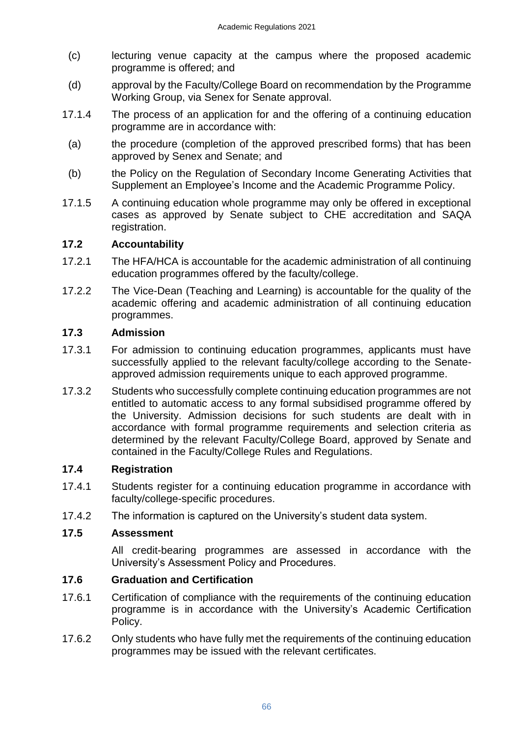(c) lecturing venue capacity at the campus where the proposed academic programme is offered; and

(d) approval by the Faculty/College Board on recommendation by the Programme Working Group, via Senex for Senate approval.

17.1.4 The process of an application for and the offering of a continuing education programme are in accordance with:

(a) the procedure (completion of the approved prescribed forms) that has been approved by Senex and Senate; and

(b) the Policy on the Regulation of Secondary Income Generating Activities that Supplement an Employee's Income and the Academic Programme Policy.

17.1.5 A continuing education whole programme may only be offered in exceptional cases as approved by Senate subject to CHE accreditation and SAQA registration.

### 17.2 Accountability

17.2.1 The HFA/HCA is accountable for the academic administration of all continuing education programmes offered by the faculty/college.

17.2.2 The Vice-Dean (Teaching and Learning) is accountable for the quality of the academic offering and academic administration of all continuing education programmes.

### 17.3 Admission

17.3.1 For admission to continuing education programmes, applicants must have successfully applied to the relevant faculty/college according to the Senate-approved admission requirements unique to each approved programme.

17.3.2 Students who successfully complete continuing education programmes are not entitled to automatic access to any formal subsidised programme offered by the University. Admission decisions for such students are dealt with in accordance with formal programme requirements and selection criteria as determined by the relevant Faculty/College Board, approved by Senate and contained in the Faculty/College Rules and Regulations.

### 17.4 Registration

17.4.1 Students register for a continuing education programme in accordance with faculty/college-specific procedures.

17.4.2 The information is captured on the University's student data system.

### 17.5 Assessment

All credit-bearing programmes are assessed in accordance with the University's Assessment Policy and Procedures.

### 17.6 Graduation and Certification

17.6.1 Certification of compliance with the requirements of the continuing education programme is in accordance with the University's Academic Certification Policy.

17.6.2 Only students who have fully met the requirements of the continuing education programmes may be issued with the relevant certificates.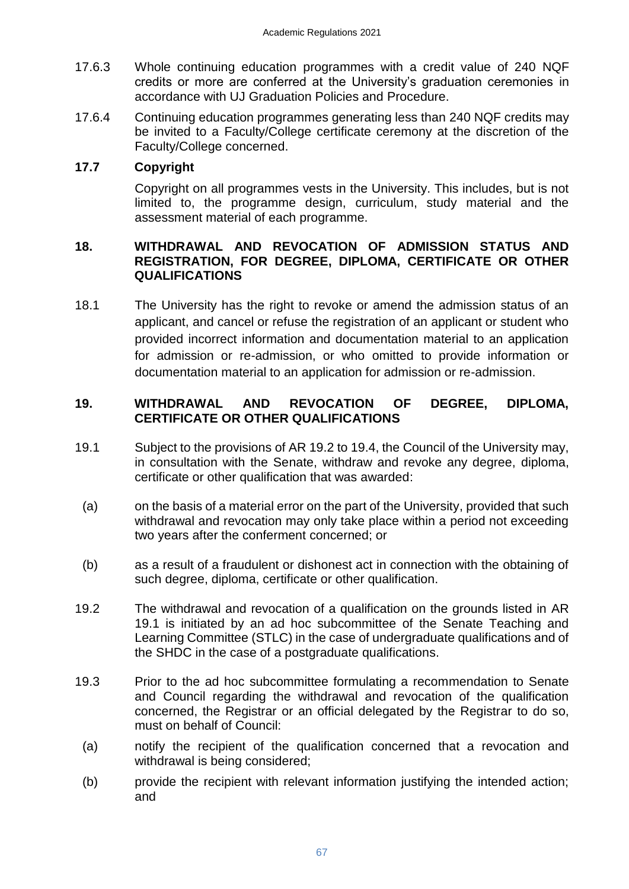17.6.3 Whole continuing education programmes with a credit value of 240 NQF credits or more are conferred at the University's graduation ceremonies in accordance with UJ Graduation Policies and Procedure.

17.6.4 Continuing education programmes generating less than 240 NQF credits may be invited to a Faculty/College certificate ceremony at the discretion of the Faculty/College concerned.

### 17.7 Copyright

Copyright on all programmes vests in the University. This includes, but is not limited to, the programme design, curriculum, study material and the assessment material of each programme.

## 18. WITHDRAWAL AND REVOCATION OF ADMISSION STATUS AND REGISTRATION, FOR DEGREE, DIPLOMA, CERTIFICATE OR OTHER QUALIFICATIONS

18.1 The University has the right to revoke or amend the admission status of an applicant, and cancel or refuse the registration of an applicant or student who provided incorrect information and documentation material to an application for admission or re-admission, or who omitted to provide information or documentation material to an application for admission or re-admission.

## 19. WITHDRAWAL AND REVOCATION OF DEGREE, DIPLOMA, CERTIFICATE OR OTHER QUALIFICATIONS

19.1 Subject to the provisions of AR 19.2 to 19.4, the Council of the University may, in consultation with the Senate, withdraw and revoke any degree, diploma, certificate or other qualification that was awarded:

(a) on the basis of a material error on the part of the University, provided that such withdrawal and revocation may only take place within a period not exceeding two years after the conferment concerned; or

(b) as a result of a fraudulent or dishonest act in connection with the obtaining of such degree, diploma, certificate or other qualification.

19.2 The withdrawal and revocation of a qualification on the grounds listed in AR 19.1 is initiated by an ad hoc subcommittee of the Senate Teaching and Learning Committee (STLC) in the case of undergraduate qualifications and of the SHDC in the case of a postgraduate qualifications.

19.3 Prior to the ad hoc subcommittee formulating a recommendation to Senate and Council regarding the withdrawal and revocation of the qualification concerned, the Registrar or an official delegated by the Registrar to do so, must on behalf of Council:

(a) notify the recipient of the qualification concerned that a revocation and withdrawal is being considered;

(b) provide the recipient with relevant information justifying the intended action; and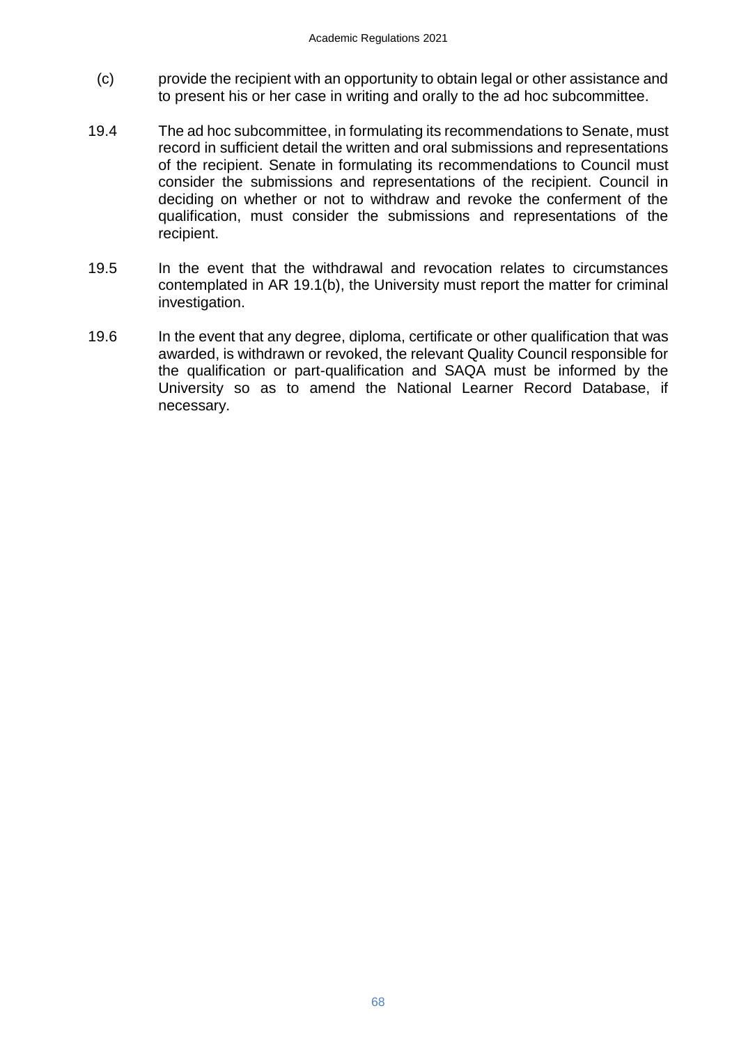(c) provide the recipient with an opportunity to obtain legal or other assistance and to present his or her case in writing and orally to the ad hoc subcommittee.

19.4 The ad hoc subcommittee, in formulating its recommendations to Senate, must record in sufficient detail the written and oral submissions and representations of the recipient. Senate in formulating its recommendations to Council must consider the submissions and representations of the recipient. Council in deciding on whether or not to withdraw and revoke the conferment of the qualification, must consider the submissions and representations of the recipient.

19.5 In the event that the withdrawal and revocation relates to circumstances contemplated in AR 19.1(b), the University must report the matter for criminal investigation.

19.6 In the event that any degree, diploma, certificate or other qualification that was awarded, is withdrawn or revoked, the relevant Quality Council responsible for the qualification or part-qualification and SAQA must be informed by the University so as to amend the National Learner Record Database, if necessary.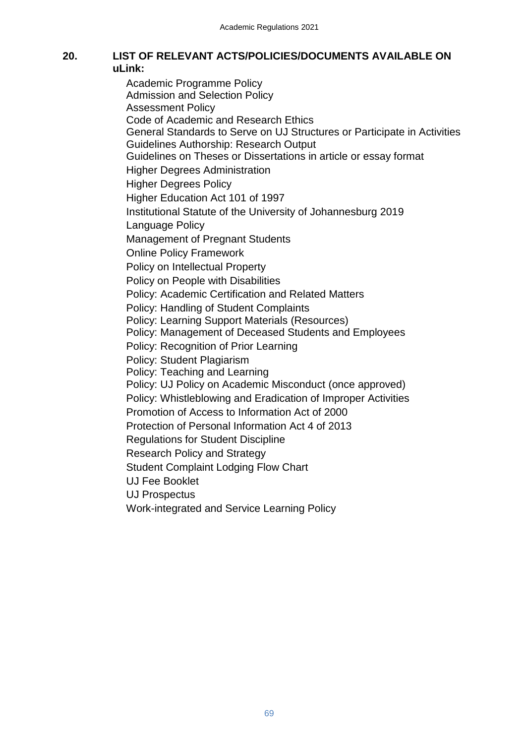## 20. LIST OF RELEVANT ACTS/POLICIES/DOCUMENTS AVAILABLE ON uLink:

Academic Programme Policy
Admission and Selection Policy
Assessment Policy
Code of Academic and Research Ethics
General Standards to Serve on UJ Structures or Participate in Activities
Guidelines Authorship: Research Output
Guidelines on Theses or Dissertations in article or essay format
Higher Degrees Administration
Higher Degrees Policy
Higher Education Act 101 of 1997
Institutional Statute of the University of Johannesburg 2019
Language Policy
Management of Pregnant Students
Online Policy Framework
Policy on Intellectual Property
Policy on People with Disabilities
Policy: Academic Certification and Related Matters
Policy: Handling of Student Complaints
Policy: Learning Support Materials (Resources)
Policy: Management of Deceased Students and Employees
Policy: Recognition of Prior Learning
Policy: Student Plagiarism
Policy: Teaching and Learning
Policy: UJ Policy on Academic Misconduct (once approved)
Policy: Whistleblowing and Eradication of Improper Activities
Promotion of Access to Information Act of 2000
Protection of Personal Information Act 4 of 2013
Regulations for Student Discipline
Research Policy and Strategy
Student Complaint Lodging Flow Chart
UJ Fee Booklet
UJ Prospectus
Work-integrated and Service Learning Policy